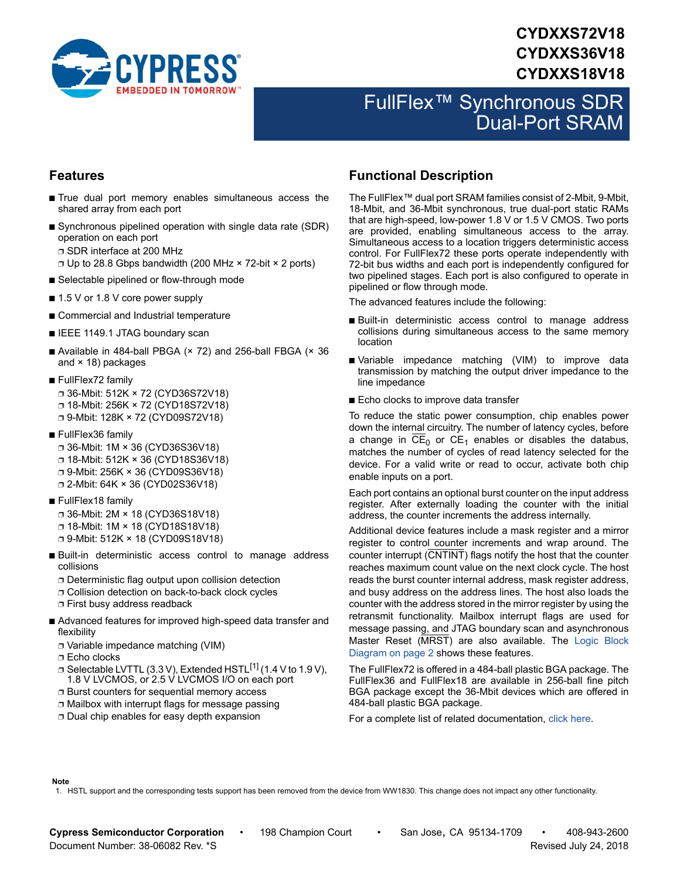**CYDXXS72V18**
**CYDXXS36V18**
**CYDXXS18V18**

# FullFlex™ Synchronous SDR Dual-Port SRAM

## Features

- True dual port memory enables simultaneous access the shared array from each port
- Synchronous pipelined operation with single data rate (SDR) operation on each port
  - SDR interface at 200 MHz
  - Up to 28.8 Gbps bandwidth (200 MHz × 72-bit × 2 ports)
- Selectable pipelined or flow-through mode
- 1.5 V or 1.8 V core power supply
- Commercial and Industrial temperature
- IEEE 1149.1 JTAG boundary scan
- Available in 484-ball PBGA (× 72) and 256-ball FBGA (× 36 and × 18) packages
- FullFlex72 family
  - 36-Mbit: 512K × 72 (CYD36S72V18)
  - 18-Mbit: 256K × 72 (CYD18S72V18)
  - 9-Mbit: 128K × 72 (CYD09S72V18)
- FullFlex36 family
  - 36-Mbit: 1M × 36 (CYD36S36V18)
  - 18-Mbit: 512K × 36 (CYD18S36V18)
  - 9-Mbit: 256K × 36 (CYD09S36V18)
  - 2-Mbit: 64K × 36 (CYD02S36V18)
- FullFlex18 family
  - 36-Mbit: 2M × 18 (CYD36S18V18)
  - 18-Mbit: 1M × 18 (CYD18S18V18)
  - 9-Mbit: 512K × 18 (CYD09S18V18)
- Built-in deterministic access control to manage address collisions
  - Deterministic flag output upon collision detection
  - Collision detection on back-to-back clock cycles
  - First busy address readback
- Advanced features for improved high-speed data transfer and flexibility
  - Variable impedance matching (VIM)
  - Echo clocks
  - Selectable LVTTL (3.3 V), Extended HSTL[1] (1.4 V to 1.9 V), 1.8 V LVCMOS, or 2.5 V LVCMOS I/O on each port
  - Burst counters for sequential memory access
  - Mailbox with interrupt flags for message passing
  - Dual chip enables for easy depth expansion

## Functional Description

The FullFlex™ dual port SRAM families consist of 2-Mbit, 9-Mbit, 18-Mbit, and 36-Mbit synchronous, true dual-port static RAMs that are high-speed, low-power 1.8 V or 1.5 V CMOS. Two ports are provided, enabling simultaneous access to the array. Simultaneous access to a location triggers deterministic access control. For FullFlex72 these ports operate independently with 72-bit bus widths and each port is independently configured for two pipelined stages. Each port is also configured to operate in pipelined or flow through mode.

The advanced features include the following:

- Built-in deterministic access control to manage address collisions during simultaneous access to the same memory location
- Variable impedance matching (VIM) to improve data transmission by matching the output driver impedance to the line impedance
- Echo clocks to improve data transfer

To reduce the static power consumption, chip enables power down the internal circuitry. The number of latency cycles, before a change in $\overline{CE}_0$ or $CE_1$ enables or disables the databus, matches the number of cycles of read latency selected for the device. For a valid write or read to occur, activate both chip enable inputs on a port.

Each port contains an optional burst counter on the input address register. After externally loading the counter with the initial address, the counter increments the address internally.

Additional device features include a mask register and a mirror register to control counter increments and wrap around. The counter interrupt ($\overline{CNTINT}$) flags notify the host that the counter reaches maximum count value on the next clock cycle. The host reads the burst counter internal address, mask register address, and busy address on the address lines. The host also loads the counter with the address stored in the mirror register by using the retransmit functionality. Mailbox interrupt flags are used for message passing, and JTAG boundary scan and asynchronous Master Reset ($\overline{MRST}$) are also available. The Logic Block Diagram on page 2 shows these features.

The FullFlex72 is offered in a 484-ball plastic BGA package. The FullFlex36 and FullFlex18 are available in 256-ball fine pitch BGA package except the 36-Mbit devices which are offered in 484-ball plastic BGA package.

For a complete list of related documentation, click here.

**Note**
1. HSTL support and the corresponding tests support has been removed from the device from WW1830. This change does not impact any other functionality.

**Cypress Semiconductor Corporation** • 198 Champion Court • San Jose, CA 95134-1709 • 408-943-2600
Document Number: 38-06082 Rev. *S Revised July 24, 2018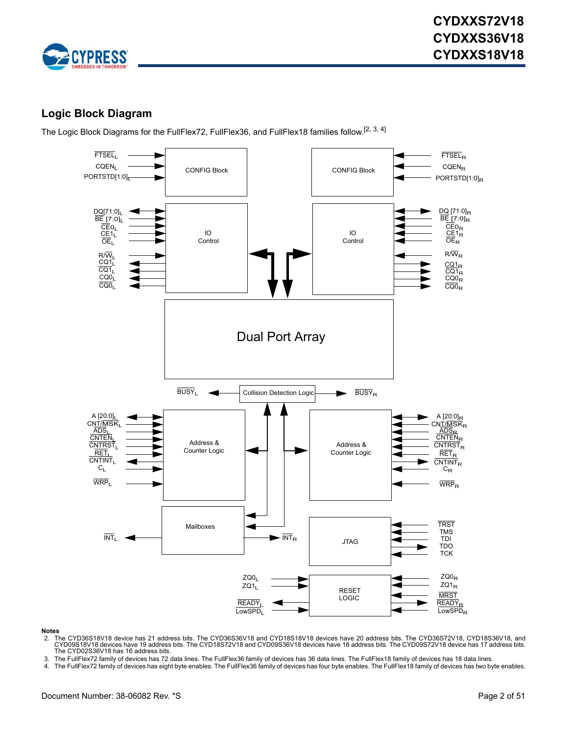## Logic Block Diagram

The Logic Block Diagrams for the FullFlex72, FullFlex36, and FullFlex18 families follow.[2, 3, 4]

**Notes**

2. The CYD36S18V18 device has 21 address bits. The CYD36S36V18 and CYD18S18V18 devices have 20 address bits. The CYD36S72V18, CYD18S36V18, and CYD09S18V18 devices have 19 address bits. The CYD18S72V18 and CYD09S36V18 devices have 18 address bits. The CYD09S72V18 device has 17 address bits. The CYD02S36V18 has 16 address bits.
3. The FullFlex72 family of devices has 72 data lines. The FullFlex36 family of devices has 36 data lines. The FullFlex18 family of devices has 18 data lines.
4. The FullFlex72 family of devices has eight byte enables. The FullFlex36 family of devices has four byte enables. The FullFlex18 family of devices has two byte enables.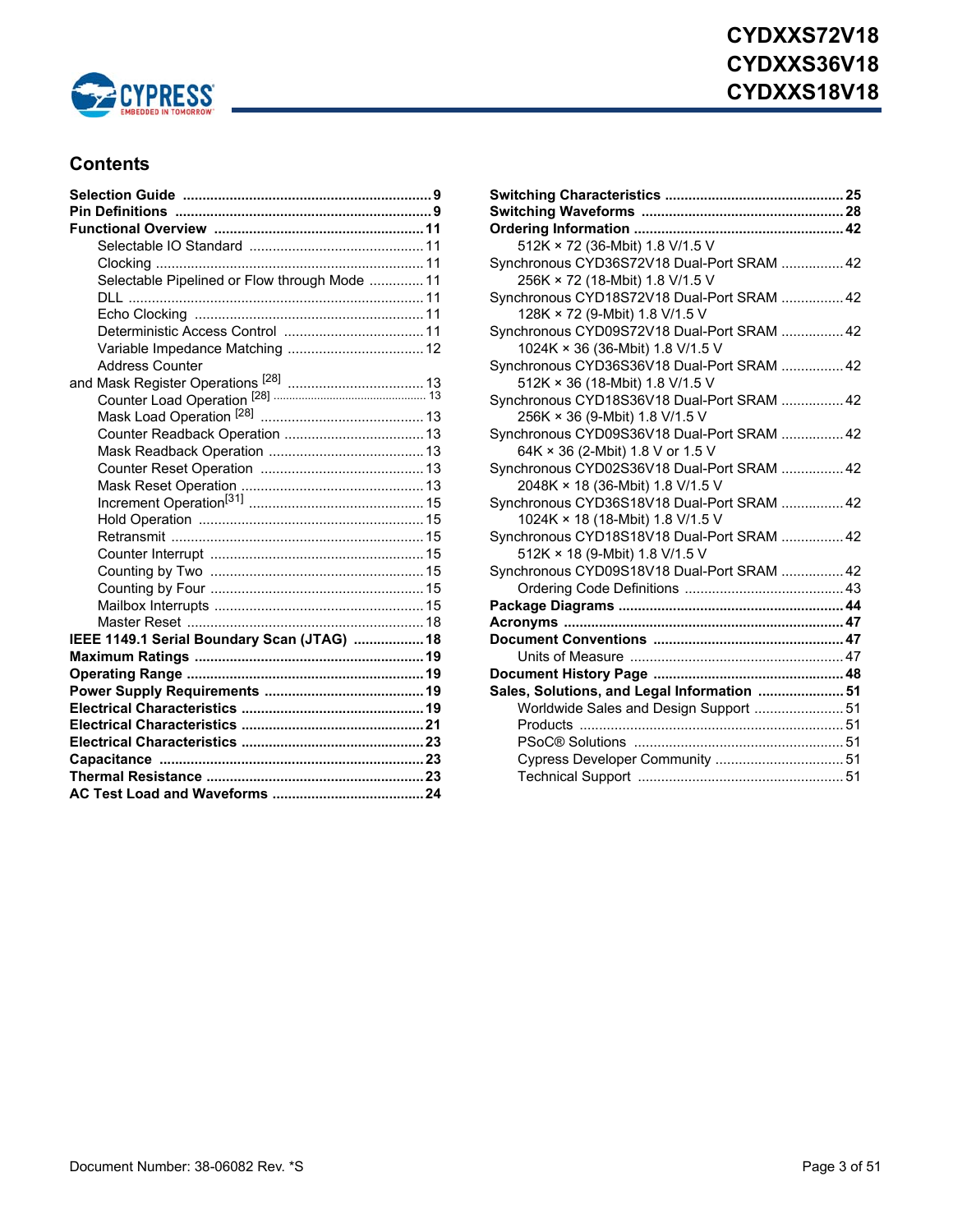## Contents

**Selection Guide** ............................................................... **9**
**Pin Definitions** ................................................................. **9**
**Functional Overview** ...................................................... **11**
- Selectable IO Standard ............................................. 11
- Clocking ..................................................................... 11
- Selectable Pipelined or Flow through Mode .............. 11
- DLL ............................................................................ 11
- Echo Clocking ........................................................... 11
- Deterministic Access Control .................................... 11
- Variable Impedance Matching ................................... 12
- Address Counter

and Mask Register Operations [28] .................................. 13
- Counter Load Operation [28] ........................................ 13
- Mask Load Operation [28] ........................................... 13
- Counter Readback Operation .................................... 13
- Mask Readback Operation ........................................ 13
- Counter Reset Operation ........................................... 13
- Mask Reset Operation ............................................... 13
- Increment Operation[31] ............................................. 15
- Hold Operation .......................................................... 15
- Retransmit ................................................................. 15
- Counter Interrupt ....................................................... 15
- Counting by Two ....................................................... 15
- Counting by Four ....................................................... 15
- Mailbox Interrupts ...................................................... 15
- Master Reset ............................................................. 18

**IEEE 1149.1 Serial Boundary Scan (JTAG)** .................. **18**
**Maximum Ratings** .......................................................... **19**
**Operating Range** ............................................................ **19**
**Power Supply Requirements** ......................................... **19**
**Electrical Characteristics** ............................................... **19**
**Electrical Characteristics** ............................................... **21**
**Electrical Characteristics** ............................................... **23**
**Capacitance** ................................................................... **23**
**Thermal Resistance** ....................................................... **23**
**AC Test Load and Waveforms** ....................................... **24**
**Switching Characteristics** ............................................. **25**
**Switching Waveforms** .................................................... **28**
**Ordering Information** ..................................................... **42**
- 512K × 72 (36-Mbit) 1.8 V/1.5 V

Synchronous CYD36S72V18 Dual-Port SRAM ................ 42
- 256K × 72 (18-Mbit) 1.8 V/1.5 V

Synchronous CYD18S72V18 Dual-Port SRAM ................ 42
- 128K × 72 (9-Mbit) 1.8 V/1.5 V

Synchronous CYD09S72V18 Dual-Port SRAM ................ 42
- 1024K × 36 (36-Mbit) 1.8 V/1.5 V

Synchronous CYD36S36V18 Dual-Port SRAM ................ 42
- 512K × 36 (18-Mbit) 1.8 V/1.5 V

Synchronous CYD18S36V18 Dual-Port SRAM ................ 42
- 256K × 36 (9-Mbit) 1.8 V/1.5 V

Synchronous CYD09S36V18 Dual-Port SRAM ................ 42
- 64K × 36 (2-Mbit) 1.8 V or 1.5 V

Synchronous CYD02S36V18 Dual-Port SRAM ................ 42
- 2048K × 18 (36-Mbit) 1.8 V/1.5 V

Synchronous CYD36S18V18 Dual-Port SRAM ................ 42
- 1024K × 18 (18-Mbit) 1.8 V/1.5 V

Synchronous CYD18S18V18 Dual-Port SRAM ................ 42
- 512K × 18 (9-Mbit) 1.8 V/1.5 V

Synchronous CYD09S18V18 Dual-Port SRAM ................ 42
- Ordering Code Definitions ......................................... 43

**Package Diagrams** ......................................................... **44**
**Acronyms** ....................................................................... **47**
**Document Conventions** ................................................. **47**
- Units of Measure ....................................................... 47

**Document History Page** ................................................. **48**
**Sales, Solutions, and Legal Information** ...................... **51**
- Worldwide Sales and Design Support ....................... 51
- Products .................................................................... 51
- PSoC® Solutions ...................................................... 51
- Cypress Developer Community ................................. 51
- Technical Support ..................................................... 51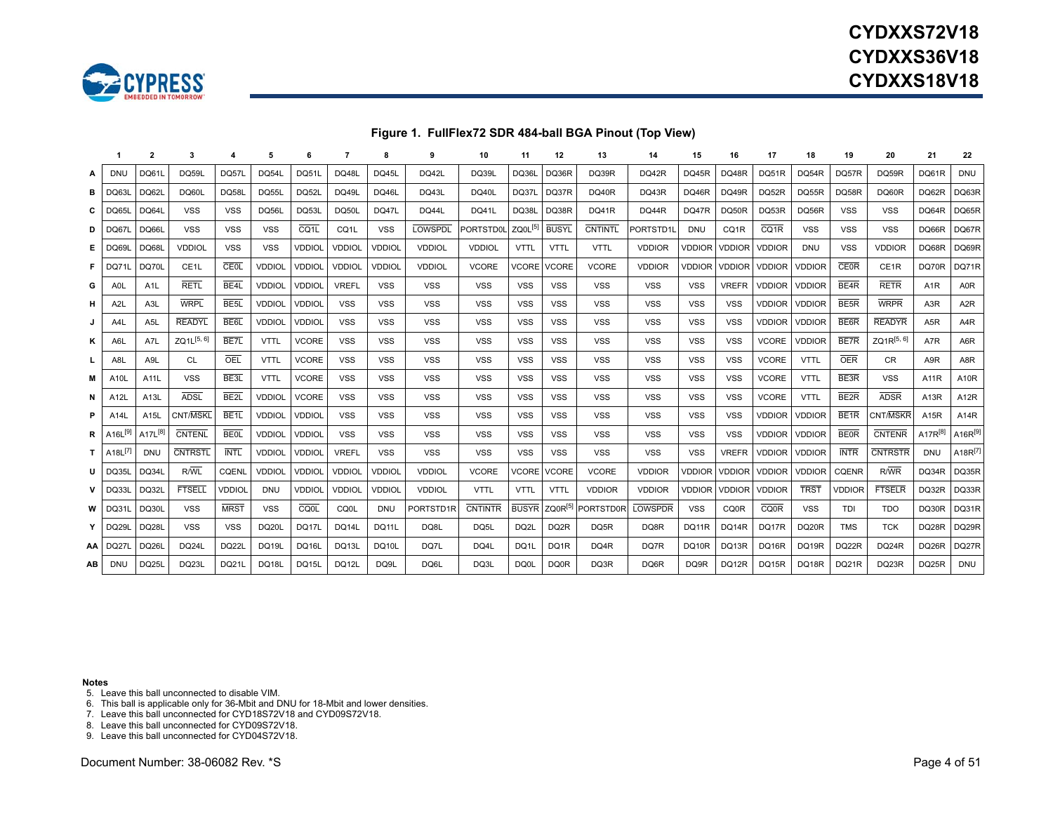**Figure 1. FullFlex72 SDR 484-ball BGA Pinout (Top View)**

| | 1 | 2 | 3 | 4 | 5 | 6 | 7 | 8 | 9 | 10 | 11 | 12 | 13 | 14 | 15 | 16 | 17 | 18 | 19 | 20 | 21 | 22 |
|---|---|---|---|---|---|---|---|---|---|---|---|---|---|---|---|---|---|---|---|---|---|---|
| **A** | DNU | DQ61L | DQ59L | DQ57L | DQ54L | DQ51L | DQ48L | DQ45L | DQ42L | DQ39L | DQ36L | DQ36R | DQ39R | DQ42R | DQ45R | DQ48R | DQ51R | DQ54R | DQ57R | DQ59R | DQ61R | DNU |
| **B** | DQ63L | DQ62L | DQ60L | DQ58L | DQ55L | DQ52L | DQ49L | DQ46L | DQ43L | DQ40L | DQ37L | DQ37R | DQ40R | DQ43R | DQ46R | DQ49R | DQ52R | DQ55R | DQ58R | DQ60R | DQ62R | DQ63R |
| **C** | DQ65L | DQ64L | VSS | VSS | DQ56L | DQ53L | DQ50L | DQ47L | DQ44L | DQ41L | DQ38L | DQ38R | DQ41R | DQ44R | DQ47R | DQ50R | DQ53R | DQ56R | VSS | VSS | DQ64R | DQ65R |
| **D** | DQ67L | DQ66L | VSS | VSS | VSS | CQ1L | CQ1L | VSS | LOWSPDL | PORTSTD0L | ZQ0L[5] | BUSYL | CNTINTL | PORTSTD1L | DNU | CQ1R | CQ1R | VSS | VSS | VSS | DQ66R | DQ67R |
| **E** | DQ69L | DQ68L | VDDIOL | VSS | VSS | VDDIOL | VDDIOL | VDDIOL | VDDIOL | VDDIOL | VTTL | VTTL | VTTL | VDDIOR | VDDIOR | VDDIOR | VDDIOR | DNU | VSS | VDDIOR | DQ68R | DQ69R |
| **F** | DQ71L | DQ70L | CE1L | CE0L | VDDIOL | VDDIOL | VDDIOL | VDDIOL | VDDIOL | VCORE | VCORE | VCORE | VCORE | VDDIOR | VDDIOR | VDDIOR | VDDIOR | VDDIOR | CE0R | CE1R | DQ70R | DQ71R |
| **G** | A0L | A1L | RETL | BE4L | VDDIOL | VDDIOL | VREFL | VSS | VSS | VSS | VSS | VSS | VSS | VSS | VSS | VREFR | VDDIOR | VDDIOR | BE4R | RETR | A1R | A0R |
| **H** | A2L | A3L | WRPL | BE5L | VDDIOL | VDDIOL | VSS | VSS | VSS | VSS | VSS | VSS | VSS | VSS | VSS | VSS | VDDIOR | VDDIOR | BE5R | WRPR | A3R | A2R |
| **J** | A4L | A5L | READYL | BE6L | VDDIOL | VDDIOL | VSS | VSS | VSS | VSS | VSS | VSS | VSS | VSS | VSS | VSS | VDDIOR | VDDIOR | BE6R | READYR | A5R | A4R |
| **K** | A6L | A7L | ZQ1L[5, 6] | BE7L | VTTL | VCORE | VSS | VSS | VSS | VSS | VSS | VSS | VSS | VSS | VSS | VSS | VCORE | VDDIOR | BE7R | ZQ1R[5, 6] | A7R | A6R |
| **L** | A8L | A9L | CL | OEL | VTTL | VCORE | VSS | VSS | VSS | VSS | VSS | VSS | VSS | VSS | VSS | VSS | VCORE | VTTL | OER | CR | A9R | A8R |
| **M** | A10L | A11L | VSS | BE3L | VTTL | VCORE | VSS | VSS | VSS | VSS | VSS | VSS | VSS | VSS | VSS | VSS | VCORE | VTTL | BE3R | VSS | A11R | A10R |
| **N** | A12L | A13L | ADSL | BE2L | VDDIOL | VCORE | VSS | VSS | VSS | VSS | VSS | VSS | VSS | VSS | VSS | VSS | VCORE | VTTL | BE2R | ADSR | A13R | A12R |
| **P** | A14L | A15L | CNT/MSKL | BE1L | VDDIOL | VDDIOL | VSS | VSS | VSS | VSS | VSS | VSS | VSS | VSS | VSS | VSS | VDDIOR | VDDIOR | BE1R | CNT/MSKR | A15R | A14R |
| **R** | A16L[9] | A17L[8] | CNTENL | BE0L | VDDIOL | VDDIOL | VSS | VSS | VSS | VSS | VSS | VSS | VSS | VSS | VSS | VSS | VDDIOR | VDDIOR | BE0R | CNTENR | A17R[8] | A16R[9] |
| **T** | A18L[7] | DNU | CNTRSTL | INTL | VDDIOL | VDDIOL | VREFL | VSS | VSS | VSS | VSS | VSS | VSS | VSS | VSS | VREFR | VDDIOR | VDDIOR | INTR | CNTRSTR | DNU | A18R[7] |
| **U** | DQ35L | DQ34L | R/WL | CQENL | VDDIOL | VDDIOL | VDDIOL | VDDIOL | VDDIOL | VCORE | VCORE | VCORE | VCORE | VDDIOR | VDDIOR | VDDIOR | VDDIOR | VDDIOR | CQENR | R/WR | DQ34R | DQ35R |
| **V** | DQ33L | DQ32L | FTSELL | VDDIOL | DNU | VDDIOL | VDDIOL | VDDIOL | VDDIOL | VTTL | VTTL | VTTL | VDDIOR | VDDIOR | VDDIOR | VDDIOR | VDDIOR | TRST | VDDIOR | FTSELR | DQ32R | DQ33R |
| **W** | DQ31L | DQ30L | VSS | MRST | VSS | CQ0L | CQ0L | DNU | PORTSTD1R | CNTINTR | BUSYR | ZQ0R[5] | PORTSTD0R | LOWSPDR | VSS | CQ0R | CQ0R | VSS | TDI | TDO | DQ30R | DQ31R |
| **Y** | DQ29L | DQ28L | VSS | VSS | DQ20L | DQ17L | DQ14L | DQ11L | DQ8L | DQ5L | DQ2L | DQ2R | DQ5R | DQ8R | DQ11R | DQ14R | DQ17R | DQ20R | TMS | TCK | DQ28R | DQ29R |
| **AA** | DQ27L | DQ26L | DQ24L | DQ22L | DQ19L | DQ16L | DQ13L | DQ10L | DQ7L | DQ4L | DQ1L | DQ1R | DQ4R | DQ7R | DQ10R | DQ13R | DQ16R | DQ19R | DQ22R | DQ24R | DQ26R | DQ27R |
| **AB** | DNU | DQ25L | DQ23L | DQ21L | DQ18L | DQ15L | DQ12L | DQ9L | DQ6L | DQ3L | DQ0L | DQ0R | DQ3R | DQ6R | DQ9R | DQ12R | DQ15R | DQ18R | DQ21R | DQ23R | DQ25R | DNU |

**Notes**
5. Leave this ball unconnected to disable VIM.
6. This ball is applicable only for 36-Mbit and DNU for 18-Mbit and lower densities.
7. Leave this ball unconnected for CYD18S72V18 and CYD09S72V18.
8. Leave this ball unconnected for CYD09S72V18.
9. Leave this ball unconnected for CYD04S72V18.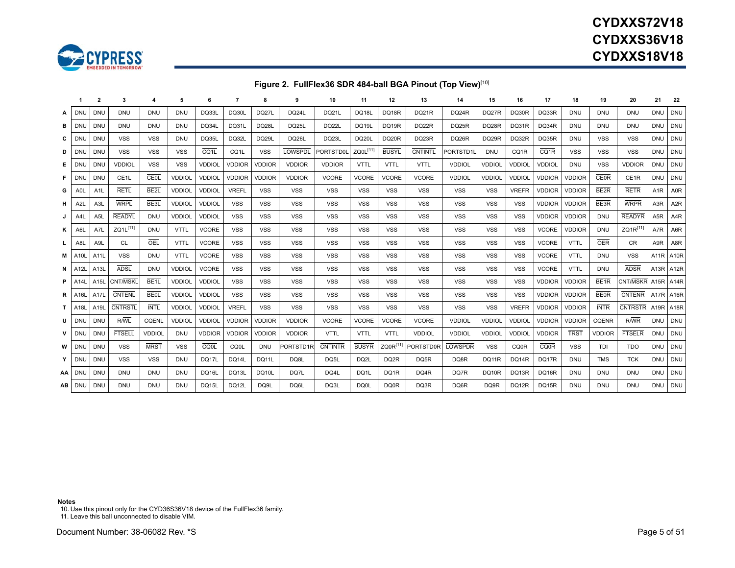**Figure 2. FullFlex36 SDR 484-ball BGA Pinout (Top View)**[10]

| | 1 | 2 | 3 | 4 | 5 | 6 | 7 | 8 | 9 | 10 | 11 | 12 | 13 | 14 | 15 | 16 | 17 | 18 | 19 | 20 | 21 | 22 |
|---|---|---|---|---|---|---|---|---|---|---|---|---|---|---|---|---|---|---|---|---|---|---|
| **A** | DNU | DNU | DNU | DNU | DNU | DQ33L | DQ30L | DQ27L | DQ24L | DQ21L | DQ18L | DQ18R | DQ21R | DQ24R | DQ27R | DQ30R | DQ33R | DNU | DNU | DNU | DNU | DNU |
| **B** | DNU | DNU | DNU | DNU | DNU | DQ34L | DQ31L | DQ28L | DQ25L | DQ22L | DQ19L | DQ19R | DQ22R | DQ25R | DQ28R | DQ31R | DQ34R | DNU | DNU | DNU | DNU | DNU |
| **C** | DNU | DNU | VSS | VSS | DNU | DQ35L | DQ32L | DQ29L | DQ26L | DQ23L | DQ20L | DQ20R | DQ23R | DQ26R | DQ29R | DQ32R | DQ35R | DNU | VSS | VSS | DNU | DNU |
| **D** | DNU | DNU | VSS | VSS | VSS | $\overline{\text{CQ1L}}$ | CQ1L | VSS | $\overline{\text{LOWSPDL}}$ | PORTSTD0L | ZQ0L[11] | $\overline{\text{BUSYL}}$ | $\overline{\text{CNTINTL}}$ | PORTSTD1L | DNU | CQ1R | $\overline{\text{CQ1R}}$ | VSS | VSS | VSS | DNU | DNU |
| **E** | DNU | DNU | VDDIOL | VSS | VSS | VDDIOL | VDDIOR | VDDIOR | VDDIOR | VDDIOR | VTTL | VTTL | VTTL | VDDIOL | VDDIOL | VDDIOL | VDDIOL | DNU | VSS | VDDIOR | DNU | DNU |
| **F** | DNU | DNU | CE1L | $\overline{\text{CE0L}}$ | VDDIOL | VDDIOL | VDDIOR | VDDIOR | VDDIOR | VCORE | VCORE | VCORE | VCORE | VDDIOL | VDDIOL | VDDIOL | VDDIOR | VDDIOR | $\overline{\text{CE0R}}$ | CE1R | DNU | DNU |
| **G** | A0L | A1L | $\overline{\text{RETL}}$ | $\overline{\text{BE2L}}$ | VDDIOL | VDDIOL | VREFL | VSS | VSS | VSS | VSS | VSS | VSS | VSS | VSS | VREFR | VDDIOR | VDDIOR | $\overline{\text{BE2R}}$ | $\overline{\text{RETR}}$ | A1R | A0R |
| **H** | A2L | A3L | $\overline{\text{WRPL}}$ | $\overline{\text{BE3L}}$ | VDDIOL | VDDIOL | VSS | VSS | VSS | VSS | VSS | VSS | VSS | VSS | VSS | VSS | VDDIOR | VDDIOR | $\overline{\text{BE3R}}$ | $\overline{\text{WRPR}}$ | A3R | A2R |
| **J** | A4L | A5L | $\overline{\text{READYL}}$ | DNU | VDDIOL | VDDIOL | VSS | VSS | VSS | VSS | VSS | VSS | VSS | VSS | VSS | VSS | VDDIOR | VDDIOR | DNU | $\overline{\text{READYR}}$ | A5R | A4R |
| **K** | A6L | A7L | ZQ1L[11] | DNU | VTTL | VCORE | VSS | VSS | VSS | VSS | VSS | VSS | VSS | VSS | VSS | VSS | VCORE | VDDIOR | DNU | ZQ1R[11] | A7R | A6R |
| **L** | A8L | A9L | CL | $\overline{\text{OEL}}$ | VTTL | VCORE | VSS | VSS | VSS | VSS | VSS | VSS | VSS | VSS | VSS | VSS | VCORE | VTTL | $\overline{\text{OER}}$ | CR | A9R | A8R |
| **M** | A10L | A11L | VSS | DNU | VTTL | VCORE | VSS | VSS | VSS | VSS | VSS | VSS | VSS | VSS | VSS | VSS | VCORE | VTTL | DNU | VSS | A11R | A10R |
| **N** | A12L | A13L | $\overline{\text{ADSL}}$ | DNU | VDDIOL | VCORE | VSS | VSS | VSS | VSS | VSS | VSS | VSS | VSS | VSS | VSS | VCORE | VTTL | DNU | $\overline{\text{ADSR}}$ | A13R | A12R |
| **P** | A14L | A15L | CNT/$\overline{\text{MSKL}}$ | $\overline{\text{BE1L}}$ | VDDIOL | VDDIOL | VSS | VSS | VSS | VSS | VSS | VSS | VSS | VSS | VSS | VSS | VDDIOR | VDDIOR | $\overline{\text{BE1R}}$ | CNT/$\overline{\text{MSKR}}$ | A15R | A14R |
| **R** | A16L | A17L | $\overline{\text{CNTENL}}$ | $\overline{\text{BE0L}}$ | VDDIOL | VDDIOL | VSS | VSS | VSS | VSS | VSS | VSS | VSS | VSS | VSS | VSS | VDDIOR | VDDIOR | $\overline{\text{BE0R}}$ | $\overline{\text{CNTENR}}$ | A17R | A16R |
| **T** | A18L | A19L | $\overline{\text{CNTRSTL}}$ | $\overline{\text{INTL}}$ | VDDIOL | VDDIOL | VREFL | VSS | VSS | VSS | VSS | VSS | VSS | VSS | VSS | VREFR | VDDIOR | VDDIOR | $\overline{\text{INTR}}$ | $\overline{\text{CNTRSTR}}$ | A19R | A18R |
| **U** | DNU | DNU | R/$\overline{\text{WL}}$ | CQENL | VDDIOL | VDDIOL | VDDIOR | VDDIOR | VDDIOR | VCORE | VCORE | VCORE | VCORE | VDDIOL | VDDIOL | VDDIOL | VDDIOR | VDDIOR | CQENR | R/$\overline{\text{WR}}$ | DNU | DNU |
| **V** | DNU | DNU | $\overline{\text{FTSELL}}$ | VDDIOL | DNU | VDDIOR | VDDIOR | VDDIOR | VDDIOR | VTTL | VTTL | VTTL | VDDIOL | VDDIOL | VDDIOL | VDDIOL | VDDIOR | $\overline{\text{TRST}}$ | VDDIOR | $\overline{\text{FTSELR}}$ | DNU | DNU |
| **W** | DNU | DNU | VSS | $\overline{\text{MRST}}$ | VSS | $\overline{\text{CQ0L}}$ | CQ0L | DNU | PORTSTD1R | $\overline{\text{CNTINTR}}$ | $\overline{\text{BUSYR}}$ | ZQ0R[11] | PORTSTD0R | $\overline{\text{LOWSPDR}}$ | VSS | CQ0R | $\overline{\text{CQ0R}}$ | VSS | TDI | TDO | DNU | DNU |
| **Y** | DNU | DNU | VSS | VSS | DNU | DQ17L | DQ14L | DQ11L | DQ8L | DQ5L | DQ2L | DQ2R | DQ5R | DQ8R | DQ11R | DQ14R | DQ17R | DNU | TMS | TCK | DNU | DNU |
| **AA** | DNU | DNU | DNU | DNU | DNU | DQ16L | DQ13L | DQ10L | DQ7L | DQ4L | DQ1L | DQ1R | DQ4R | DQ7R | DQ10R | DQ13R | DQ16R | DNU | DNU | DNU | DNU | DNU |
| **AB** | DNU | DNU | DNU | DNU | DNU | DQ15L | DQ12L | DQ9L | DQ6L | DQ3L | DQ0L | DQ0R | DQ3R | DQ6R | DQ9R | DQ12R | DQ15R | DNU | DNU | DNU | DNU | DNU |

**Notes**

10. Use this pinout only for the CYD36S36V18 device of the FullFlex36 family.
11. Leave this ball unconnected to disable VIM.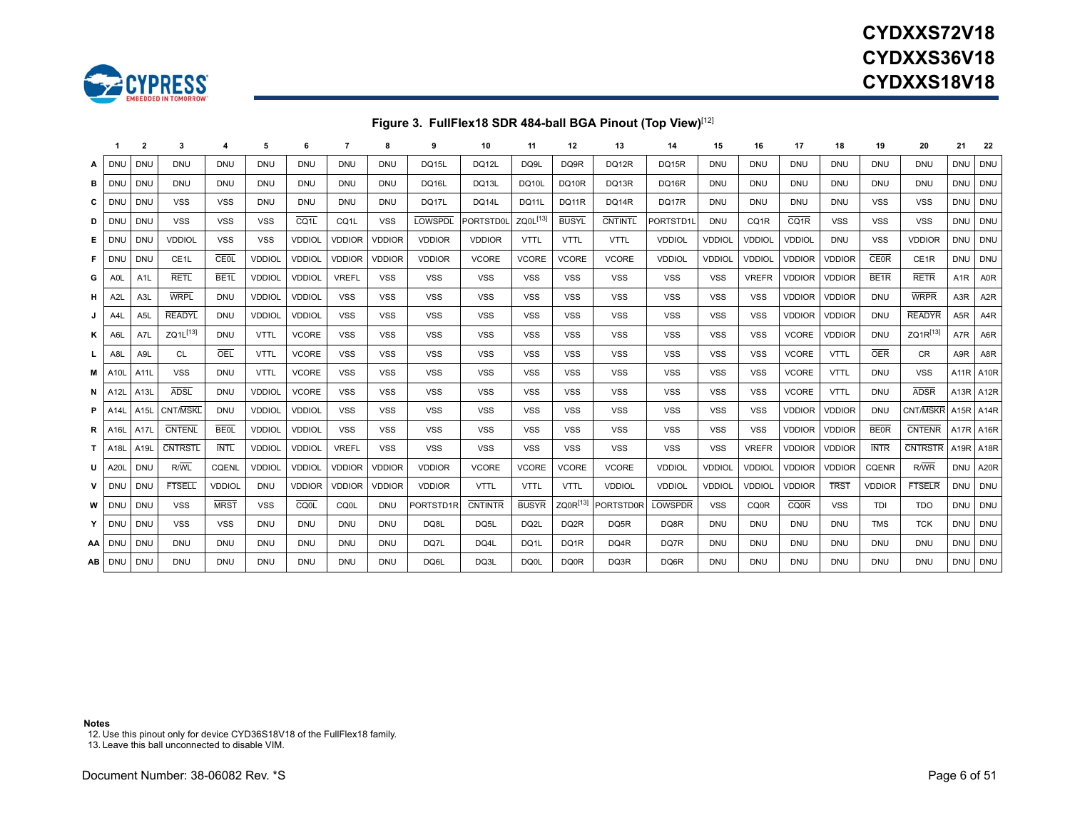**Figure 3. FullFlex18 SDR 484-ball BGA Pinout (Top View)**[12]

| | 1 | 2 | 3 | 4 | 5 | 6 | 7 | 8 | 9 | 10 | 11 | 12 | 13 | 14 | 15 | 16 | 17 | 18 | 19 | 20 | 21 | 22 |
|---|---|---|---|---|---|---|---|---|---|---|---|---|---|---|---|---|---|---|---|---|---|---|
| **A** | DNU | DNU | DNU | DNU | DNU | DNU | DNU | DNU | DQ15L | DQ12L | DQ9L | DQ9R | DQ12R | DQ15R | DNU | DNU | DNU | DNU | DNU | DNU | DNU | DNU |
| **B** | DNU | DNU | DNU | DNU | DNU | DNU | DNU | DNU | DQ16L | DQ13L | DQ10L | DQ10R | DQ13R | DQ16R | DNU | DNU | DNU | DNU | DNU | DNU | DNU | DNU |
| **C** | DNU | DNU | VSS | VSS | DNU | DNU | DNU | DNU | DQ17L | DQ14L | DQ11L | DQ11R | DQ14R | DQ17R | DNU | DNU | DNU | DNU | VSS | VSS | DNU | DNU |
| **D** | DNU | DNU | VSS | VSS | VSS | CQ1L | CQ1L | VSS | LOWSPDL | PORTSTD0L | ZQ0L[13] | BUSYL | CNTINTL | PORTSTD1L | DNU | CQ1R | CQ1R | VSS | VSS | VSS | DNU | DNU |
| **E** | DNU | DNU | VDDIOL | VSS | VSS | VDDIOL | VDDIOR | VDDIOR | VDDIOR | VDDIOR | VTTL | VTTL | VTTL | VDDIOL | VDDIOL | VDDIOL | VDDIOL | DNU | VSS | VDDIOR | DNU | DNU |
| **F** | DNU | DNU | CE1L | CE0L | VDDIOL | VDDIOL | VDDIOR | VDDIOR | VDDIOR | VCORE | VCORE | VCORE | VCORE | VDDIOL | VDDIOL | VDDIOL | VDDIOR | VDDIOR | CE0R | CE1R | DNU | DNU |
| **G** | A0L | A1L | RETL | BE1L | VDDIOL | VDDIOL | VREFL | VSS | VSS | VSS | VSS | VSS | VSS | VSS | VSS | VREFR | VDDIOR | VDDIOR | BE1R | RETR | A1R | A0R |
| **H** | A2L | A3L | WRPL | DNU | VDDIOL | VDDIOL | VSS | VSS | VSS | VSS | VSS | VSS | VSS | VSS | VSS | VSS | VDDIOR | VDDIOR | DNU | WRPR | A3R | A2R |
| **J** | A4L | A5L | READYL | DNU | VDDIOL | VDDIOL | VSS | VSS | VSS | VSS | VSS | VSS | VSS | VSS | VSS | VSS | VDDIOR | VDDIOR | DNU | READYR | A5R | A4R |
| **K** | A6L | A7L | ZQ1L[13] | DNU | VTTL | VCORE | VSS | VSS | VSS | VSS | VSS | VSS | VSS | VSS | VSS | VSS | VCORE | VDDIOR | DNU | ZQ1R[13] | A7R | A6R |
| **L** | A8L | A9L | CL | OEL | VTTL | VCORE | VSS | VSS | VSS | VSS | VSS | VSS | VSS | VSS | VSS | VSS | VCORE | VTTL | OER | CR | A9R | A8R |
| **M** | A10L | A11L | VSS | DNU | VTTL | VCORE | VSS | VSS | VSS | VSS | VSS | VSS | VSS | VSS | VSS | VSS | VCORE | VTTL | DNU | VSS | A11R | A10R |
| **N** | A12L | A13L | ADSL | DNU | VDDIOL | VCORE | VSS | VSS | VSS | VSS | VSS | VSS | VSS | VSS | VSS | VSS | VCORE | VTTL | DNU | ADSR | A13R | A12R |
| **P** | A14L | A15L | CNT/MSKL | DNU | VDDIOL | VDDIOL | VSS | VSS | VSS | VSS | VSS | VSS | VSS | VSS | VSS | VSS | VDDIOR | VDDIOR | DNU | CNT/MSKR | A15R | A14R |
| **R** | A16L | A17L | CNTENL | BE0L | VDDIOL | VDDIOL | VSS | VSS | VSS | VSS | VSS | VSS | VSS | VSS | VSS | VSS | VDDIOR | VDDIOR | BE0R | CNTENR | A17R | A16R |
| **T** | A18L | A19L | CNTRSTL | INTL | VDDIOL | VDDIOL | VREFL | VSS | VSS | VSS | VSS | VSS | VSS | VSS | VSS | VREFR | VDDIOR | VDDIOR | INTR | CNTRSTR | A19R | A18R |
| **U** | A20L | DNU | R/WL | CQENL | VDDIOL | VDDIOL | VDDIOR | VDDIOR | VDDIOR | VCORE | VCORE | VCORE | VCORE | VDDIOL | VDDIOL | VDDIOL | VDDIOR | VDDIOR | CQENR | R/WR | DNU | A20R |
| **V** | DNU | DNU | FTSELL | VDDIOL | DNU | VDDIOR | VDDIOR | VDDIOR | VDDIOR | VTTL | VTTL | VTTL | VDDIOL | VDDIOL | VDDIOL | VDDIOL | VDDIOR | TRST | VDDIOR | FTSELR | DNU | DNU |
| **W** | DNU | DNU | VSS | MRST | VSS | CQ0L | CQ0L | DNU | PORTSTD1R | CNTINTR | BUSYR | ZQ0R[13] | PORTSTD0R | LOWSPDR | VSS | CQ0R | CQ0R | VSS | TDI | TDO | DNU | DNU |
| **Y** | DNU | DNU | VSS | VSS | DNU | DNU | DNU | DNU | DQ8L | DQ5L | DQ2L | DQ2R | DQ5R | DQ8R | DNU | DNU | DNU | DNU | TMS | TCK | DNU | DNU |
| **AA** | DNU | DNU | DNU | DNU | DNU | DNU | DNU | DNU | DQ7L | DQ4L | DQ1L | DQ1R | DQ4R | DQ7R | DNU | DNU | DNU | DNU | DNU | DNU | DNU | DNU |
| **AB** | DNU | DNU | DNU | DNU | DNU | DNU | DNU | DNU | DQ6L | DQ3L | DQ0L | DQ0R | DQ3R | DQ6R | DNU | DNU | DNU | DNU | DNU | DNU | DNU | DNU |

**Notes**

12. Use this pinout only for device CYD36S18V18 of the FullFlex18 family.
13. Leave this ball unconnected to disable VIM.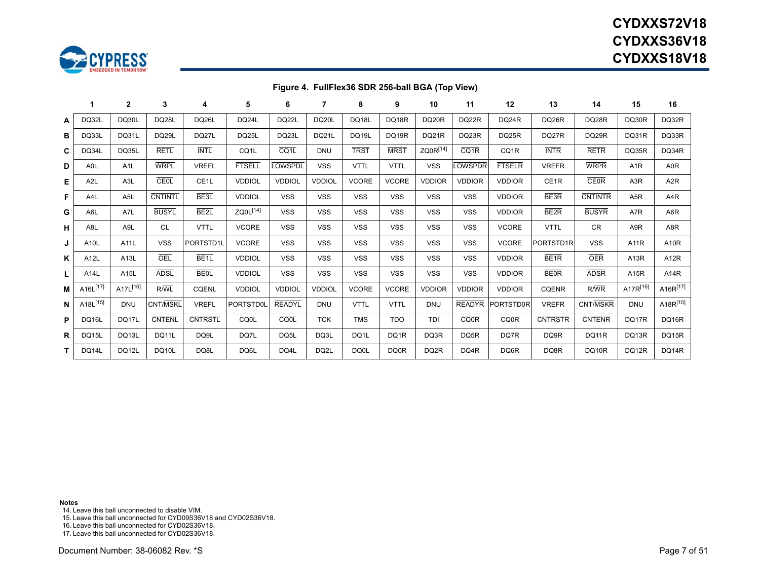**Figure 4. FullFlex36 SDR 256-ball BGA (Top View)**

| | 1 | 2 | 3 | 4 | 5 | 6 | 7 | 8 | 9 | 10 | 11 | 12 | 13 | 14 | 15 | 16 |
|---|---|---|---|---|---|---|---|---|---|---|---|---|---|---|---|---|
| **A** | DQ32L | DQ30L | DQ28L | DQ26L | DQ24L | DQ22L | DQ20L | DQ18L | DQ18R | DQ20R | DQ22R | DQ24R | DQ26R | DQ28R | DQ30R | DQ32R |
| **B** | DQ33L | DQ31L | DQ29L | DQ27L | DQ25L | DQ23L | DQ21L | DQ19L | DQ19R | DQ21R | DQ23R | DQ25R | DQ27R | DQ29R | DQ31R | DQ33R |
| **C** | DQ34L | DQ35L | $\overline{\text{RETL}}$ | $\overline{\text{INTL}}$ | CQ1L | $\overline{\text{CQ1L}}$ | DNU | $\overline{\text{TRST}}$ | $\overline{\text{MRST}}$ | ZQ0R[14] | $\overline{\text{CQ1R}}$ | CQ1R | $\overline{\text{INTR}}$ | $\overline{\text{RETR}}$ | DQ35R | DQ34R |
| **D** | A0L | A1L | $\overline{\text{WRPL}}$ | VREFL | $\overline{\text{FTSELL}}$ | $\overline{\text{LOWSPDL}}$ | VSS | VTTL | VTTL | VSS | $\overline{\text{LOWSPDR}}$ | $\overline{\text{FTSELR}}$ | VREFR | $\overline{\text{WRPR}}$ | A1R | A0R |
| **E** | A2L | A3L | $\overline{\text{CE0L}}$ | CE1L | VDDIOL | VDDIOL | VDDIOL | VCORE | VCORE | VDDIOR | VDDIOR | VDDIOR | CE1R | $\overline{\text{CE0R}}$ | A3R | A2R |
| **F** | A4L | A5L | $\overline{\text{CNTINTL}}$ | $\overline{\text{BE3L}}$ | VDDIOL | VSS | VSS | VSS | VSS | VSS | VSS | VDDIOR | $\overline{\text{BE3R}}$ | $\overline{\text{CNTINTR}}$ | A5R | A4R |
| **G** | A6L | A7L | $\overline{\text{BUSYL}}$ | $\overline{\text{BE2L}}$ | ZQ0L[14] | VSS | VSS | VSS | VSS | VSS | VSS | VDDIOR | $\overline{\text{BE2R}}$ | $\overline{\text{BUSYR}}$ | A7R | A6R |
| **H** | A8L | A9L | CL | VTTL | VCORE | VSS | VSS | VSS | VSS | VSS | VSS | VCORE | VTTL | CR | A9R | A8R |
| **J** | A10L | A11L | VSS | PORTSTD1L | VCORE | VSS | VSS | VSS | VSS | VSS | VSS | VCORE | PORTSTD1R | VSS | A11R | A10R |
| **K** | A12L | A13L | $\overline{\text{OEL}}$ | $\overline{\text{BE1L}}$ | VDDIOL | VSS | VSS | VSS | VSS | VSS | VSS | VDDIOR | $\overline{\text{BE1R}}$ | $\overline{\text{OER}}$ | A13R | A12R |
| **L** | A14L | A15L | $\overline{\text{ADSL}}$ | $\overline{\text{BE0L}}$ | VDDIOL | VSS | VSS | VSS | VSS | VSS | VSS | VDDIOR | $\overline{\text{BE0R}}$ | $\overline{\text{ADSR}}$ | A15R | A14R |
| **M** | A16L[17] | A17L[16] | R/$\overline{\text{WL}}$ | CQENL | VDDIOL | VDDIOL | VDDIOL | VCORE | VCORE | VDDIOR | VDDIOR | VDDIOR | CQENR | R/$\overline{\text{WR}}$ | A17R[16] | A16R[17] |
| **N** | A18L[15] | DNU | CNT/$\overline{\text{MSKL}}$ | VREFL | PORTSTD0L | $\overline{\text{READYL}}$ | DNU | VTTL | VTTL | DNU | $\overline{\text{READYR}}$ | PORTSTD0R | VREFR | CNT/$\overline{\text{MSKR}}$ | DNU | A18R[15] |
| **P** | DQ16L | DQ17L | $\overline{\text{CNTENL}}$ | $\overline{\text{CNTRSTL}}$ | CQ0L | $\overline{\text{CQ0L}}$ | TCK | TMS | TDO | TDI | $\overline{\text{CQ0R}}$ | CQ0R | $\overline{\text{CNTRSTR}}$ | $\overline{\text{CNTENR}}$ | DQ17R | DQ16R |
| **R** | DQ15L | DQ13L | DQ11L | DQ9L | DQ7L | DQ5L | DQ3L | DQ1L | DQ1R | DQ3R | DQ5R | DQ7R | DQ9R | DQ11R | DQ13R | DQ15R |
| **T** | DQ14L | DQ12L | DQ10L | DQ8L | DQ6L | DQ4L | DQ2L | DQ0L | DQ0R | DQ2R | DQ4R | DQ6R | DQ8R | DQ10R | DQ12R | DQ14R |

**Notes**
14. Leave this ball unconnected to disable VIM.
15. Leave this ball unconnected for CYD09S36V18 and CYD02S36V18.
16. Leave this ball unconnected for CYD02S36V18.
17. Leave this ball unconnected for CYD02S36V18.

Document Number: 38-06082 Rev. *S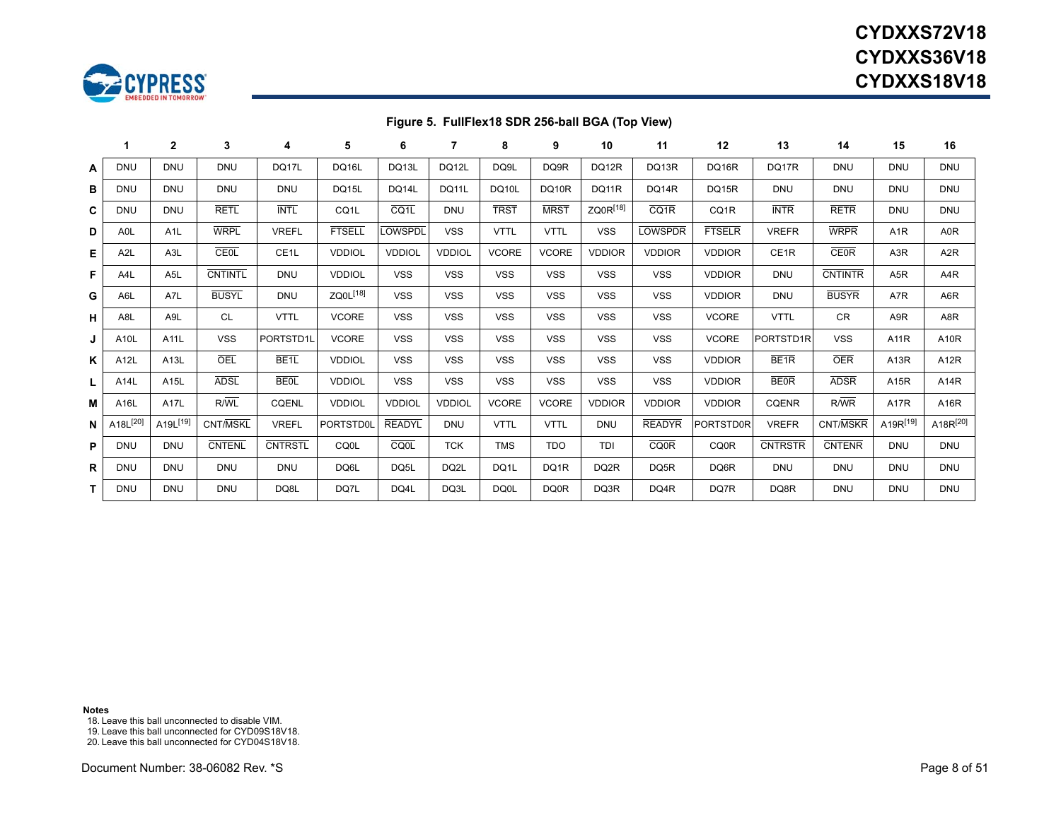**Figure 5. FullFlex18 SDR 256-ball BGA (Top View)**

| | 1 | 2 | 3 | 4 | 5 | 6 | 7 | 8 | 9 | 10 | 11 | 12 | 13 | 14 | 15 | 16 |
|---|---|---|---|---|---|---|---|---|---|---|---|---|---|---|---|---|
| **A** | DNU | DNU | DNU | DQ17L | DQ16L | DQ13L | DQ12L | DQ9L | DQ9R | DQ12R | DQ13R | DQ16R | DQ17R | DNU | DNU | DNU |
| **B** | DNU | DNU | DNU | DNU | DQ15L | DQ14L | DQ11L | DQ10L | DQ10R | DQ11R | DQ14R | DQ15R | DNU | DNU | DNU | DNU |
| **C** | DNU | DNU | $\overline{\text{RETL}}$ | $\overline{\text{INTL}}$ | CQ1L | $\overline{\text{CQ1L}}$ | DNU | $\overline{\text{TRST}}$ | $\overline{\text{MRST}}$ | ZQ0R[18] | $\overline{\text{CQ1R}}$ | CQ1R | $\overline{\text{INTR}}$ | $\overline{\text{RETR}}$ | DNU | DNU |
| **D** | A0L | A1L | $\overline{\text{WRPL}}$ | VREFL | $\overline{\text{FTSELL}}$ | $\overline{\text{LOWSPDL}}$ | VSS | VTTL | VTTL | VSS | $\overline{\text{LOWSPDR}}$ | $\overline{\text{FTSELR}}$ | VREFR | $\overline{\text{WRPR}}$ | A1R | A0R |
| **E** | A2L | A3L | $\overline{\text{CE0L}}$ | CE1L | VDDIOL | VDDIOL | VDDIOL | VCORE | VCORE | VDDIOR | VDDIOR | VDDIOR | CE1R | $\overline{\text{CE0R}}$ | A3R | A2R |
| **F** | A4L | A5L | $\overline{\text{CNTINTL}}$ | DNU | VDDIOL | VSS | VSS | VSS | VSS | VSS | VSS | VDDIOR | DNU | $\overline{\text{CNTINTR}}$ | A5R | A4R |
| **G** | A6L | A7L | $\overline{\text{BUSYL}}$ | DNU | ZQ0L[18] | VSS | VSS | VSS | VSS | VSS | VSS | VDDIOR | DNU | $\overline{\text{BUSYR}}$ | A7R | A6R |
| **H** | A8L | A9L | CL | VTTL | VCORE | VSS | VSS | VSS | VSS | VSS | VSS | VCORE | VTTL | CR | A9R | A8R |
| **J** | A10L | A11L | VSS | PORTSTD1L | VCORE | VSS | VSS | VSS | VSS | VSS | VSS | VCORE | PORTSTD1R | VSS | A11R | A10R |
| **K** | A12L | A13L | $\overline{\text{OEL}}$ | $\overline{\text{BE1L}}$ | VDDIOL | VSS | VSS | VSS | VSS | VSS | VSS | VDDIOR | $\overline{\text{BE1R}}$ | $\overline{\text{OER}}$ | A13R | A12R |
| **L** | A14L | A15L | $\overline{\text{ADSL}}$ | $\overline{\text{BE0L}}$ | VDDIOL | VSS | VSS | VSS | VSS | VSS | VSS | VDDIOR | $\overline{\text{BE0R}}$ | $\overline{\text{ADSR}}$ | A15R | A14R |
| **M** | A16L | A17L | R/$\overline{\text{WL}}$ | CQENL | VDDIOL | VDDIOL | VDDIOL | VCORE | VCORE | VDDIOR | VDDIOR | VDDIOR | CQENR | R/$\overline{\text{WR}}$ | A17R | A16R |
| **N** | A18L[20] | A19L[19] | CNT/$\overline{\text{MSKL}}$ | VREFL | PORTSTD0L | $\overline{\text{READYL}}$ | DNU | VTTL | VTTL | DNU | $\overline{\text{READYR}}$ | PORTSTD0R | VREFR | CNT/$\overline{\text{MSKR}}$ | A19R[19] | A18R[20] |
| **P** | DNU | DNU | $\overline{\text{CNTENL}}$ | $\overline{\text{CNTRSTL}}$ | CQ0L | $\overline{\text{CQ0L}}$ | TCK | TMS | TDO | TDI | $\overline{\text{CQ0R}}$ | CQ0R | $\overline{\text{CNTRSTR}}$ | $\overline{\text{CNTENR}}$ | DNU | DNU |
| **R** | DNU | DNU | DNU | DNU | DQ6L | DQ5L | DQ2L | DQ1L | DQ1R | DQ2R | DQ5R | DQ6R | DNU | DNU | DNU | DNU |
| **T** | DNU | DNU | DNU | DQ8L | DQ7L | DQ4L | DQ3L | DQ0L | DQ0R | DQ3R | DQ4R | DQ7R | DQ8R | DNU | DNU | DNU |

**Notes**

18. Leave this ball unconnected to disable VIM.
19. Leave this ball unconnected for CYD09S18V18.
20. Leave this ball unconnected for CYD04S18V18.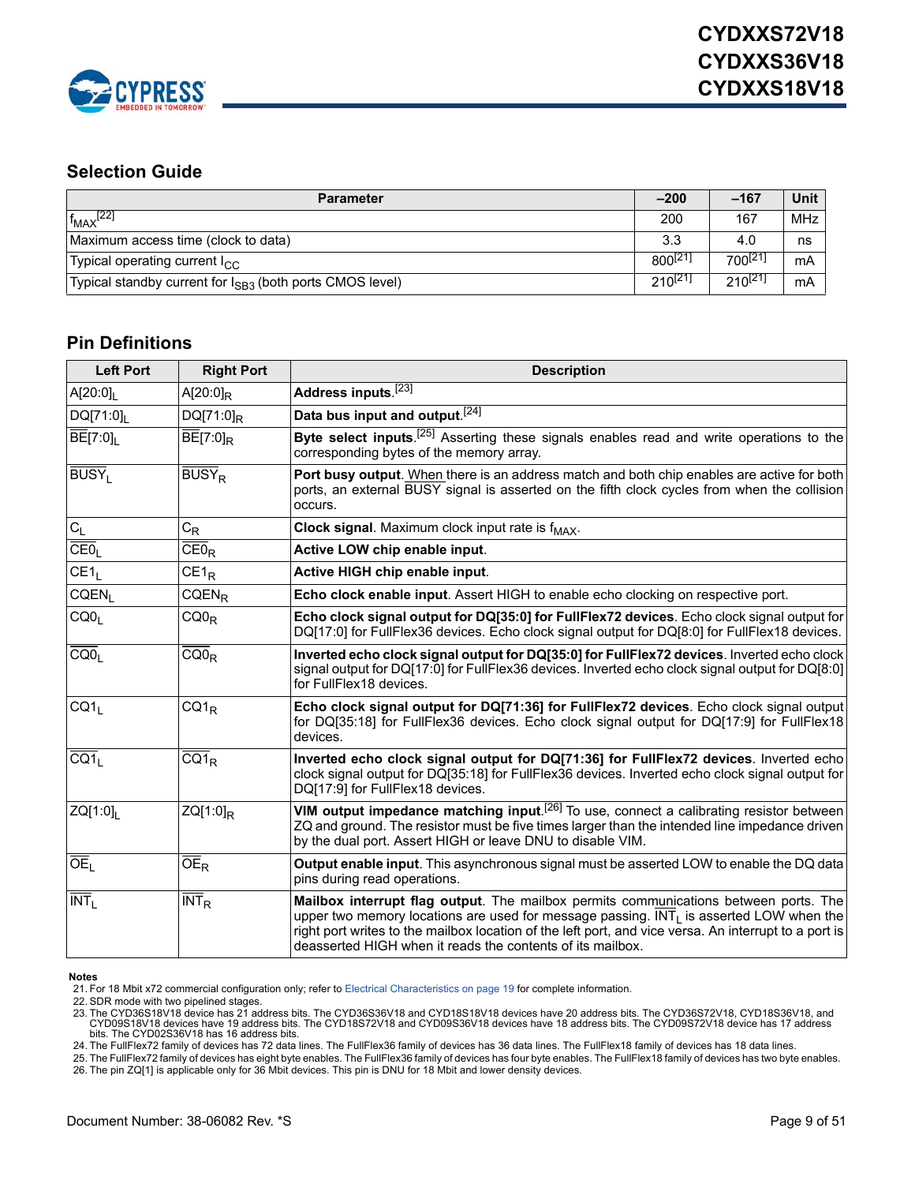## Selection Guide

| Parameter | –200 | –167 | Unit |
|---|---|---|---|
| $f_{MAX}$[22] | 200 | 167 | MHz |
| Maximum access time (clock to data) | 3.3 | 4.0 | ns |
| Typical operating current $I_{CC}$ | 800[21] | 700[21] | mA |
| Typical standby current for $I_{SB3}$ (both ports CMOS level) | 210[21] | 210[21] | mA |

## Pin Definitions

| Left Port | Right Port | Description |
|---|---|---|
| $A[20:0]_L$ | $A[20:0]_R$ | **Address inputs**.[23] |
| $DQ[71:0]_L$ | $DQ[71:0]_R$ | **Data bus input and output**.[24] |
| $\overline{BE}[7:0]_L$ | $\overline{BE}[7:0]_R$ | **Byte select inputs**.[25] Asserting these signals enables read and write operations to the corresponding bytes of the memory array. |
| $\overline{BUSY}_L$ | $\overline{BUSY}_R$ | **Port busy output**. When there is an address match and both chip enables are active for both ports, an external BUSY signal is asserted on the fifth clock cycles from when the collision occurs. |
| $C_L$ | $C_R$ | **Clock signal**. Maximum clock input rate is $f_{MAX}$. |
| $\overline{CE0}_L$ | $\overline{CE0}_R$ | **Active LOW chip enable input**. |
| $CE1_L$ | $CE1_R$ | **Active HIGH chip enable input**. |
| $CQEN_L$ | $CQEN_R$ | **Echo clock enable input**. Assert HIGH to enable echo clocking on respective port. |
| $CQ0_L$ | $CQ0_R$ | **Echo clock signal output for DQ[35:0] for FullFlex72 devices**. Echo clock signal output for DQ[17:0] for FullFlex36 devices. Echo clock signal output for DQ[8:0] for FullFlex18 devices. |
| $\overline{CQ0}_L$ | $\overline{CQ0}_R$ | **Inverted echo clock signal output for DQ[35:0] for FullFlex72 devices**. Inverted echo clock signal output for DQ[17:0] for FullFlex36 devices. Inverted echo clock signal output for DQ[8:0] for FullFlex18 devices. |
| $CQ1_L$ | $CQ1_R$ | **Echo clock signal output for DQ[71:36] for FullFlex72 devices**. Echo clock signal output for DQ[35:18] for FullFlex36 devices. Echo clock signal output for DQ[17:9] for FullFlex18 devices. |
| $\overline{CQ1}_L$ | $\overline{CQ1}_R$ | **Inverted echo clock signal output for DQ[71:36] for FullFlex72 devices**. Inverted echo clock signal output for DQ[35:18] for FullFlex36 devices. Inverted echo clock signal output for DQ[17:9] for FullFlex18 devices. |
| $ZQ[1:0]_L$ | $ZQ[1:0]_R$ | **VIM output impedance matching input**.[26] To use, connect a calibrating resistor between ZQ and ground. The resistor must be five times larger than the intended line impedance driven by the dual port. Assert HIGH or leave DNU to disable VIM. |
| $\overline{OE}_L$ | $\overline{OE}_R$ | **Output enable input**. This asynchronous signal must be asserted LOW to enable the DQ data pins during read operations. |
| $\overline{INT}_L$ | $\overline{INT}_R$ | **Mailbox interrupt flag output**. The mailbox permits communications between ports. The upper two memory locations are used for message passing. $\overline{INT}_L$ is asserted LOW when the right port writes to the mailbox location of the left port, and vice versa. An interrupt to a port is deasserted HIGH when it reads the contents of its mailbox. |

**Notes**

21. For 18 Mbit x72 commercial configuration only; refer to Electrical Characteristics on page 19 for complete information.
22. SDR mode with two pipelined stages.
23. The CYD36S18V18 device has 21 address bits. The CYD36S36V18 and CYD18S18V18 devices have 20 address bits. The CYD36S72V18, CYD18S36V18, and CYD09S18V18 devices have 19 address bits. The CYD18S72V18 and CYD09S36V18 devices have 18 address bits. The CYD09S72V18 device has 17 address bits. The CYD02S36V18 has 16 address bits.
24. The FullFlex72 family of devices has 72 data lines. The FullFlex36 family of devices has 36 data lines. The FullFlex18 family of devices has 18 data lines.
25. The FullFlex72 family of devices has eight byte enables. The FullFlex36 family of devices has four byte enables. The FullFlex18 family of devices has two byte enables.
26. The pin ZQ[1] is applicable only for 36 Mbit devices. This pin is DNU for 18 Mbit and lower density devices.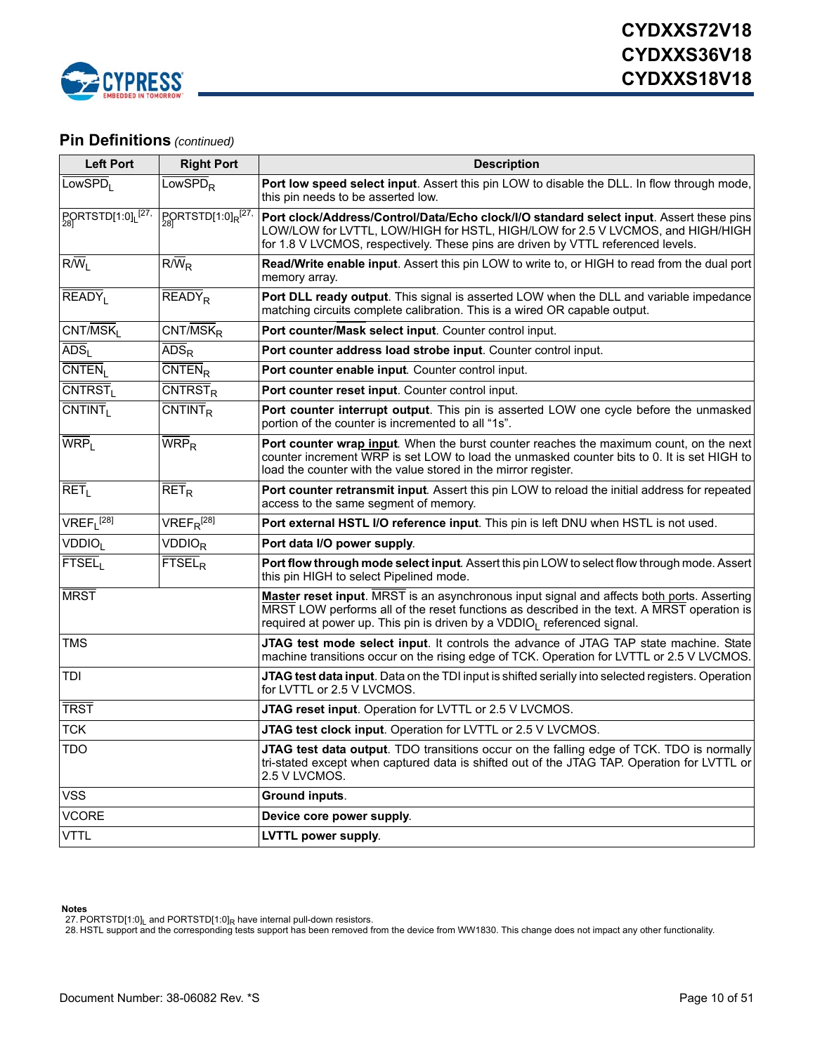## Pin Definitions *(continued)*

| Left Port | Right Port | Description |
|---|---|---|
| $LowSPD_L$ | $LowSPD_R$ | **Port low speed select input**. Assert this pin LOW to disable the DLL. In flow through mode, this pin needs to be asserted low. |
| $PORTSTD[1:0]_L$ [27, 28] | $PORTSTD[1:0]_R$ [27, 28] | **Port clock/Address/Control/Data/Echo clock/I/O standard select input**. Assert these pins LOW/LOW for LVTTL, LOW/HIGH for HSTL, HIGH/LOW for 2.5 V LVCMOS, and HIGH/HIGH for 1.8 V LVCMOS, respectively. These pins are driven by VTTL referenced levels. |
| $R/\overline{W}_L$ | $R/\overline{W}_R$ | **Read/Write enable input**. Assert this pin LOW to write to, or HIGH to read from the dual port memory array. |
| $\overline{READY}_L$ | $\overline{READY}_R$ | **Port DLL ready output**. This signal is asserted LOW when the DLL and variable impedance matching circuits complete calibration. This is a wired OR capable output. |
| $CNT/\overline{MSK}_L$ | $CNT/\overline{MSK}_R$ | **Port counter/Mask select input**. Counter control input. |
| $\overline{ADS}_L$ | $\overline{ADS}_R$ | **Port counter address load strobe input**. Counter control input. |
| $\overline{CNTEN}_L$ | $\overline{CNTEN}_R$ | **Port counter enable input**. Counter control input. |
| $\overline{CNTRST}_L$ | $\overline{CNTRST}_R$ | **Port counter reset input**. Counter control input. |
| $\overline{CNTINT}_L$ | $\overline{CNTINT}_R$ | **Port counter interrupt output**. This pin is asserted LOW one cycle before the unmasked portion of the counter is incremented to all "1s". |
| $\overline{WRP}_L$ | $\overline{WRP}_R$ | **Port counter wrap input**. When the burst counter reaches the maximum count, on the next counter increment $\overline{WRP}$ is set LOW to load the unmasked counter bits to 0. It is set HIGH to load the counter with the value stored in the mirror register. |
| $\overline{RET}_L$ | $\overline{RET}_R$ | **Port counter retransmit input**. Assert this pin LOW to reload the initial address for repeated access to the same segment of memory. |
| $VREF_L$ [28] | $VREF_R$ [28] | **Port external HSTL I/O reference input**. This pin is left DNU when HSTL is not used. |
| $VDDIO_L$ | $VDDIO_R$ | **Port data I/O power supply**. |
| $\overline{FTSEL}_L$ | $\overline{FTSEL}_R$ | **Port flow through mode select input**. Assert this pin LOW to select flow through mode. Assert this pin HIGH to select Pipelined mode. |
| $\overline{MRST}$ | | **Master reset input**. $\overline{MRST}$ is an asynchronous input signal and affects both ports. Asserting $\overline{MRST}$ LOW performs all of the reset functions as described in the text. A $\overline{MRST}$ operation is required at power up. This pin is driven by a $VDDIO_L$ referenced signal. |
| TMS | | **JTAG test mode select input**. It controls the advance of JTAG TAP state machine. State machine transitions occur on the rising edge of TCK. Operation for LVTTL or 2.5 V LVCMOS. |
| TDI | | **JTAG test data input**. Data on the TDI input is shifted serially into selected registers. Operation for LVTTL or 2.5 V LVCMOS. |
| $\overline{TRST}$ | | **JTAG reset input**. Operation for LVTTL or 2.5 V LVCMOS. |
| TCK | | **JTAG test clock input**. Operation for LVTTL or 2.5 V LVCMOS. |
| TDO | | **JTAG test data output**. TDO transitions occur on the falling edge of TCK. TDO is normally tri-stated except when captured data is shifted out of the JTAG TAP. Operation for LVTTL or 2.5 V LVCMOS. |
| VSS | | **Ground inputs**. |
| VCORE | | **Device core power supply**. |
| VTTL | | **LVTTL power supply**. |

**Notes**

27. $PORTSTD[1:0]_L$ and $PORTSTD[1:0]_R$ have internal pull-down resistors.
28. HSTL support and the corresponding tests support has been removed from the device from WW1830. This change does not impact any other functionality.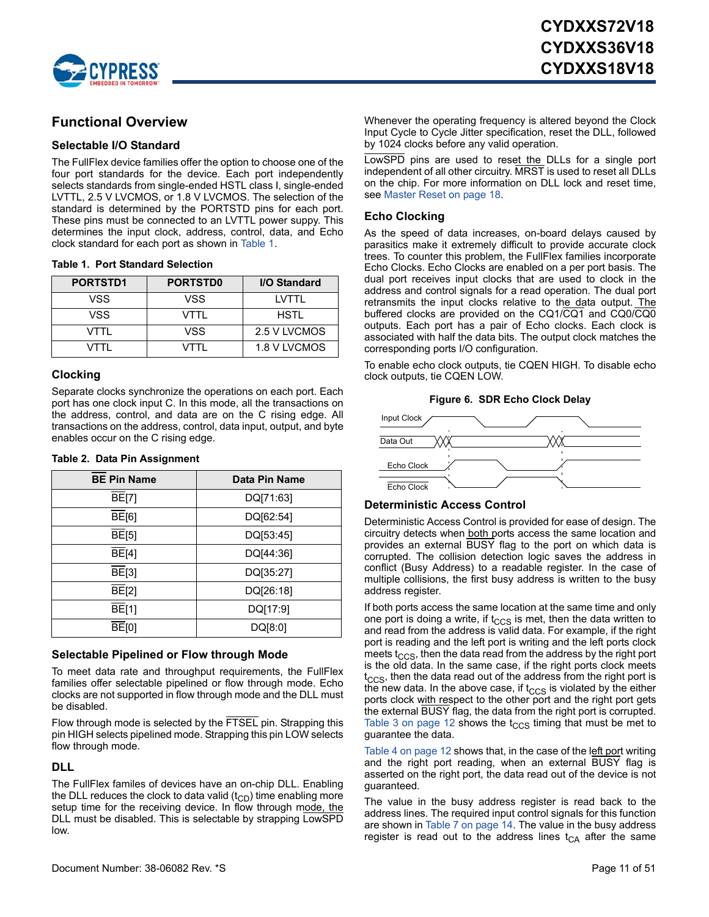## Functional Overview

### Selectable I/O Standard

The FullFlex device families offer the option to choose one of the four port standards for the device. Each port independently selects standards from single-ended HSTL class I, single-ended LVTTL, 2.5 V LVCMOS, or 1.8 V LVCMOS. The selection of the standard is determined by the PORTSTD pins for each port. These pins must be connected to an LVTTL power suppy. This determines the input clock, address, control, data, and Echo clock standard for each port as shown in Table 1.

**Table 1. Port Standard Selection**

| PORTSTD1 | PORTSTD0 | I/O Standard |
|---|---|---|
| VSS | VSS | LVTTL |
| VSS | VTTL | HSTL |
| VTTL | VSS | 2.5 V LVCMOS |
| VTTL | VTTL | 1.8 V LVCMOS |

### Clocking

Separate clocks synchronize the operations on each port. Each port has one clock input C. In this mode, all the transactions on the address, control, and data are on the C rising edge. All transactions on the address, control data input, output, and byte enables occur on the C rising edge.

**Table 2. Data Pin Assignment**

| $\overline{BE}$ Pin Name | Data Pin Name |
|---|---|
| $\overline{BE}$[7] | DQ[71:63] |
| $\overline{BE}$[6] | DQ[62:54] |
| $\overline{BE}$[5] | DQ[53:45] |
| $\overline{BE}$[4] | DQ[44:36] |
| $\overline{BE}$[3] | DQ[35:27] |
| $\overline{BE}$[2] | DQ[26:18] |
| $\overline{BE}$[1] | DQ[17:9] |
| $\overline{BE}$[0] | DQ[8:0] |

### Selectable Pipelined or Flow through Mode

To meet data rate and throughput requirements, the FullFlex families offer selectable pipelined or flow through mode. Echo clocks are not supported in flow through mode and the DLL must be disabled.

Flow through mode is selected by the $\overline{FTSEL}$ pin. Strapping this pin HIGH selects pipelined mode. Strapping this pin LOW selects flow through mode.

### DLL

The FullFlex familes of devices have an on-chip DLL. Enabling the DLL reduces the clock to data valid ($t_{CD}$) time enabling more setup time for the receiving device. In flow through mode, the DLL must be disabled. This is selectable by strapping $\overline{LowSPD}$ low.

Whenever the operating frequency is altered beyond the Clock Input Cycle to Cycle Jitter specification, reset the DLL, followed by 1024 clocks before any valid operation.

$\overline{LowSPD}$ pins are used to reset the DLLs for a single port independent of all other circuitry. $\overline{MRST}$ is used to reset all DLLs on the chip. For more information on DLL lock and reset time, see Master Reset on page 18.

### Echo Clocking

As the speed of data increases, on-board delays caused by parasitics make it extremely difficult to provide accurate clock trees. To counter this problem, the FullFlex families incorporate Echo Clocks. Echo Clocks are enabled on a per port basis. The dual port receives input clocks that are used to clock in the address and control signals for a read operation. The dual port retransmits the input clocks relative to the data output. The buffered clocks are provided on the CQ1/$\overline{CQ1}$ and CQ0/$\overline{CQ0}$ outputs. Each port has a pair of Echo clocks. Each clock is associated with half the data bits. The output clock matches the corresponding ports I/O configuration.

To enable echo clock outputs, tie CQEN HIGH. To disable echo clock outputs, tie CQEN LOW.

**Figure 6. SDR Echo Clock Delay**

### Deterministic Access Control

Deterministic Access Control is provided for ease of design. The circuitry detects when both ports access the same location and provides an external $\overline{BUSY}$ flag to the port on which data is corrupted. The collision detection logic saves the address in conflict (Busy Address) to a readable register. In the case of multiple collisions, the first busy address is written to the busy address register.

If both ports access the same location at the same time and only one port is doing a write, if $t_{CCS}$ is met, then the data written to and read from the address is valid data. For example, if the right port is reading and the left port is writing and the left ports clock meets $t_{CCS}$, then the data read from the address by the right port is the old data. In the same case, if the right ports clock meets $t_{CCS}$, then the data read out of the address from the right port is the new data. In the above case, if $t_{CCS}$ is violated by the either ports clock with respect to the other port and the right port gets the external $\overline{BUSY}$ flag, the data from the right port is corrupted. Table 3 on page 12 shows the $t_{CCS}$ timing that must be met to guarantee the data.

Table 4 on page 12 shows that, in the case of the left port writing and the right port reading, when an external $\overline{BUSY}$ flag is asserted on the right port, the data read out of the device is not guaranteed.

The value in the busy address register is read back to the address lines. The required input control signals for this function are shown in Table 7 on page 14. The value in the busy address register is read out to the address lines $t_{CA}$ after the same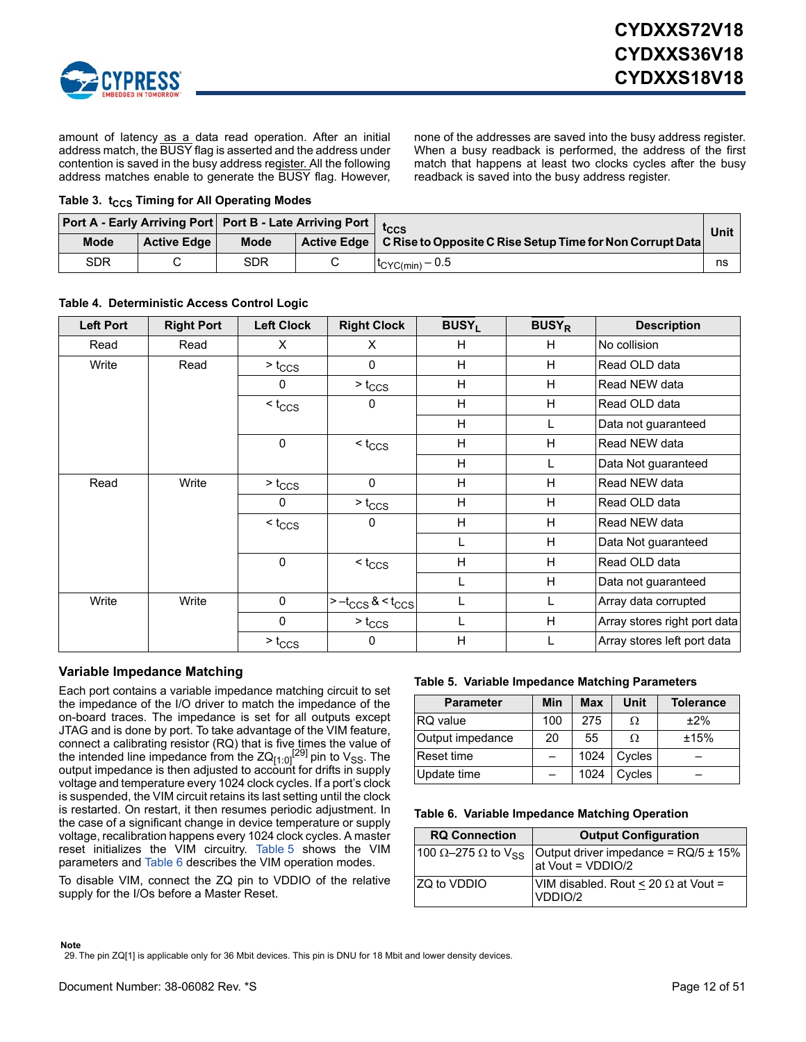amount of latency as a data read operation. After an initial address match, the BUSY flag is asserted and the address under contention is saved in the busy address register. All the following address matches enable to generate the BUSY flag. However, none of the addresses are saved into the busy address register. When a busy readback is performed, the address of the first match that happens at least two clocks cycles after the busy readback is saved into the busy address register.

**Table 3. $t_{CCS}$ Timing for All Operating Modes**

| Port A - Early Arriving Port | | Port B - Late Arriving Port | | $t_{CCS}$ | Unit |
|---|---|---|---|---|---|
| **Mode** | **Active Edge** | **Mode** | **Active Edge** | **C Rise to Opposite C Rise Setup Time for Non Corrupt Data** | |
| SDR | C | SDR | C | $t_{CYC(min)} - 0.5$ | ns |

**Table 4. Deterministic Access Control Logic**

| Left Port | Right Port | Left Clock | Right Clock | $\overline{BUSY}_L$ | $\overline{BUSY}_R$ | Description |
|---|---|---|---|---|---|---|
| Read | Read | X | X | H | H | No collision |
| Write | Read | > $t_{CCS}$ | 0 | H | H | Read OLD data |
| | | 0 | > $t_{CCS}$ | H | H | Read NEW data |
| | | < $t_{CCS}$ | 0 | H | H | Read OLD data |
| | | | | H | L | Data not guaranteed |
| | | 0 | < $t_{CCS}$ | H | H | Read NEW data |
| | | | | H | L | Data Not guaranteed |
| Read | Write | > $t_{CCS}$ | 0 | H | H | Read NEW data |
| | | 0 | > $t_{CCS}$ | H | H | Read OLD data |
| | | < $t_{CCS}$ | 0 | H | H | Read NEW data |
| | | | | L | H | Data Not guaranteed |
| | | 0 | < $t_{CCS}$ | H | H | Read OLD data |
| | | | | L | H | Data not guaranteed |
| Write | Write | 0 | > $-t_{CCS}$ & < $t_{CCS}$ | L | L | Array data corrupted |
| | | 0 | > $t_{CCS}$ | L | H | Array stores right port data |
| | | > $t_{CCS}$ | 0 | H | L | Array stores left port data |

### Variable Impedance Matching

Each port contains a variable impedance matching circuit to set the impedance of the I/O driver to match the impedance of the on-board traces. The impedance is set for all outputs except JTAG and is done by port. To take advantage of the VIM feature, connect a calibrating resistor (RQ) that is five times the value of the intended line impedance from the $ZQ_{[1:0]}$[29] pin to $V_{SS}$. The output impedance is then adjusted to account for drifts in supply voltage and temperature every 1024 clock cycles. If a port's clock is suspended, the VIM circuit retains its last setting until the clock is restarted. On restart, it then resumes periodic adjustment. In the case of a significant change in device temperature or supply voltage, recalibration happens every 1024 clock cycles. A master reset initializes the VIM circuitry. Table 5 shows the VIM parameters and Table 6 describes the VIM operation modes.

To disable VIM, connect the ZQ pin to VDDIO of the relative supply for the I/Os before a Master Reset.

**Table 5. Variable Impedance Matching Parameters**

| Parameter | Min | Max | Unit | Tolerance |
|---|---|---|---|---|
| RQ value | 100 | 275 | Ω | ±2% |
| Output impedance | 20 | 55 | Ω | ±15% |
| Reset time | – | 1024 | Cycles | – |
| Update time | – | 1024 | Cycles | – |

**Table 6. Variable Impedance Matching Operation**

| RQ Connection | Output Configuration |
|---|---|
| 100 Ω–275 Ω to $V_{SS}$ | Output driver impedance = RQ/5 ± 15% at Vout = VDDIO/2 |
| ZQ to VDDIO | VIM disabled. Rout ≤ 20 Ω at Vout = VDDIO/2 |

**Note**

29. The pin ZQ[1] is applicable only for 36 Mbit devices. This pin is DNU for 18 Mbit and lower density devices.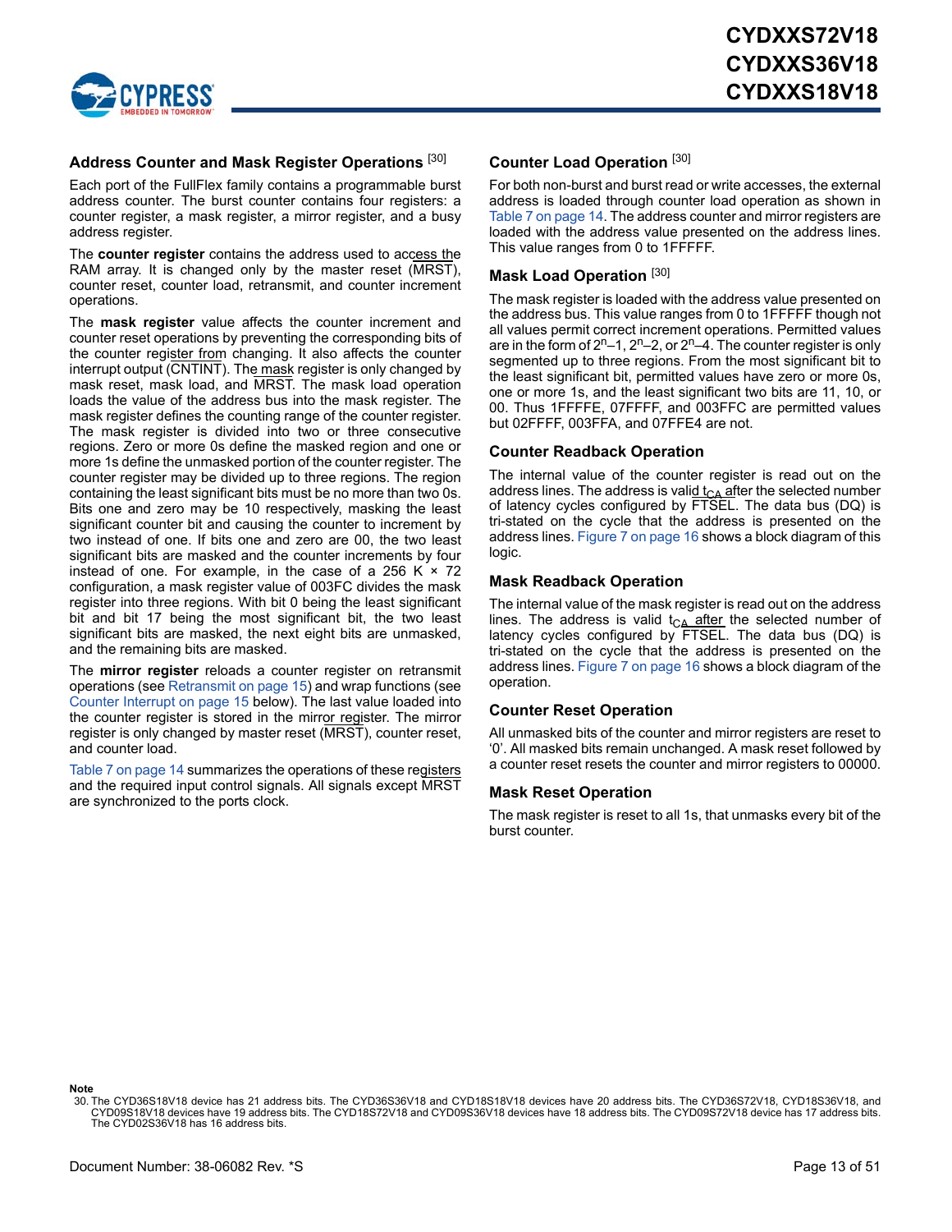### Address Counter and Mask Register Operations [30]

Each port of the FullFlex family contains a programmable burst address counter. The burst counter contains four registers: a counter register, a mask register, a mirror register, and a busy address register.

The **counter register** contains the address used to access the RAM array. It is changed only by the master reset (MRST), counter reset, counter load, retransmit, and counter increment operations.

The **mask register** value affects the counter increment and counter reset operations by preventing the corresponding bits of the counter register from changing. It also affects the counter interrupt output (CNTINT). The mask register is only changed by mask reset, mask load, and MRST. The mask load operation loads the value of the address bus into the mask register. The mask register defines the counting range of the counter register. The mask register is divided into two or three consecutive regions. Zero or more 0s define the masked region and one or more 1s define the unmasked portion of the counter register. The counter register may be divided up to three regions. The region containing the least significant bits must be no more than two 0s. Bits one and zero may be 10 respectively, masking the least significant counter bit and causing the counter to increment by two instead of one. If bits one and zero are 00, the two least significant bits are masked and the counter increments by four instead of one. For example, in the case of a 256 K × 72 configuration, a mask register value of 003FC divides the mask register into three regions. With bit 0 being the least significant bit and bit 17 being the most significant bit, the two least significant bits are masked, the next eight bits are unmasked, and the remaining bits are masked.

The **mirror register** reloads a counter register on retransmit operations (see Retransmit on page 15) and wrap functions (see Counter Interrupt on page 15 below). The last value loaded into the counter register is stored in the mirror register. The mirror register is only changed by master reset (MRST), counter reset, and counter load.

Table 7 on page 14 summarizes the operations of these registers and the required input control signals. All signals except MRST are synchronized to the ports clock.

### Counter Load Operation [30]

For both non-burst and burst read or write accesses, the external address is loaded through counter load operation as shown in Table 7 on page 14. The address counter and mirror registers are loaded with the address value presented on the address lines. This value ranges from 0 to 1FFFFF.

### Mask Load Operation [30]

The mask register is loaded with the address value presented on the address bus. This value ranges from 0 to 1FFFFF though not all values permit correct increment operations. Permitted values are in the form of $2^n–1$, $2^n–2$, or $2^n–4$. The counter register is only segmented up to three regions. From the most significant bit to the least significant bit, permitted values have zero or more 0s, one or more 1s, and the least significant two bits are 11, 10, or 00. Thus 1FFFFE, 07FFFF, and 003FFC are permitted values but 02FFFF, 003FFA, and 07FFE4 are not.

### Counter Readback Operation

The internal value of the counter register is read out on the address lines. The address is valid $t_{CA}$ after the selected number of latency cycles configured by FTSEL. The data bus (DQ) is tri-stated on the cycle that the address is presented on the address lines. Figure 7 on page 16 shows a block diagram of this logic.

### Mask Readback Operation

The internal value of the mask register is read out on the address lines. The address is valid $t_{CA}$ after the selected number of latency cycles configured by FTSEL. The data bus (DQ) is tri-stated on the cycle that the address is presented on the address lines. Figure 7 on page 16 shows a block diagram of the operation.

### Counter Reset Operation

All unmasked bits of the counter and mirror registers are reset to '0'. All masked bits remain unchanged. A mask reset followed by a counter reset resets the counter and mirror registers to 00000.

### Mask Reset Operation

The mask register is reset to all 1s, that unmasks every bit of the burst counter.

**Note**

30. The CYD36S18V18 device has 21 address bits. The CYD36S36V18 and CYD18S18V18 devices have 20 address bits. The CYD36S72V18, CYD18S36V18, and CYD09S18V18 devices have 19 address bits. The CYD18S72V18 and CYD09S36V18 devices have 18 address bits. The CYD09S72V18 device has 17 address bits. The CYD02S36V18 has 16 address bits.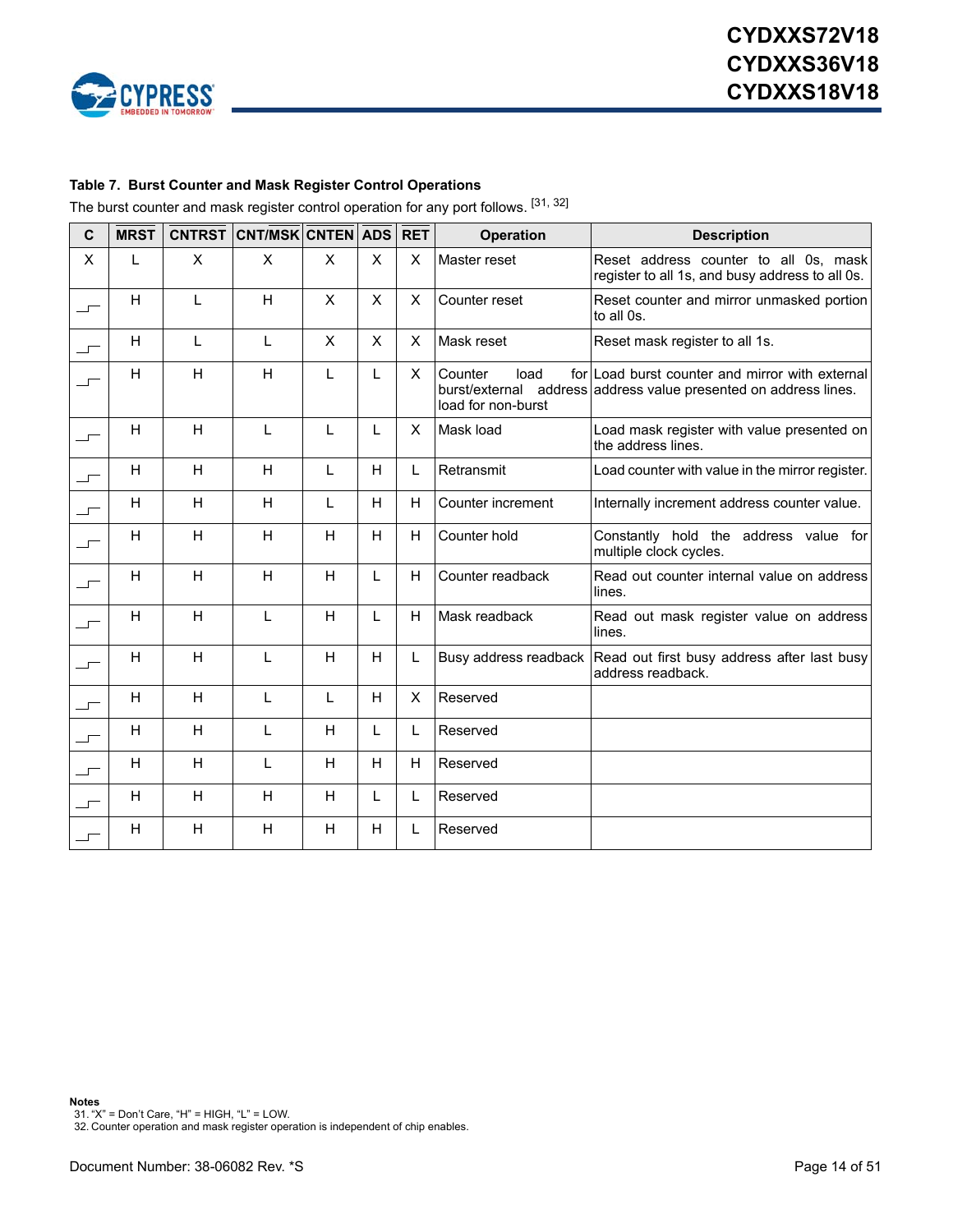**Table 7. Burst Counter and Mask Register Control Operations**

The burst counter and mask register control operation for any port follows. [31, 32]

| C | MRST | CNTRST | CNT/MSK | CNTEN | ADS | RET | Operation | Description |
|---|---|---|---|---|---|---|---|---|
| X | L | X | X | X | X | X | Master reset | Reset address counter to all 0s, mask register to all 1s, and busy address to all 0s. |
| ↑ | H | L | H | X | X | X | Counter reset | Reset counter and mirror unmasked portion to all 0s. |
| ↑ | H | L | L | X | X | X | Mask reset | Reset mask register to all 1s. |
| ↑ | H | H | H | L | L | X | Counter load for burst/external address load for non-burst | Load burst counter and mirror with external address value presented on address lines. |
| ↑ | H | H | L | L | L | X | Mask load | Load mask register with value presented on the address lines. |
| ↑ | H | H | H | L | H | L | Retransmit | Load counter with value in the mirror register. |
| ↑ | H | H | H | L | H | H | Counter increment | Internally increment address counter value. |
| ↑ | H | H | H | H | H | H | Counter hold | Constantly hold the address value for multiple clock cycles. |
| ↑ | H | H | H | H | L | H | Counter readback | Read out counter internal value on address lines. |
| ↑ | H | H | L | H | L | H | Mask readback | Read out mask register value on address lines. |
| ↑ | H | H | L | H | H | L | Busy address readback | Read out first busy address after last busy address readback. |
| ↑ | H | H | L | L | H | X | Reserved | |
| ↑ | H | H | L | H | L | L | Reserved | |
| ↑ | H | H | L | H | H | H | Reserved | |
| ↑ | H | H | H | H | L | L | Reserved | |
| ↑ | H | H | H | H | H | L | Reserved | |

**Notes**

31. "X" = Don't Care, "H" = HIGH, "L" = LOW.
32. Counter operation and mask register operation is independent of chip enables.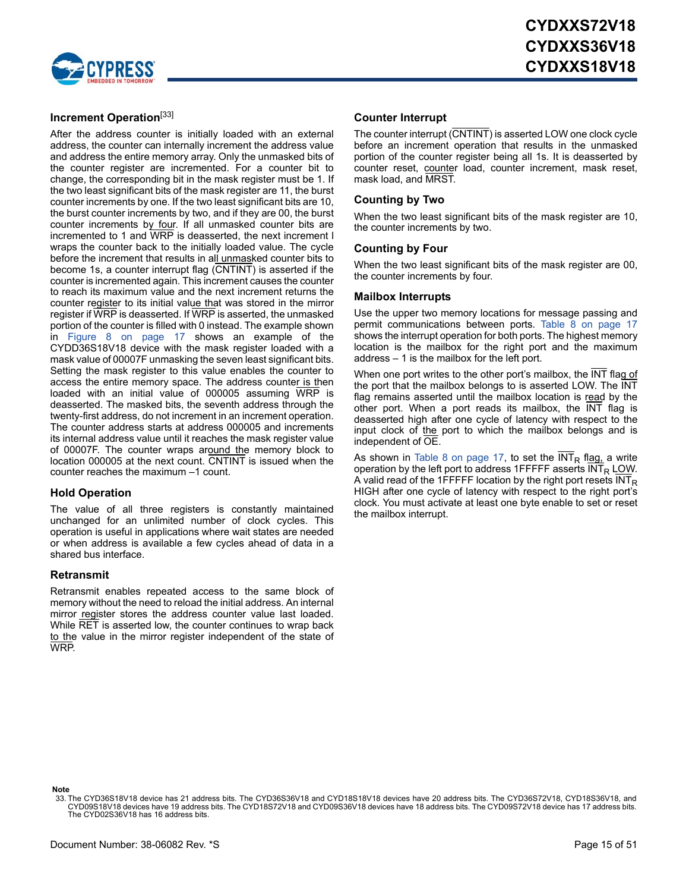### Increment Operation[33]

After the address counter is initially loaded with an external address, the counter can internally increment the address value and address the entire memory array. Only the unmasked bits of the counter register are incremented. For a counter bit to change, the corresponding bit in the mask register must be 1. If the two least significant bits of the mask register are 11, the burst counter increments by one. If the two least significant bits are 10, the burst counter increments by two, and if they are 00, the burst counter increments by four. If all unmasked counter bits are incremented to 1 and WRP is deasserted, the next increment I wraps the counter back to the initially loaded value. The cycle before the increment that results in all unmasked counter bits to become 1s, a counter interrupt flag (CNTINT) is asserted if the counter is incremented again. This increment causes the counter to reach its maximum value and the next increment returns the counter register to its initial value that was stored in the mirror register if WRP is deasserted. If WRP is asserted, the unmasked portion of the counter is filled with 0 instead. The example shown in Figure 8 on page 17 shows an example of the CYDD36S18V18 device with the mask register loaded with a mask value of 00007F unmasking the seven least significant bits. Setting the mask register to this value enables the counter to access the entire memory space. The address counter is then loaded with an initial value of 000005 assuming WRP is deasserted. The masked bits, the seventh address through the twenty-first address, do not increment in an increment operation. The counter address starts at address 000005 and increments its internal address value until it reaches the mask register value of 00007F. The counter wraps around the memory block to location 000005 at the next count. CNTINT is issued when the counter reaches the maximum –1 count.

### Hold Operation

The value of all three registers is constantly maintained unchanged for an unlimited number of clock cycles. This operation is useful in applications where wait states are needed or when address is available a few cycles ahead of data in a shared bus interface.

### Retransmit

Retransmit enables repeated access to the same block of memory without the need to reload the initial address. An internal mirror register stores the address counter value last loaded. While RET is asserted low, the counter continues to wrap back to the value in the mirror register independent of the state of WRP.

### Counter Interrupt

The counter interrupt (CNTINT) is asserted LOW one clock cycle before an increment operation that results in the unmasked portion of the counter register being all 1s. It is deasserted by counter reset, counter load, counter increment, mask reset, mask load, and MRST.

### Counting by Two

When the two least significant bits of the mask register are 10, the counter increments by two.

### Counting by Four

When the two least significant bits of the mask register are 00, the counter increments by four.

### Mailbox Interrupts

Use the upper two memory locations for message passing and permit communications between ports. Table 8 on page 17 shows the interrupt operation for both ports. The highest memory location is the mailbox for the right port and the maximum address – 1 is the mailbox for the left port.

When one port writes to the other port's mailbox, the INT flag of the port that the mailbox belongs to is asserted LOW. The INT flag remains asserted until the mailbox location is read by the other port. When a port reads its mailbox, the INT flag is deasserted high after one cycle of latency with respect to the input clock of the port to which the mailbox belongs and is independent of OE.

As shown in Table 8 on page 17, to set the $\overline{INT}_R$ flag, a write operation by the left port to address 1FFFFF asserts $\overline{INT}_R$ LOW. A valid read of the 1FFFFF location by the right port resets $\overline{INT}_R$ HIGH after one cycle of latency with respect to the right port's clock. You must activate at least one byte enable to set or reset the mailbox interrupt.

**Note**

33. The CYD36S18V18 device has 21 address bits. The CYD36S36V18 and CYD18S18V18 devices have 20 address bits. The CYD36S72V18, CYD18S36V18, and CYD09S18V18 devices have 19 address bits. The CYD18S72V18 and CYD09S36V18 devices have 18 address bits. The CYD09S72V18 device has 17 address bits. The CYD02S36V18 has 16 address bits.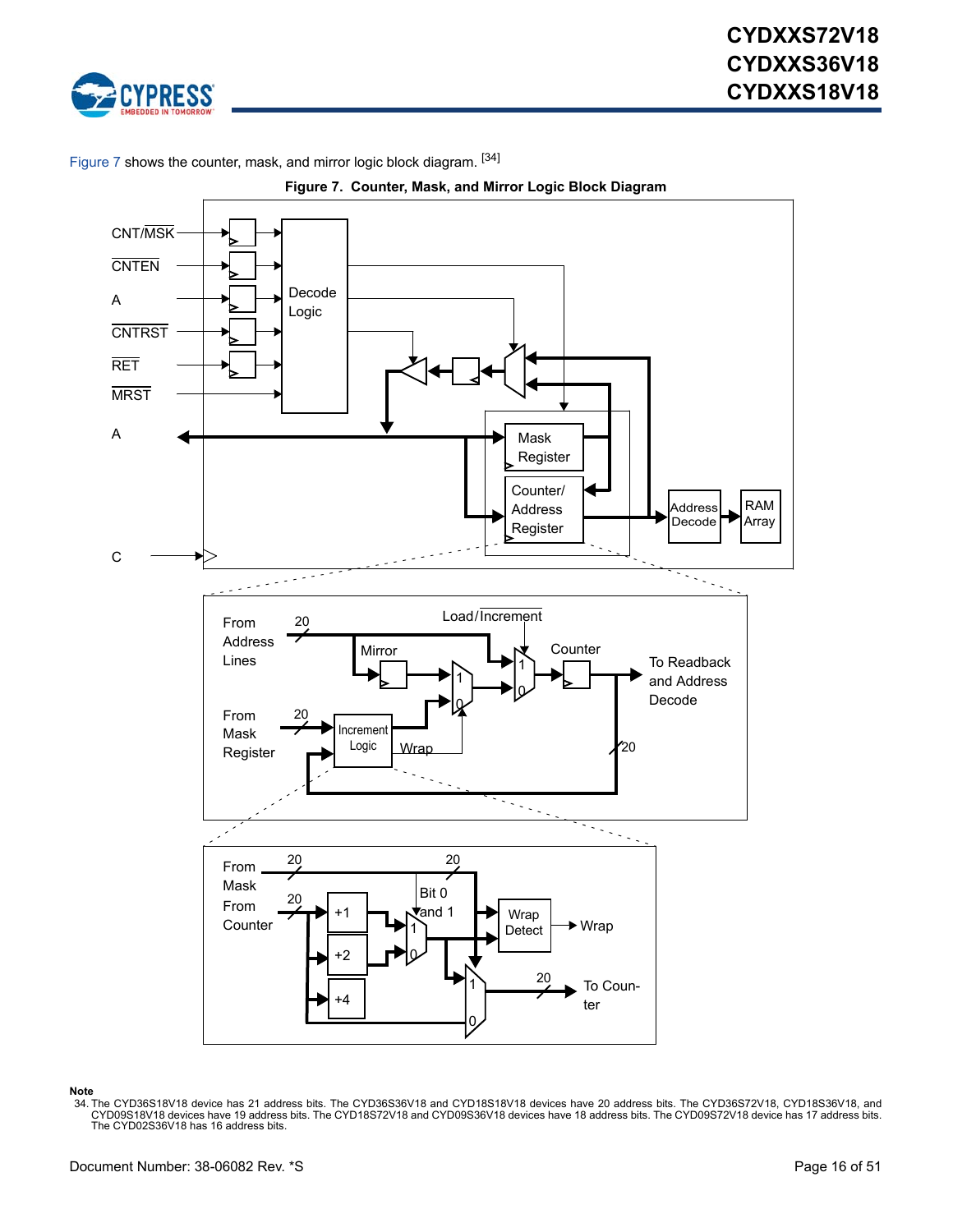Figure 7 shows the counter, mask, and mirror logic block diagram. [34]

**Figure 7. Counter, Mask, and Mirror Logic Block Diagram**

**Note**

34. The CYD36S18V18 device has 21 address bits. The CYD36S36V18 and CYD18S18V18 devices have 20 address bits. The CYD36S72V18, CYD18S36V18, and CYD09S18V18 devices have 19 address bits. The CYD18S72V18 and CYD09S36V18 devices have 18 address bits. The CYD09S72V18 device has 17 address bits. The CYD02S36V18 has 16 address bits.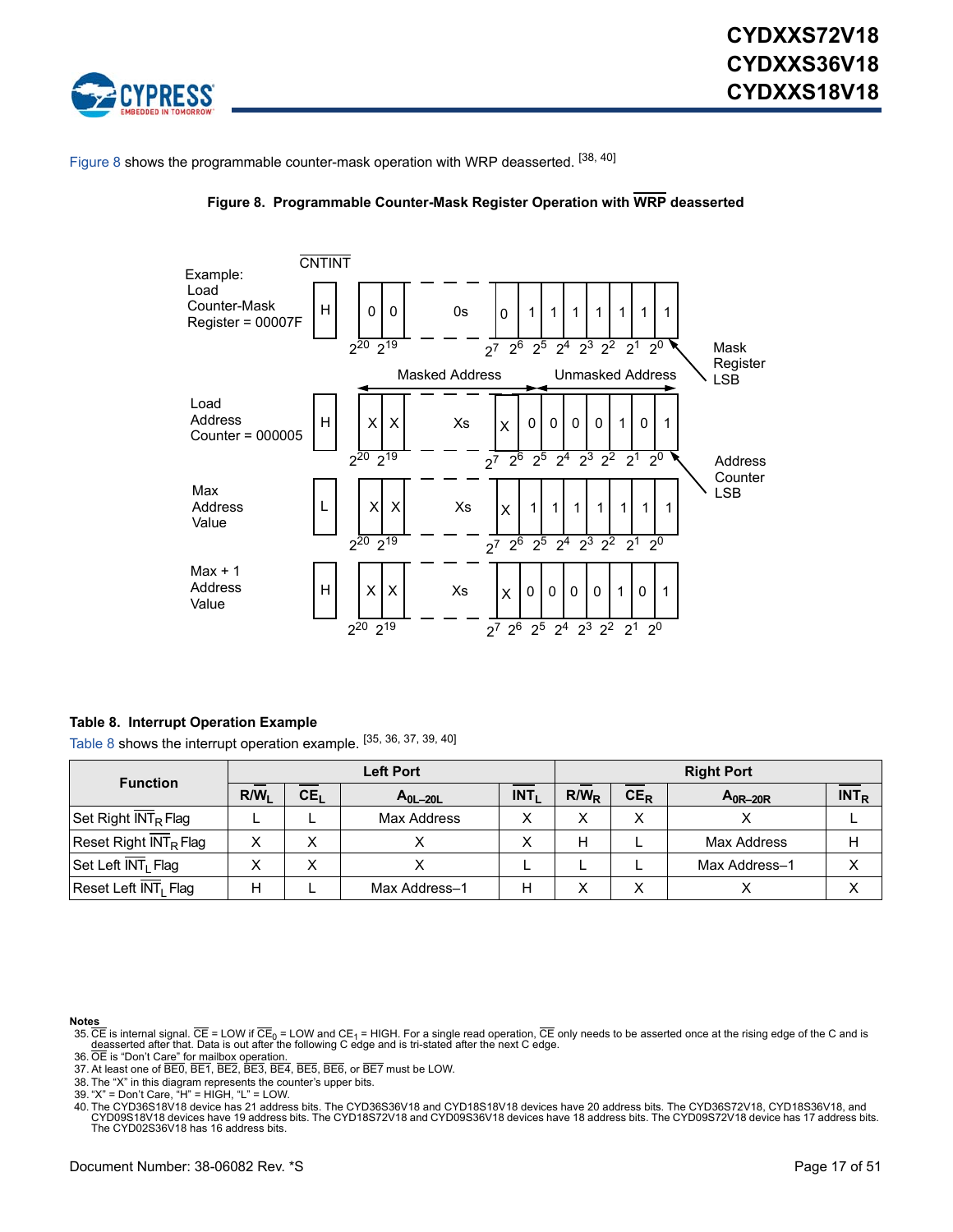Figure 8 shows the programmable counter-mask operation with WRP deasserted. [38, 40]

**Figure 8. Programmable Counter-Mask Register Operation with WRP deasserted**

Example: Load Counter-Mask Register = 00007F

| CNTINT | $2^{20}$ | $2^{19}$ | | $2^7$ | $2^6$ | $2^5$ | $2^4$ | $2^3$ | $2^2$ | $2^1$ | $2^0$ |
|---|---|---|---|---|---|---|---|---|---|---|---|
| H | 0 | 0 | 0s | 0 | 1 | 1 | 1 | 1 | 1 | 1 | 1 |

Mask Register LSB

Masked Address ← → Unmasked Address

Load Address Counter = 000005

| CNTINT | $2^{20}$ | $2^{19}$ | | $2^7$ | $2^6$ | $2^5$ | $2^4$ | $2^3$ | $2^2$ | $2^1$ | $2^0$ |
|---|---|---|---|---|---|---|---|---|---|---|---|
| H | X | X | Xs | X | 0 | 0 | 0 | 0 | 1 | 0 | 1 |

Address Counter LSB

Max Address Value

| CNTINT | $2^{20}$ | $2^{19}$ | | $2^7$ | $2^6$ | $2^5$ | $2^4$ | $2^3$ | $2^2$ | $2^1$ | $2^0$ |
|---|---|---|---|---|---|---|---|---|---|---|---|
| L | X | X | Xs | X | 1 | 1 | 1 | 1 | 1 | 1 | 1 |

Max + 1 Address Value

| CNTINT | $2^{20}$ | $2^{19}$ | | $2^7$ | $2^6$ | $2^5$ | $2^4$ | $2^3$ | $2^2$ | $2^1$ | $2^0$ |
|---|---|---|---|---|---|---|---|---|---|---|---|
| H | X | X | Xs | X | 0 | 0 | 0 | 0 | 1 | 0 | 1 |

**Table 8. Interrupt Operation Example**

Table 8 shows the interrupt operation example. [35, 36, 37, 39, 40]

| Function | Left Port | | | | Right Port | | | |
|---|---|---|---|---|---|---|---|---|
| | $R/\overline{W}_L$ | $\overline{CE}_L$ | $A_{0L–20L}$ | $\overline{INT}_L$ | $R/\overline{W}_R$ | $\overline{CE}_R$ | $A_{0R–20R}$ | $\overline{INT}_R$ |
| Set Right $\overline{INT}_R$ Flag | L | L | Max Address | X | X | X | X | L |
| Reset Right $\overline{INT}_R$ Flag | X | X | X | X | H | L | Max Address | H |
| Set Left $\overline{INT}_L$ Flag | X | X | X | L | L | L | Max Address–1 | X |
| Reset Left $\overline{INT}_L$ Flag | H | L | Max Address–1 | H | X | X | X | X |

**Notes**

35. $\overline{CE}$ is internal signal. $\overline{CE}$ = LOW if $\overline{CE}_0$ = LOW and $CE_1$ = HIGH. For a single read operation, $\overline{CE}$ only needs to be asserted once at the rising edge of the C and is deasserted after that. Data is out after the following C edge and is tri-stated after the next C edge.
36. $\overline{OE}$ is "Don't Care" for mailbox operation.
37. At least one of $\overline{BE0}$, $\overline{BE1}$, $\overline{BE2}$, $\overline{BE3}$, $\overline{BE4}$, $\overline{BE5}$, $\overline{BE6}$, or $\overline{BE7}$ must be LOW.
38. The "X" in this diagram represents the counter's upper bits.
39. "X" = Don't Care, "H" = HIGH, "L" = LOW.
40. The CYD36S18V18 device has 21 address bits. The CYD36S36V18 and CYD18S18V18 devices have 20 address bits. The CYD36S72V18, CYD18S36V18, and CYD09S18V18 devices have 19 address bits. The CYD18S72V18 and CYD09S36V18 devices have 18 address bits. The CYD09S72V18 device has 17 address bits. The CYD02S36V18 has 16 address bits.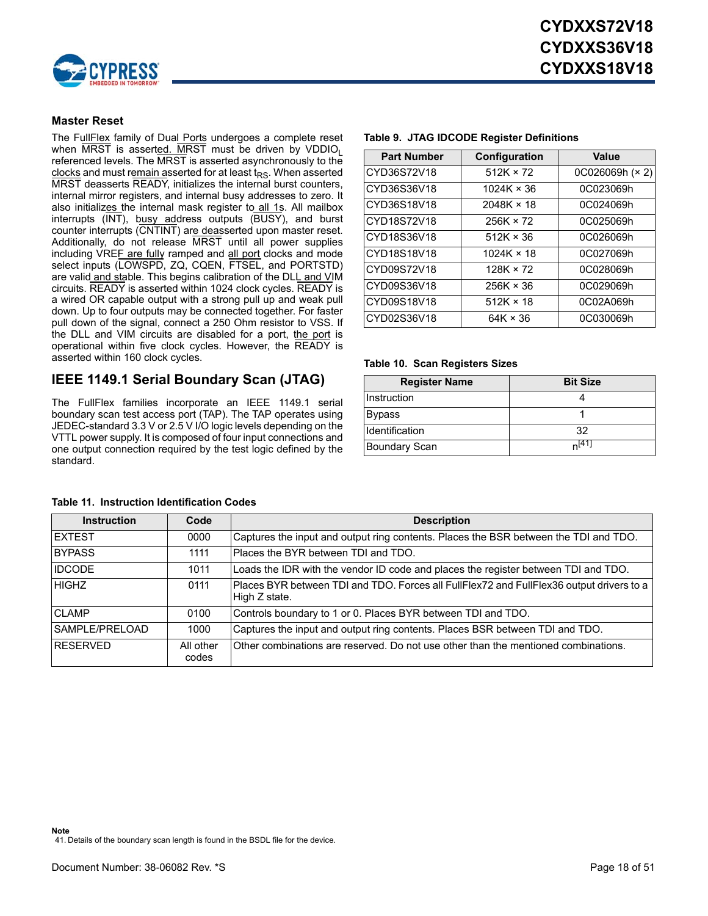## Master Reset

The FullFlex family of Dual Ports undergoes a complete reset when MRST is asserted. MRST must be driven by $VDDIO_L$ referenced levels. The MRST is asserted asynchronously to the clocks and must remain asserted for at least $t_{RS}$. When asserted MRST deasserts READY, initializes the internal burst counters, internal mirror registers, and internal busy addresses to zero. It also initializes the internal mask register to all 1s. All mailbox interrupts (INT), busy address outputs (BUSY), and burst counter interrupts (CNTINT) are deasserted upon master reset. Additionally, do not release MRST until all power supplies including VREF are fully ramped and all port clocks and mode select inputs (LOWSPD, ZQ, CQEN, FTSEL, and PORTSTD) are valid and stable. This begins calibration of the DLL and VIM circuits. READY is asserted within 1024 clock cycles. READY is a wired OR capable output with a strong pull up and weak pull down. Up to four outputs may be connected together. For faster pull down of the signal, connect a 250 Ohm resistor to VSS. If the DLL and VIM circuits are disabled for a port, the port is operational within five clock cycles. However, the READY is asserted within 160 clock cycles.

## IEEE 1149.1 Serial Boundary Scan (JTAG)

The FullFlex families incorporate an IEEE 1149.1 serial boundary scan test access port (TAP). The TAP operates using JEDEC-standard 3.3 V or 2.5 V I/O logic levels depending on the VTTL power supply. It is composed of four input connections and one output connection required by the test logic defined by the standard.

**Table 9. JTAG IDCODE Register Definitions**

| Part Number | Configuration | Value |
|---|---|---|
| CYD36S72V18 | 512K × 72 | 0C026069h (× 2) |
| CYD36S36V18 | 1024K × 36 | 0C023069h |
| CYD36S18V18 | 2048K × 18 | 0C024069h |
| CYD18S72V18 | 256K × 72 | 0C025069h |
| CYD18S36V18 | 512K × 36 | 0C026069h |
| CYD18S18V18 | 1024K × 18 | 0C027069h |
| CYD09S72V18 | 128K × 72 | 0C028069h |
| CYD09S36V18 | 256K × 36 | 0C029069h |
| CYD09S18V18 | 512K × 18 | 0C02A069h |
| CYD02S36V18 | 64K × 36 | 0C030069h |

**Table 10. Scan Registers Sizes**

| Register Name | Bit Size |
|---|---|
| Instruction | 4 |
| Bypass | 1 |
| Identification | 32 |
| Boundary Scan | n[41] |

**Table 11. Instruction Identification Codes**

| Instruction | Code | Description |
|---|---|---|
| EXTEST | 0000 | Captures the input and output ring contents. Places the BSR between the TDI and TDO. |
| BYPASS | 1111 | Places the BYR between TDI and TDO. |
| IDCODE | 1011 | Loads the IDR with the vendor ID code and places the register between TDI and TDO. |
| HIGHZ | 0111 | Places BYR between TDI and TDO. Forces all FullFlex72 and FullFlex36 output drivers to a High Z state. |
| CLAMP | 0100 | Controls boundary to 1 or 0. Places BYR between TDI and TDO. |
| SAMPLE/PRELOAD | 1000 | Captures the input and output ring contents. Places BSR between TDI and TDO. |
| RESERVED | All other codes | Other combinations are reserved. Do not use other than the mentioned combinations. |

**Note**
41. Details of the boundary scan length is found in the BSDL file for the device.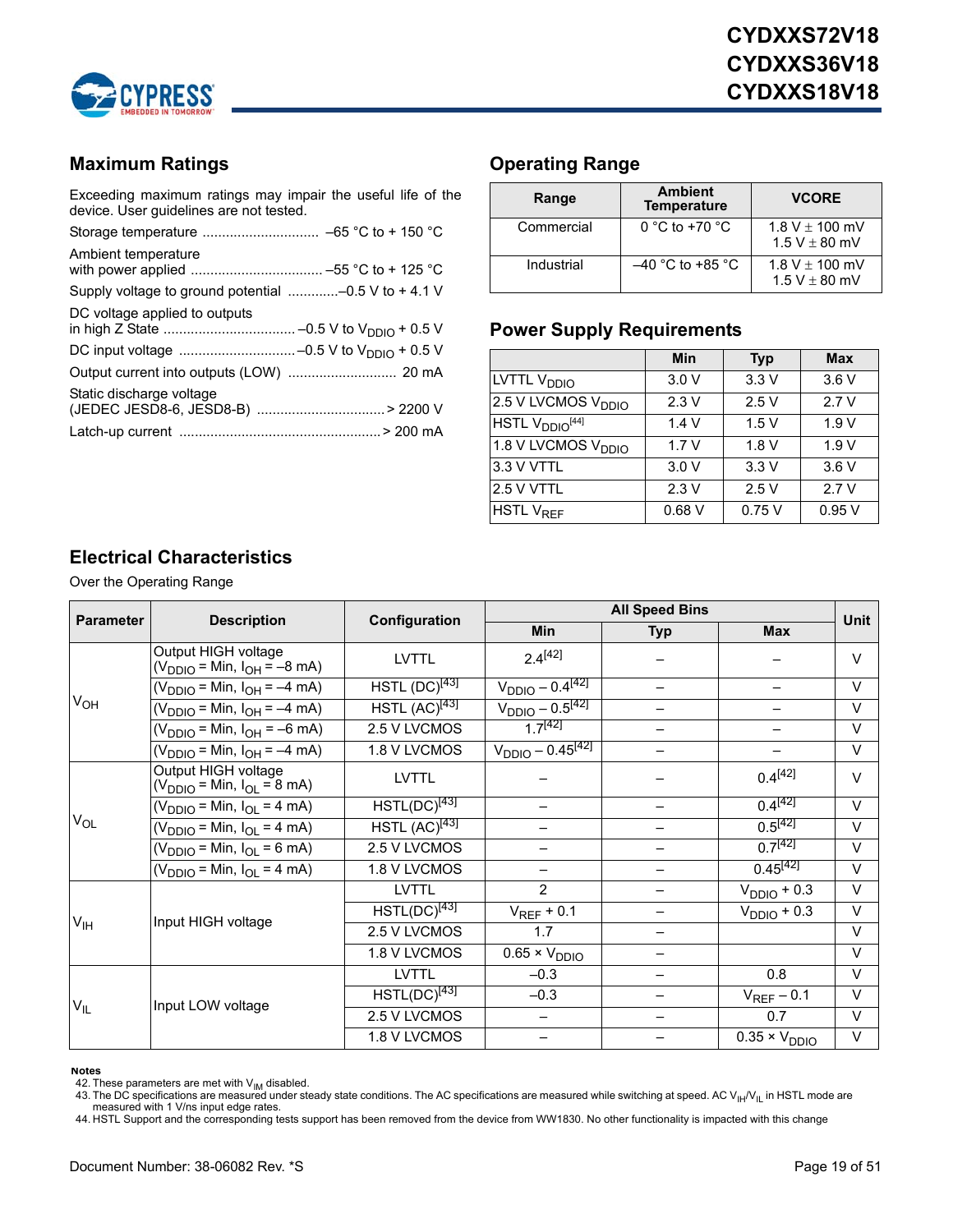## Maximum Ratings

Exceeding maximum ratings may impair the useful life of the device. User guidelines are not tested.

Storage temperature ............................. –65 °C to + 150 °C

Ambient temperature with power applied .................................. –55 °C to + 125 °C

Supply voltage to ground potential .............–0.5 V to + 4.1 V

DC voltage applied to outputs in high Z State .................................. –0.5 V to $V_{DDIO}$ + 0.5 V

DC input voltage .............................. –0.5 V to $V_{DDIO}$ + 0.5 V

Output current into outputs (LOW) ............................ 20 mA

Static discharge voltage (JEDEC JESD8-6, JESD8-B) ................................ > 2200 V

Latch-up current .................................................... > 200 mA

## Operating Range

| Range | Ambient Temperature | VCORE |
|---|---|---|
| Commercial | 0 °C to +70 °C | 1.8 V ± 100 mV<br>1.5 V ± 80 mV |
| Industrial | –40 °C to +85 °C | 1.8 V ± 100 mV<br>1.5 V ± 80 mV |

## Power Supply Requirements

| | Min | Typ | Max |
|---|---|---|---|
| LVTTL $V_{DDIO}$ | 3.0 V | 3.3 V | 3.6 V |
| 2.5 V LVCMOS $V_{DDIO}$ | 2.3 V | 2.5 V | 2.7 V |
| HSTL $V_{DDIO}$[44] | 1.4 V | 1.5 V | 1.9 V |
| 1.8 V LVCMOS $V_{DDIO}$ | 1.7 V | 1.8 V | 1.9 V |
| 3.3 V VTTL | 3.0 V | 3.3 V | 3.6 V |
| 2.5 V VTTL | 2.3 V | 2.5 V | 2.7 V |
| HSTL $V_{REF}$ | 0.68 V | 0.75 V | 0.95 V |

## Electrical Characteristics

Over the Operating Range

| Parameter | Description | Configuration | All Speed Bins | | | Unit |
|---|---|---|---|---|---|---|
| | | | Min | Typ | Max | |
| $V_{OH}$ | Output HIGH voltage ($V_{DDIO}$ = Min, $I_{OH}$ = –8 mA) | LVTTL | 2.4[42] | – | – | V |
| | ($V_{DDIO}$ = Min, $I_{OH}$ = –4 mA) | HSTL (DC)[43] | $V_{DDIO}$ – 0.4[42] | – | – | V |
| | ($V_{DDIO}$ = Min, $I_{OH}$ = –4 mA) | HSTL (AC)[43] | $V_{DDIO}$ – 0.5[42] | – | – | V |
| | ($V_{DDIO}$ = Min, $I_{OH}$ = –6 mA) | 2.5 V LVCMOS | 1.7[42] | – | – | V |
| | ($V_{DDIO}$ = Min, $I_{OH}$ = –4 mA) | 1.8 V LVCMOS | $V_{DDIO}$ – 0.45[42] | – | – | V |
| $V_{OL}$ | Output HIGH voltage ($V_{DDIO}$ = Min, $I_{OL}$ = 8 mA) | LVTTL | – | – | 0.4[42] | V |
| | ($V_{DDIO}$ = Min, $I_{OL}$ = 4 mA) | HSTL(DC)[43] | – | – | 0.4[42] | V |
| | ($V_{DDIO}$ = Min, $I_{OL}$ = 4 mA) | HSTL (AC)[43] | – | – | 0.5[42] | V |
| | ($V_{DDIO}$ = Min, $I_{OL}$ = 6 mA) | 2.5 V LVCMOS | – | – | 0.7[42] | V |
| | ($V_{DDIO}$ = Min, $I_{OL}$ = 4 mA) | 1.8 V LVCMOS | – | – | 0.45[42] | V |
| $V_{IH}$ | Input HIGH voltage | LVTTL | 2 | – | $V_{DDIO}$ + 0.3 | V |
| | | HSTL(DC)[43] | $V_{REF}$ + 0.1 | – | $V_{DDIO}$ + 0.3 | V |
| | | 2.5 V LVCMOS | 1.7 | – | | V |
| | | 1.8 V LVCMOS | 0.65 × $V_{DDIO}$ | – | | V |
| $V_{IL}$ | Input LOW voltage | LVTTL | –0.3 | – | 0.8 | V |
| | | HSTL(DC)[43] | –0.3 | – | $V_{REF}$ – 0.1 | V |
| | | 2.5 V LVCMOS | – | – | 0.7 | V |
| | | 1.8 V LVCMOS | – | – | 0.35 × $V_{DDIO}$ | V |

**Notes**

42. These parameters are met with $V_{IM}$ disabled.
43. The DC specifications are measured under steady state conditions. The AC specifications are measured while switching at speed. AC $V_{IH}$/$V_{IL}$ in HSTL mode are measured with 1 V/ns input edge rates.
44. HSTL Support and the corresponding tests support has been removed from the device from WW1830. No other functionality is impacted with this change

Document Number: 38-06082 Rev. *S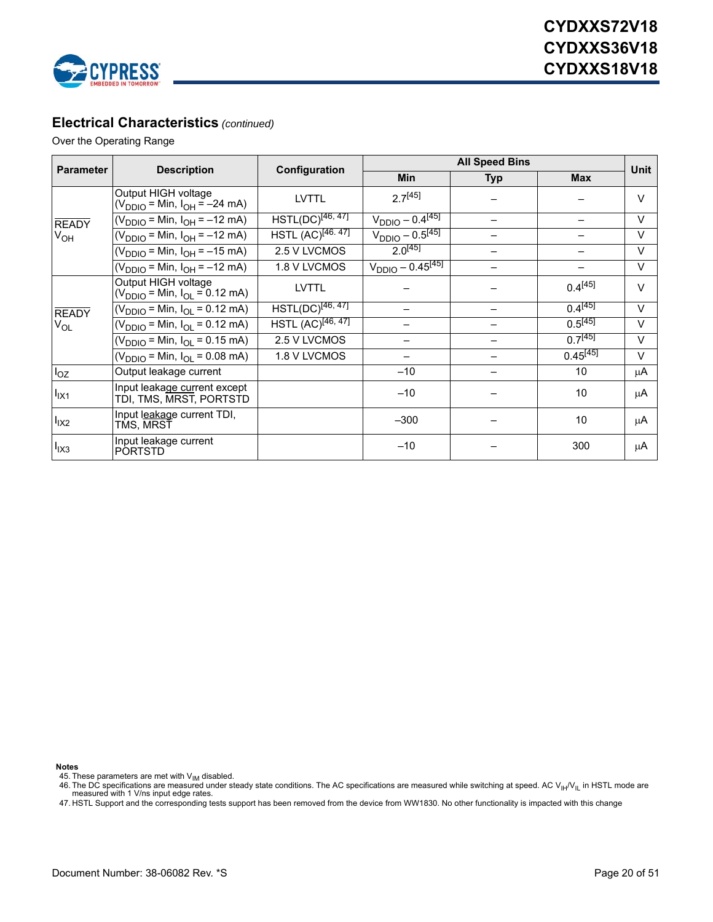## Electrical Characteristics *(continued)*

Over the Operating Range

| Parameter | Description | Configuration | All Speed Bins | | | Unit |
|---|---|---|---|---|---|---|
| | | | Min | Typ | Max | |
| $\overline{READY}$ $V_{OH}$ | Output HIGH voltage ($V_{DDIO}$ = Min, $I_{OH}$ = –24 mA) | LVTTL | 2.7[45] | – | – | V |
| | ($V_{DDIO}$ = Min, $I_{OH}$ = –12 mA) | HSTL(DC)[46, 47] | $V_{DDIO}$ – 0.4[45] | – | – | V |
| | ($V_{DDIO}$ = Min, $I_{OH}$ = –12 mA) | HSTL (AC)[46. 47] | $V_{DDIO}$ – 0.5[45] | – | – | V |
| | ($V_{DDIO}$ = Min, $I_{OH}$ = –15 mA) | 2.5 V LVCMOS | 2.0[45] | – | – | V |
| | ($V_{DDIO}$ = Min, $I_{OH}$ = –12 mA) | 1.8 V LVCMOS | $V_{DDIO}$ – 0.45[45] | – | – | V |
| $\overline{READY}$ $V_{OL}$ | Output HIGH voltage ($V_{DDIO}$ = Min, $I_{OL}$ = 0.12 mA) | LVTTL | – | – | 0.4[45] | V |
| | ($V_{DDIO}$ = Min, $I_{OL}$ = 0.12 mA) | HSTL(DC)[46, 47] | – | – | 0.4[45] | V |
| | ($V_{DDIO}$ = Min, $I_{OL}$ = 0.12 mA) | HSTL (AC)[46, 47] | – | – | 0.5[45] | V |
| | ($V_{DDIO}$ = Min, $I_{OL}$ = 0.15 mA) | 2.5 V LVCMOS | – | – | 0.7[45] | V |
| | ($V_{DDIO}$ = Min, $I_{OL}$ = 0.08 mA) | 1.8 V LVCMOS | – | – | 0.45[45] | V |
| $I_{OZ}$ | Output leakage current | | –10 | – | 10 | µA |
| $I_{IX1}$ | Input leakage current except TDI, TMS, $\overline{MRST}$, PORTSTD | | –10 | – | 10 | µA |
| $I_{IX2}$ | Input leakage current TDI, TMS, $\overline{MRST}$ | | –300 | – | 10 | µA |
| $I_{IX3}$ | Input leakage current PORTSTD | | –10 | – | 300 | µA |

**Notes**

45. These parameters are met with $V_{IM}$ disabled.
46. The DC specifications are measured under steady state conditions. The AC specifications are measured while switching at speed. AC $V_{IH}$/$V_{IL}$ in HSTL mode are measured with 1 V/ns input edge rates.
47. HSTL Support and the corresponding tests support has been removed from the device from WW1830. No other functionality is impacted with this change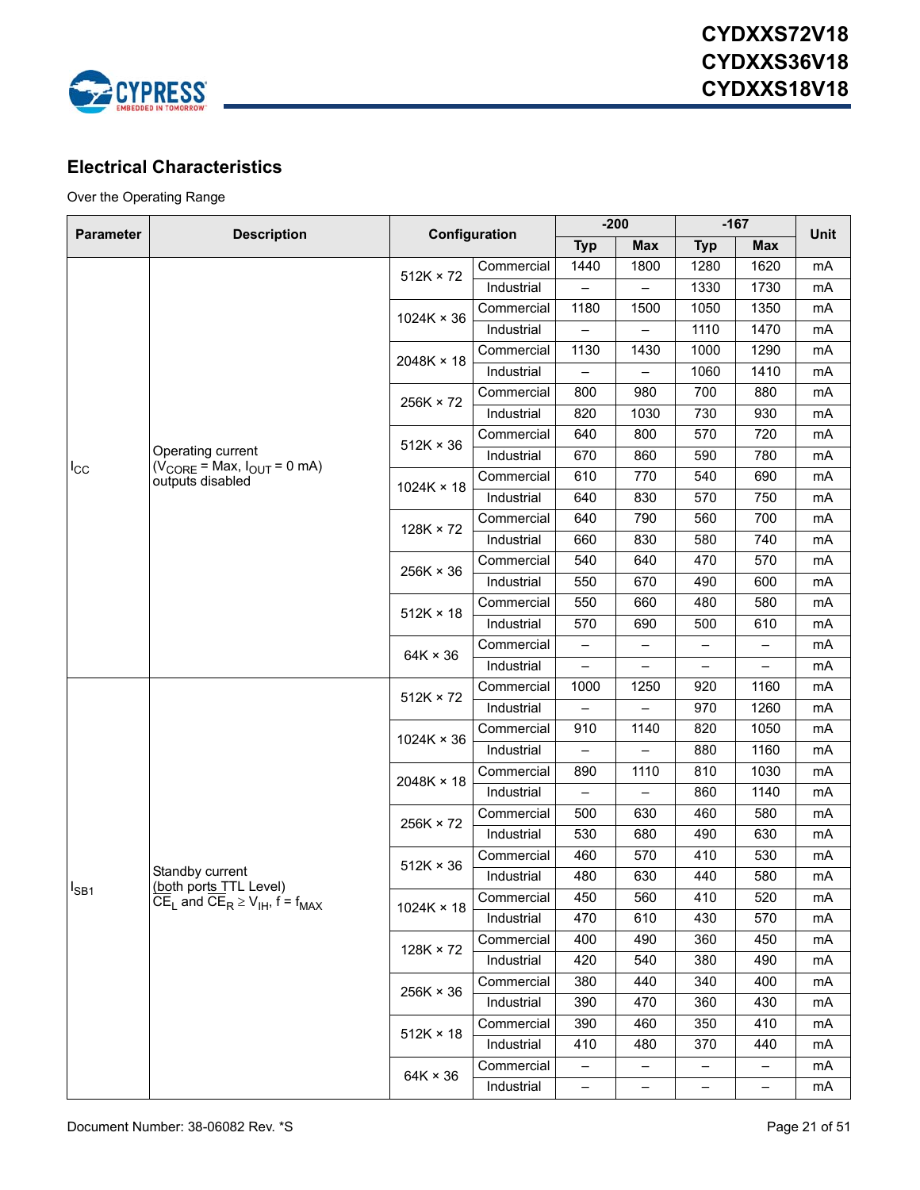## Electrical Characteristics

Over the Operating Range

| Parameter | Description | Configuration | | -200 | | -167 | | Unit |
|---|---|---|---|---|---|---|---|---|
| | | | | Typ | Max | Typ | Max | |
| $I_{CC}$ | Operating current ($V_{CORE}$ = Max, $I_{OUT}$ = 0 mA) outputs disabled | 512K × 72 | Commercial | 1440 | 1800 | 1280 | 1620 | mA |
| | | | Industrial | – | – | 1330 | 1730 | mA |
| | | 1024K × 36 | Commercial | 1180 | 1500 | 1050 | 1350 | mA |
| | | | Industrial | – | – | 1110 | 1470 | mA |
| | | 2048K × 18 | Commercial | 1130 | 1430 | 1000 | 1290 | mA |
| | | | Industrial | – | – | 1060 | 1410 | mA |
| | | 256K × 72 | Commercial | 800 | 980 | 700 | 880 | mA |
| | | | Industrial | 820 | 1030 | 730 | 930 | mA |
| | | 512K × 36 | Commercial | 640 | 800 | 570 | 720 | mA |
| | | | Industrial | 670 | 860 | 590 | 780 | mA |
| | | 1024K × 18 | Commercial | 610 | 770 | 540 | 690 | mA |
| | | | Industrial | 640 | 830 | 570 | 750 | mA |
| | | 128K × 72 | Commercial | 640 | 790 | 560 | 700 | mA |
| | | | Industrial | 660 | 830 | 580 | 740 | mA |
| | | 256K × 36 | Commercial | 540 | 640 | 470 | 570 | mA |
| | | | Industrial | 550 | 670 | 490 | 600 | mA |
| | | 512K × 18 | Commercial | 550 | 660 | 480 | 580 | mA |
| | | | Industrial | 570 | 690 | 500 | 610 | mA |
| | | 64K × 36 | Commercial | – | – | – | – | mA |
| | | | Industrial | – | – | – | – | mA |
| $I_{SB1}$ | Standby current (both ports TTL Level) $\overline{CE}_L$ and $\overline{CE}_R \geq V_{IH}$, f = $f_{MAX}$ | 512K × 72 | Commercial | 1000 | 1250 | 920 | 1160 | mA |
| | | | Industrial | – | – | 970 | 1260 | mA |
| | | 1024K × 36 | Commercial | 910 | 1140 | 820 | 1050 | mA |
| | | | Industrial | – | – | 880 | 1160 | mA |
| | | 2048K × 18 | Commercial | 890 | 1110 | 810 | 1030 | mA |
| | | | Industrial | – | – | 860 | 1140 | mA |
| | | 256K × 72 | Commercial | 500 | 630 | 460 | 580 | mA |
| | | | Industrial | 530 | 680 | 490 | 630 | mA |
| | | 512K × 36 | Commercial | 460 | 570 | 410 | 530 | mA |
| | | | Industrial | 480 | 630 | 440 | 580 | mA |
| | | 1024K × 18 | Commercial | 450 | 560 | 410 | 520 | mA |
| | | | Industrial | 470 | 610 | 430 | 570 | mA |
| | | 128K × 72 | Commercial | 400 | 490 | 360 | 450 | mA |
| | | | Industrial | 420 | 540 | 380 | 490 | mA |
| | | 256K × 36 | Commercial | 380 | 440 | 340 | 400 | mA |
| | | | Industrial | 390 | 470 | 360 | 430 | mA |
| | | 512K × 18 | Commercial | 390 | 460 | 350 | 410 | mA |
| | | | Industrial | 410 | 480 | 370 | 440 | mA |
| | | 64K × 36 | Commercial | – | – | – | – | mA |
| | | | Industrial | – | – | – | – | mA |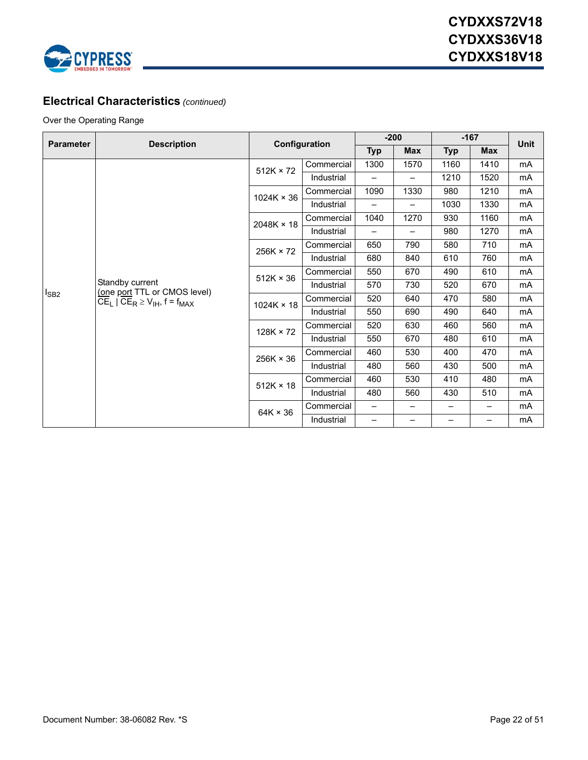## Electrical Characteristics *(continued)*

Over the Operating Range

| Parameter | Description | Configuration | | -200 | | -167 | | Unit |
|---|---|---|---|---|---|---|---|---|
| | | | | Typ | Max | Typ | Max | |
| $I_{SB2}$ | Standby current (one port TTL or CMOS level) $\overline{CE}_L$ \| $\overline{CE}_R \geq V_{IH}$, $f = f_{MAX}$ | 512K × 72 | Commercial | 1300 | 1570 | 1160 | 1410 | mA |
| | | | Industrial | – | – | 1210 | 1520 | mA |
| | | 1024K × 36 | Commercial | 1090 | 1330 | 980 | 1210 | mA |
| | | | Industrial | – | – | 1030 | 1330 | mA |
| | | 2048K × 18 | Commercial | 1040 | 1270 | 930 | 1160 | mA |
| | | | Industrial | – | – | 980 | 1270 | mA |
| | | 256K × 72 | Commercial | 650 | 790 | 580 | 710 | mA |
| | | | Industrial | 680 | 840 | 610 | 760 | mA |
| | | 512K × 36 | Commercial | 550 | 670 | 490 | 610 | mA |
| | | | Industrial | 570 | 730 | 520 | 670 | mA |
| | | 1024K × 18 | Commercial | 520 | 640 | 470 | 580 | mA |
| | | | Industrial | 550 | 690 | 490 | 640 | mA |
| | | 128K × 72 | Commercial | 520 | 630 | 460 | 560 | mA |
| | | | Industrial | 550 | 670 | 480 | 610 | mA |
| | | 256K × 36 | Commercial | 460 | 530 | 400 | 470 | mA |
| | | | Industrial | 480 | 560 | 430 | 500 | mA |
| | | 512K × 18 | Commercial | 460 | 530 | 410 | 480 | mA |
| | | | Industrial | 480 | 560 | 430 | 510 | mA |
| | | 64K × 36 | Commercial | – | – | – | – | mA |
| | | | Industrial | – | – | – | – | mA |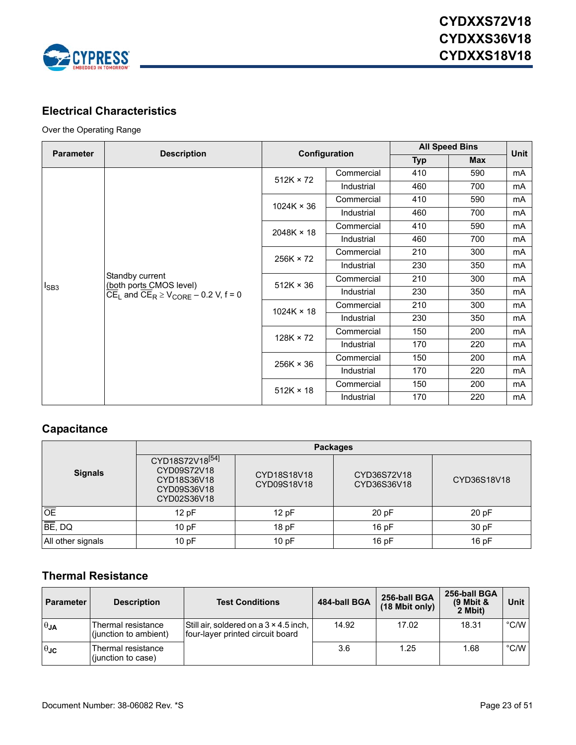## Electrical Characteristics

Over the Operating Range

| Parameter | Description | Configuration | | All Speed Bins | | Unit |
|---|---|---|---|---|---|---|
| | | | | Typ | Max | |
| $I_{SB3}$ | Standby current (both ports CMOS level) $\overline{CE}_L$ and $\overline{CE}_R \geq V_{CORE} - 0.2$ V, f = 0 | 512K × 72 | Commercial | 410 | 590 | mA |
| | | | Industrial | 460 | 700 | mA |
| | | 1024K × 36 | Commercial | 410 | 590 | mA |
| | | | Industrial | 460 | 700 | mA |
| | | 2048K × 18 | Commercial | 410 | 590 | mA |
| | | | Industrial | 460 | 700 | mA |
| | | 256K × 72 | Commercial | 210 | 300 | mA |
| | | | Industrial | 230 | 350 | mA |
| | | 512K × 36 | Commercial | 210 | 300 | mA |
| | | | Industrial | 230 | 350 | mA |
| | | 1024K × 18 | Commercial | 210 | 300 | mA |
| | | | Industrial | 230 | 350 | mA |
| | | 128K × 72 | Commercial | 150 | 200 | mA |
| | | | Industrial | 170 | 220 | mA |
| | | 256K × 36 | Commercial | 150 | 200 | mA |
| | | | Industrial | 170 | 220 | mA |
| | | 512K × 18 | Commercial | 150 | 200 | mA |
| | | | Industrial | 170 | 220 | mA |

## Capacitance

| Signals | Packages | | | |
|---|---|---|---|---|
| | CYD18S72V18[54] CYD09S72V18 CYD18S36V18 CYD09S36V18 CYD02S36V18 | CYD18S18V18 CYD09S18V18 | CYD36S72V18 CYD36S36V18 | CYD36S18V18 |
| $\overline{OE}$ | 12 pF | 12 pF | 20 pF | 20 pF |
| $\overline{BE}$, DQ | 10 pF | 18 pF | 16 pF | 30 pF |
| All other signals | 10 pF | 10 pF | 16 pF | 16 pF |

## Thermal Resistance

| Parameter | Description | Test Conditions | 484-ball BGA | 256-ball BGA (18 Mbit only) | 256-ball BGA (9 Mbit & 2 Mbit) | Unit |
|---|---|---|---|---|---|---|
| $\theta_{JA}$ | Thermal resistance (junction to ambient) | Still air, soldered on a 3 × 4.5 inch, four-layer printed circuit board | 14.92 | 17.02 | 18.31 | °C/W |
| $\theta_{JC}$ | Thermal resistance (junction to case) | | 3.6 | 1.25 | 1.68 | °C/W |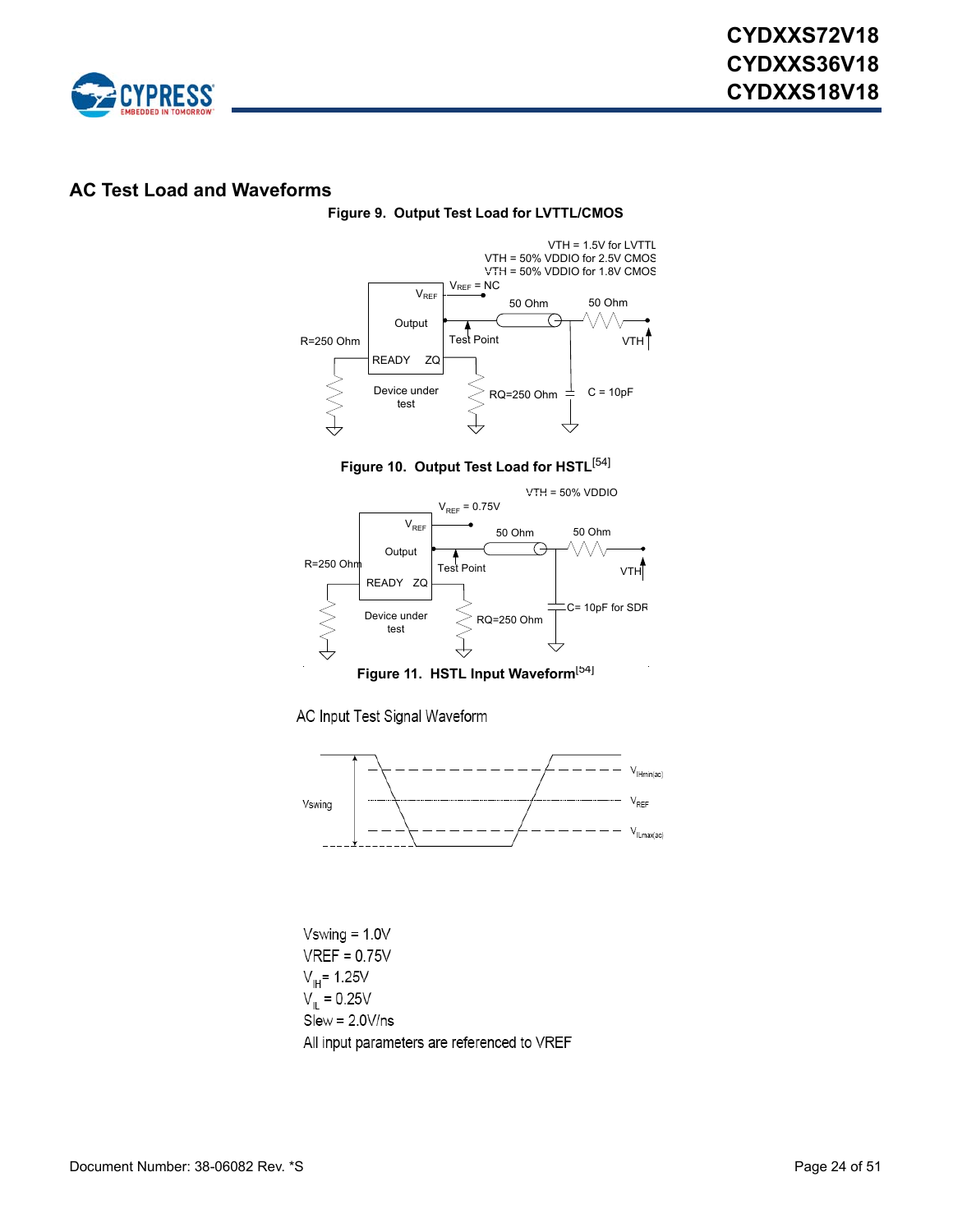## AC Test Load and Waveforms

**Figure 9. Output Test Load for LVTTL/CMOS**

VTH = 1.5V for LVTTL
VTH = 50% VDDIO for 2.5V CMOS
VTH = 50% VDDIO for 1.8V CMOS

$V_{REF}$ = NC

$V_{REF}$

Output

Test Point

50 Ohm

50 Ohm

VTH

R=250 Ohm

READY ZQ

Device under test

RQ=250 Ohm

C = 10pF

**Figure 10. Output Test Load for HSTL[54]**

VTH = 50% VDDIO

$V_{REF}$ = 0.75V

$V_{REF}$

Output

Test Point

50 Ohm

50 Ohm

VTH

R=250 Ohm

READY ZQ

Device under test

RQ=250 Ohm

C= 10pF for SDR

**Figure 11. HSTL Input Waveform[54]**

AC Input Test Signal Waveform

Vswing

$V_{IHmin(ac)}$

$V_{REF}$

$V_{ILmax(ac)}$

Vswing = 1.0V
VREF = 0.75V
$V_{IH}$ = 1.25V
$V_{IL}$ = 0.25V
Slew = 2.0V/ns
All input parameters are referenced to VREF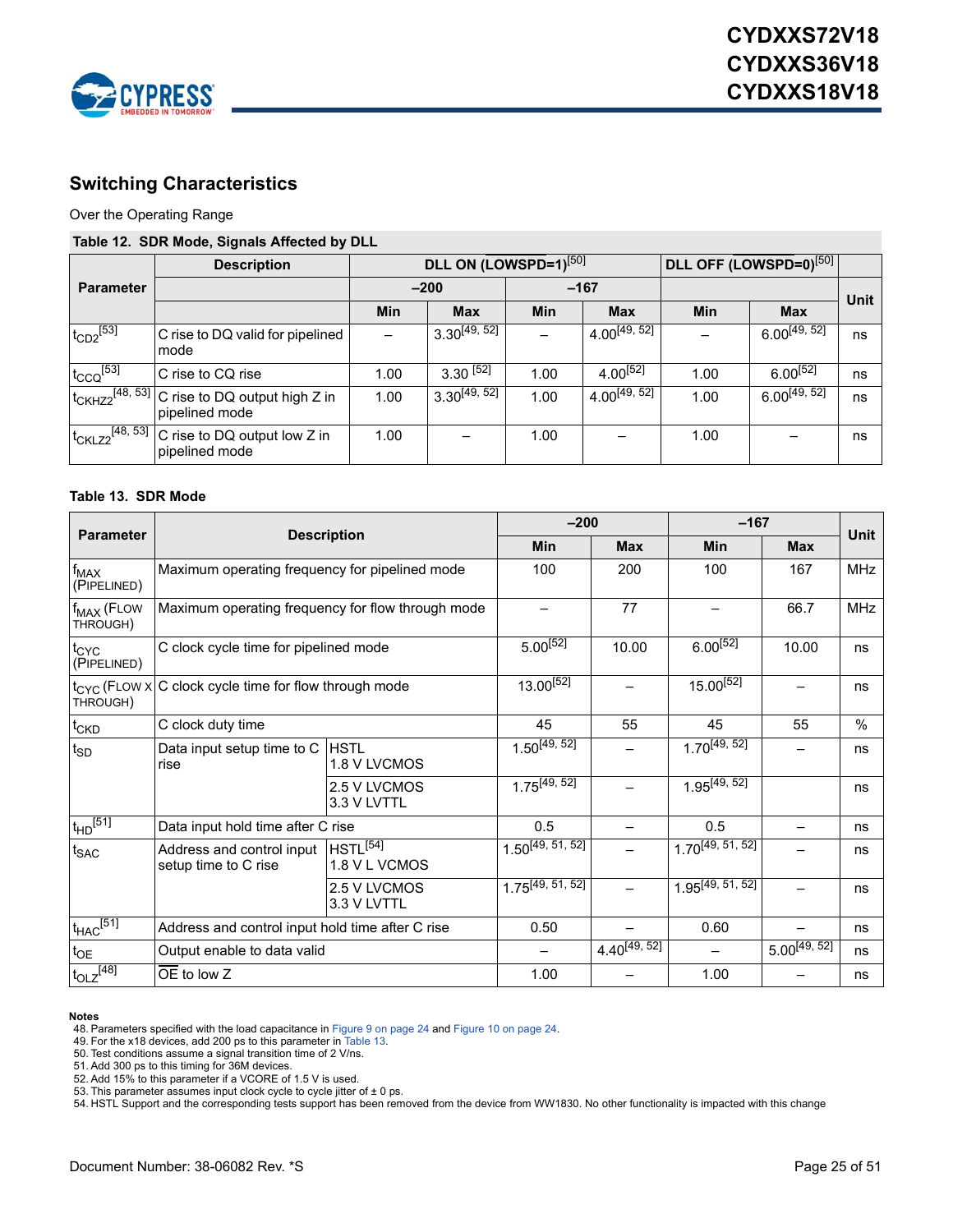## Switching Characteristics

Over the Operating Range

**Table 12. SDR Mode, Signals Affected by DLL**

| Parameter | Description | DLL ON (LOWSPD=1)[50] | | | | DLL OFF (LOWSPD=0)[50] | | Unit |
|---|---|---|---|---|---|---|---|---|
| | | –200 | | –167 | | | | |
| | | Min | Max | Min | Max | Min | Max | |
| $t_{CD2}$[53] | C rise to DQ valid for pipelined mode | – | 3.30[49, 52] | – | 4.00[49, 52] | – | 6.00[49, 52] | ns |
| $t_{CCQ}$[53] | C rise to CQ rise | 1.00 | 3.30 [52] | 1.00 | 4.00[52] | 1.00 | 6.00[52] | ns |
| $t_{CKHZ2}$[48, 53] | C rise to DQ output high Z in pipelined mode | 1.00 | 3.30[49, 52] | 1.00 | 4.00[49, 52] | 1.00 | 6.00[49, 52] | ns |
| $t_{CKLZ2}$[48, 53] | C rise to DQ output low Z in pipelined mode | 1.00 | – | 1.00 | – | 1.00 | – | ns |

**Table 13. SDR Mode**

| Parameter | Description | | –200 | | –167 | | Unit |
|---|---|---|---|---|---|---|---|
| | | | Min | Max | Min | Max | |
| $f_{MAX}$ (PIPELINED) | Maximum operating frequency for pipelined mode | | 100 | 200 | 100 | 167 | MHz |
| $f_{MAX}$ (FLOW THROUGH) | Maximum operating frequency for flow through mode | | – | 77 | – | 66.7 | MHz |
| $t_{CYC}$ (PIPELINED) | C clock cycle time for pipelined mode | | 5.00[52] | 10.00 | 6.00[52] | 10.00 | ns |
| $t_{CYC}$ (FLOW x THROUGH) | C clock cycle time for flow through mode | | 13.00[52] | – | 15.00[52] | – | ns |
| $t_{CKD}$ | C clock duty time | | 45 | 55 | 45 | 55 | % |
| $t_{SD}$ | Data input setup time to C rise | HSTL 1.8 V LVCMOS | 1.50[49, 52] | – | 1.70[49, 52] | – | ns |
| | | 2.5 V LVCMOS 3.3 V LVTTL | 1.75[49, 52] | – | 1.95[49, 52] | | ns |
| $t_{HD}$[51] | Data input hold time after C rise | | 0.5 | – | 0.5 | – | ns |
| $t_{SAC}$ | Address and control input setup time to C rise | HSTL[54] 1.8 V L VCMOS | 1.50[49, 51, 52] | – | 1.70[49, 51, 52] | – | ns |
| | | 2.5 V LVCMOS 3.3 V LVTTL | 1.75[49, 51, 52] | – | 1.95[49, 51, 52] | – | ns |
| $t_{HAC}$[51] | Address and control input hold time after C rise | | 0.50 | – | 0.60 | – | ns |
| $t_{OE}$ | Output enable to data valid | | – | 4.40[49, 52] | – | 5.00[49, 52] | ns |
| $t_{OLZ}$[48] | $\overline{OE}$ to low Z | | 1.00 | – | 1.00 | – | ns |

**Notes**

48. Parameters specified with the load capacitance in Figure 9 on page 24 and Figure 10 on page 24.
49. For the x18 devices, add 200 ps to this parameter in Table 13.
50. Test conditions assume a signal transition time of 2 V/ns.
51. Add 300 ps to this timing for 36M devices.
52. Add 15% to this parameter if a VCORE of 1.5 V is used.
53. This parameter assumes input clock cycle to cycle jitter of ± 0 ps.
54. HSTL Support and the corresponding tests support has been removed from the device from WW1830. No other functionality is impacted with this change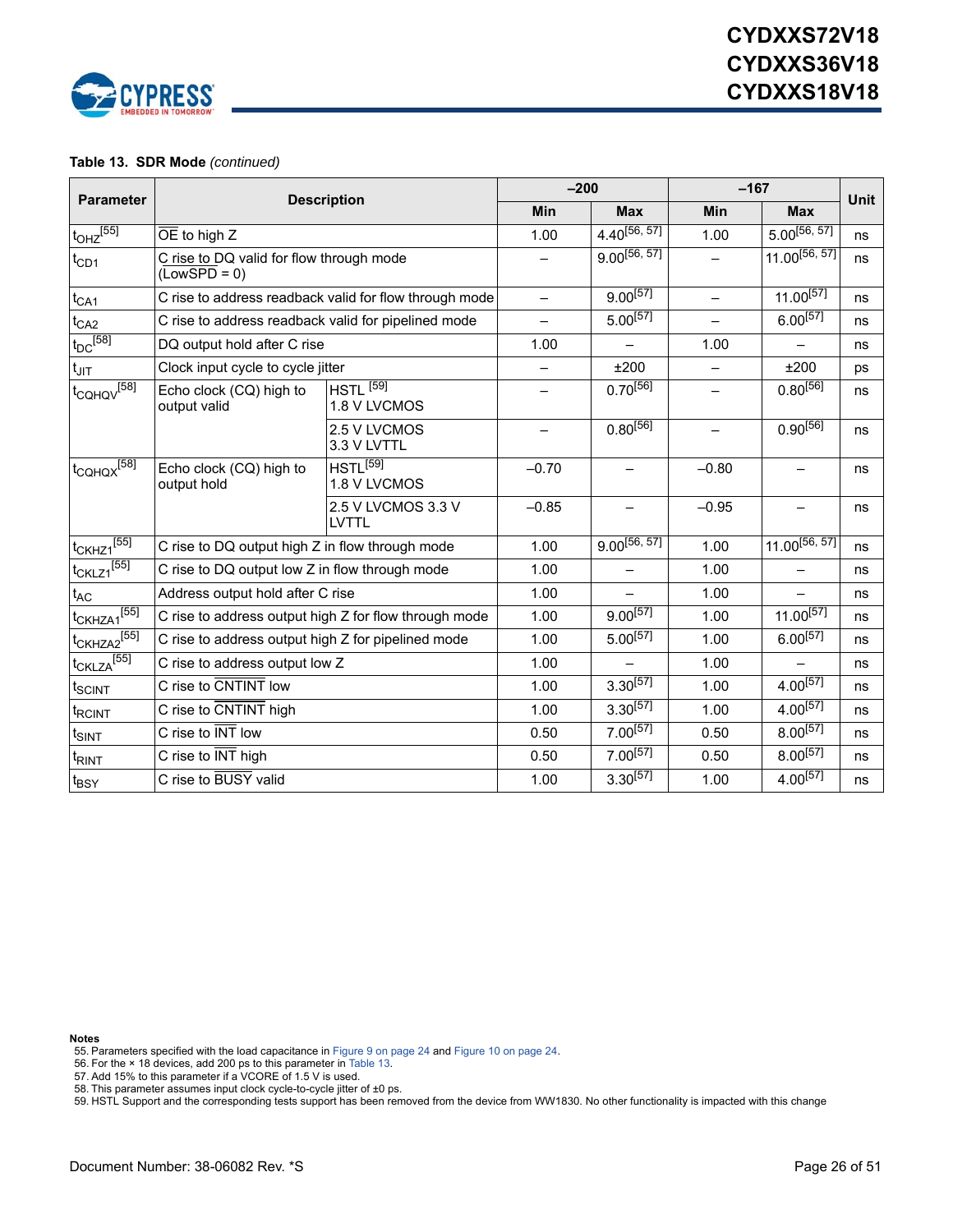**Table 13. SDR Mode** *(continued)*

| Parameter | Description | | –200 | | –167 | | Unit |
|---|---|---|---|---|---|---|---|
| | | | Min | Max | Min | Max | |
| $t_{OHZ}$[55] | OE to high Z | | 1.00 | 4.40[56, 57] | 1.00 | 5.00[56, 57] | ns |
| $t_{CD1}$ | C rise to DQ valid for flow through mode (LowSPD = 0) | | – | 9.00[56, 57] | – | 11.00[56, 57] | ns |
| $t_{CA1}$ | C rise to address readback valid for flow through mode | | – | 9.00[57] | – | 11.00[57] | ns |
| $t_{CA2}$ | C rise to address readback valid for pipelined mode | | – | 5.00[57] | – | 6.00[57] | ns |
| $t_{DC}$[58] | DQ output hold after C rise | | 1.00 | – | 1.00 | – | ns |
| $t_{JIT}$ | Clock input cycle to cycle jitter | | – | ±200 | – | ±200 | ps |
| $t_{CQHQV}$[58] | Echo clock (CQ) high to output valid | HSTL [59] 1.8 V LVCMOS | – | 0.70[56] | – | 0.80[56] | ns |
| | | 2.5 V LVCMOS 3.3 V LVTTL | – | 0.80[56] | – | 0.90[56] | ns |
| $t_{CQHQX}$[58] | Echo clock (CQ) high to output hold | HSTL[59] 1.8 V LVCMOS | –0.70 | – | –0.80 | – | ns |
| | | 2.5 V LVCMOS 3.3 V LVTTL | –0.85 | – | –0.95 | – | ns |
| $t_{CKHZ1}$[55] | C rise to DQ output high Z in flow through mode | | 1.00 | 9.00[56, 57] | 1.00 | 11.00[56, 57] | ns |
| $t_{CKLZ1}$[55] | C rise to DQ output low Z in flow through mode | | 1.00 | – | 1.00 | – | ns |
| $t_{AC}$ | Address output hold after C rise | | 1.00 | – | 1.00 | – | ns |
| $t_{CKHZA1}$[55] | C rise to address output high Z for flow through mode | | 1.00 | 9.00[57] | 1.00 | 11.00[57] | ns |
| $t_{CKHZA2}$[55] | C rise to address output high Z for pipelined mode | | 1.00 | 5.00[57] | 1.00 | 6.00[57] | ns |
| $t_{CKLZA}$[55] | C rise to address output low Z | | 1.00 | – | 1.00 | – | ns |
| $t_{SCINT}$ | C rise to CNTINT low | | 1.00 | 3.30[57] | 1.00 | 4.00[57] | ns |
| $t_{RCINT}$ | C rise to CNTINT high | | 1.00 | 3.30[57] | 1.00 | 4.00[57] | ns |
| $t_{SINT}$ | C rise to INT low | | 0.50 | 7.00[57] | 0.50 | 8.00[57] | ns |
| $t_{RINT}$ | C rise to INT high | | 0.50 | 7.00[57] | 0.50 | 8.00[57] | ns |
| $t_{BSY}$ | C rise to BUSY valid | | 1.00 | 3.30[57] | 1.00 | 4.00[57] | ns |

**Notes**
55. Parameters specified with the load capacitance in Figure 9 on page 24 and Figure 10 on page 24.
56. For the × 18 devices, add 200 ps to this parameter in Table 13.
57. Add 15% to this parameter if a VCORE of 1.5 V is used.
58. This parameter assumes input clock cycle-to-cycle jitter of ±0 ps.
59. HSTL Support and the corresponding tests support has been removed from the device from WW1830. No other functionality is impacted with this change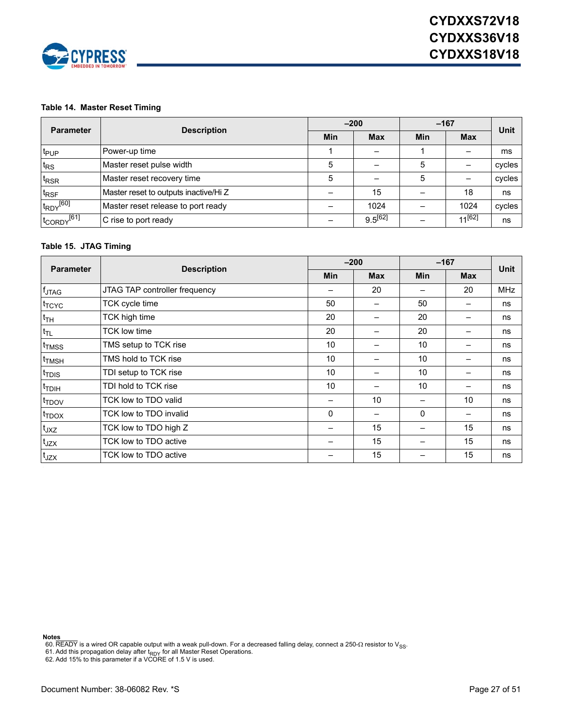**Table 14. Master Reset Timing**

| Parameter | Description | –200 | | –167 | | Unit |
|---|---|---|---|---|---|---|
| | | Min | Max | Min | Max | |
| $t_{PUP}$ | Power-up time | 1 | – | 1 | – | ms |
| $t_{RS}$ | Master reset pulse width | 5 | – | 5 | – | cycles |
| $t_{RSR}$ | Master reset recovery time | 5 | – | 5 | – | cycles |
| $t_{RSF}$ | Master reset to outputs inactive/Hi Z | – | 15 | – | 18 | ns |
| $t_{RDY}$[60] | Master reset release to port ready | – | 1024 | – | 1024 | cycles |
| $t_{CORDY}$[61] | C rise to port ready | – | 9.5[62] | – | 11[62] | ns |

**Table 15. JTAG Timing**

| Parameter | Description | –200 | | –167 | | Unit |
|---|---|---|---|---|---|---|
| | | Min | Max | Min | Max | |
| $f_{JTAG}$ | JTAG TAP controller frequency | – | 20 | – | 20 | MHz |
| $t_{TCYC}$ | TCK cycle time | 50 | – | 50 | – | ns |
| $t_{TH}$ | TCK high time | 20 | – | 20 | – | ns |
| $t_{TL}$ | TCK low time | 20 | – | 20 | – | ns |
| $t_{TMSS}$ | TMS setup to TCK rise | 10 | – | 10 | – | ns |
| $t_{TMSH}$ | TMS hold to TCK rise | 10 | – | 10 | – | ns |
| $t_{TDIS}$ | TDI setup to TCK rise | 10 | – | 10 | – | ns |
| $t_{TDIH}$ | TDI hold to TCK rise | 10 | – | 10 | – | ns |
| $t_{TDOV}$ | TCK low to TDO valid | – | 10 | – | 10 | ns |
| $t_{TDOX}$ | TCK low to TDO invalid | 0 | – | 0 | – | ns |
| $t_{JXZ}$ | TCK low to TDO high Z | – | 15 | – | 15 | ns |
| $t_{JZX}$ | TCK low to TDO active | – | 15 | – | 15 | ns |
| $t_{JZX}$ | TCK low to TDO active | – | 15 | – | 15 | ns |

**Notes**

60. READY is a wired OR capable output with a weak pull-down. For a decreased falling delay, connect a 250-Ω resistor to $V_{SS}$.
61. Add this propagation delay after $t_{RDY}$ for all Master Reset Operations.
62. Add 15% to this parameter if a VCORE of 1.5 V is used.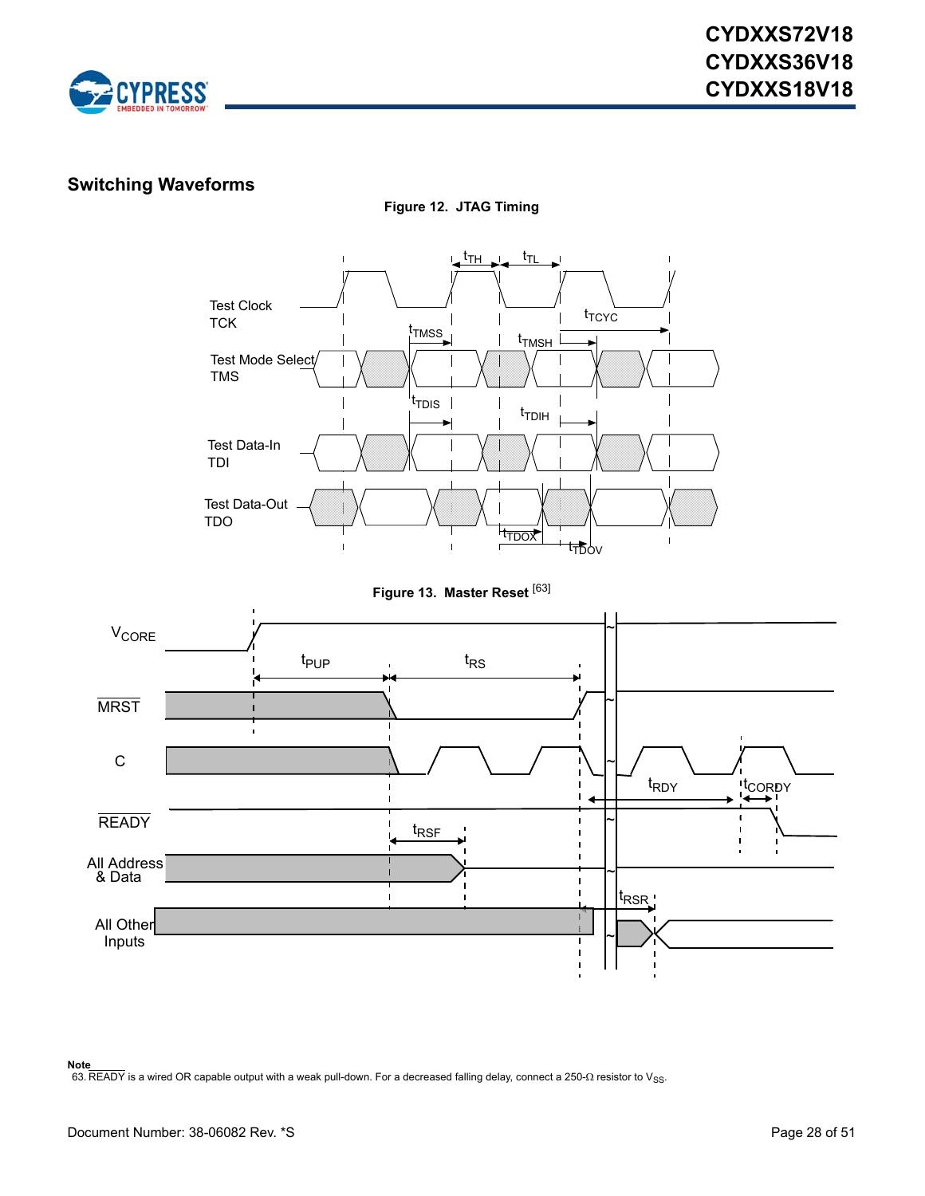## Switching Waveforms

**Figure 12. JTAG Timing**

**Figure 13. Master Reset** [63]

**Note**

63. READY is a wired OR capable output with a weak pull-down. For a decreased falling delay, connect a 250-Ω resistor to $V_{SS}$.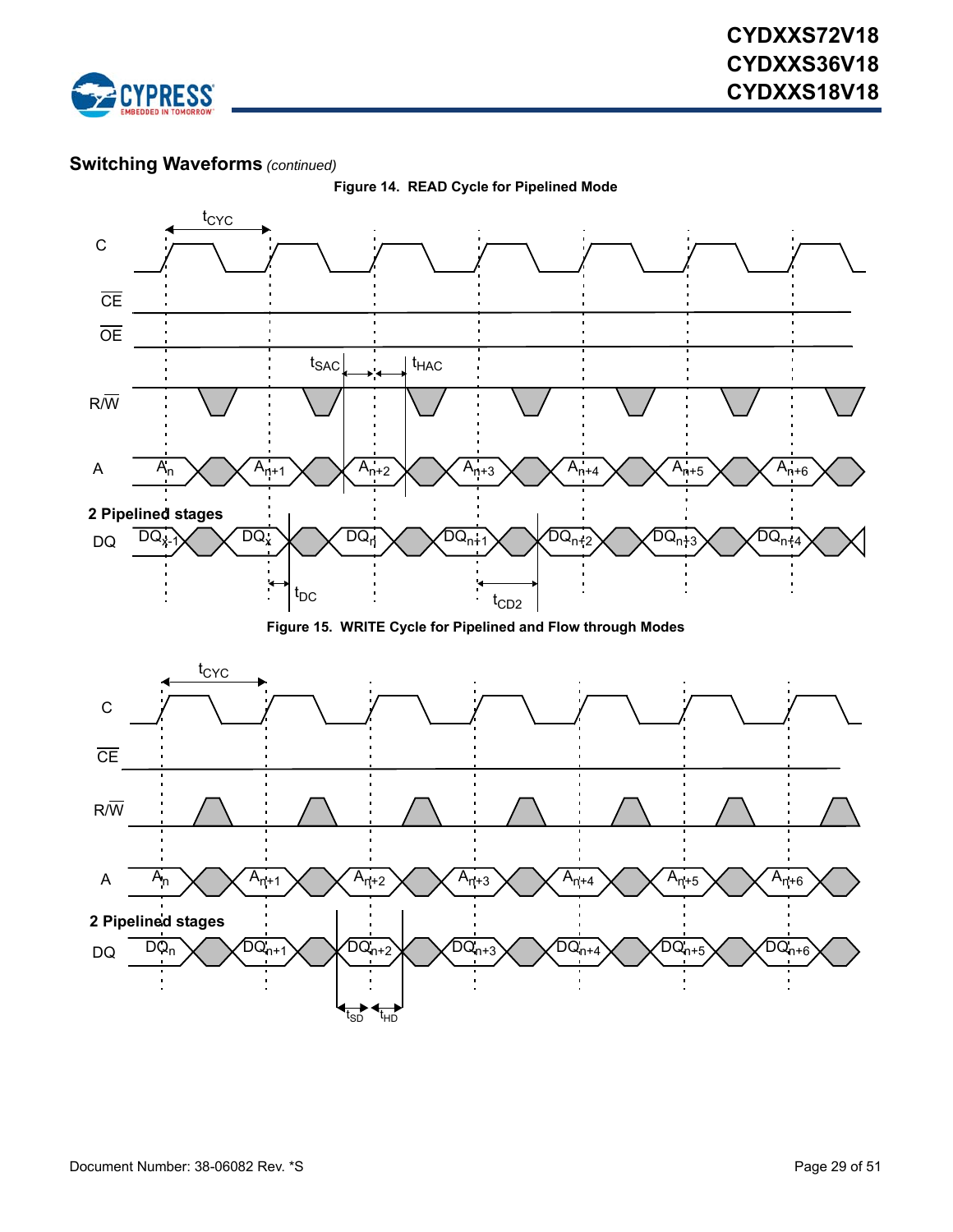## Switching Waveforms *(continued)*

**Figure 14. READ Cycle for Pipelined Mode**

**Figure 15. WRITE Cycle for Pipelined and Flow through Modes**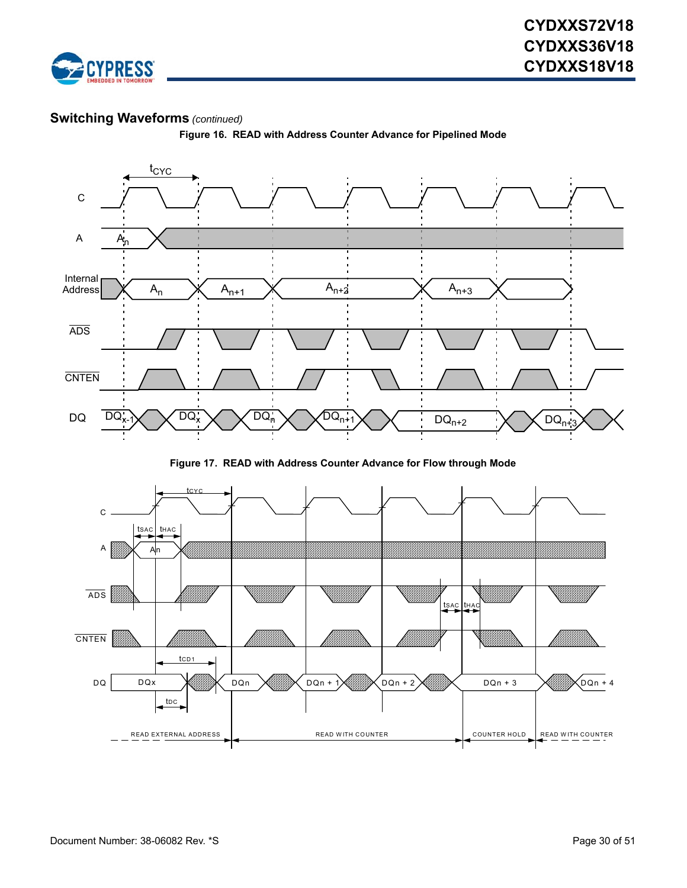## Switching Waveforms *(continued)*

**Figure 16. READ with Address Counter Advance for Pipelined Mode**

**Figure 17. READ with Address Counter Advance for Flow through Mode**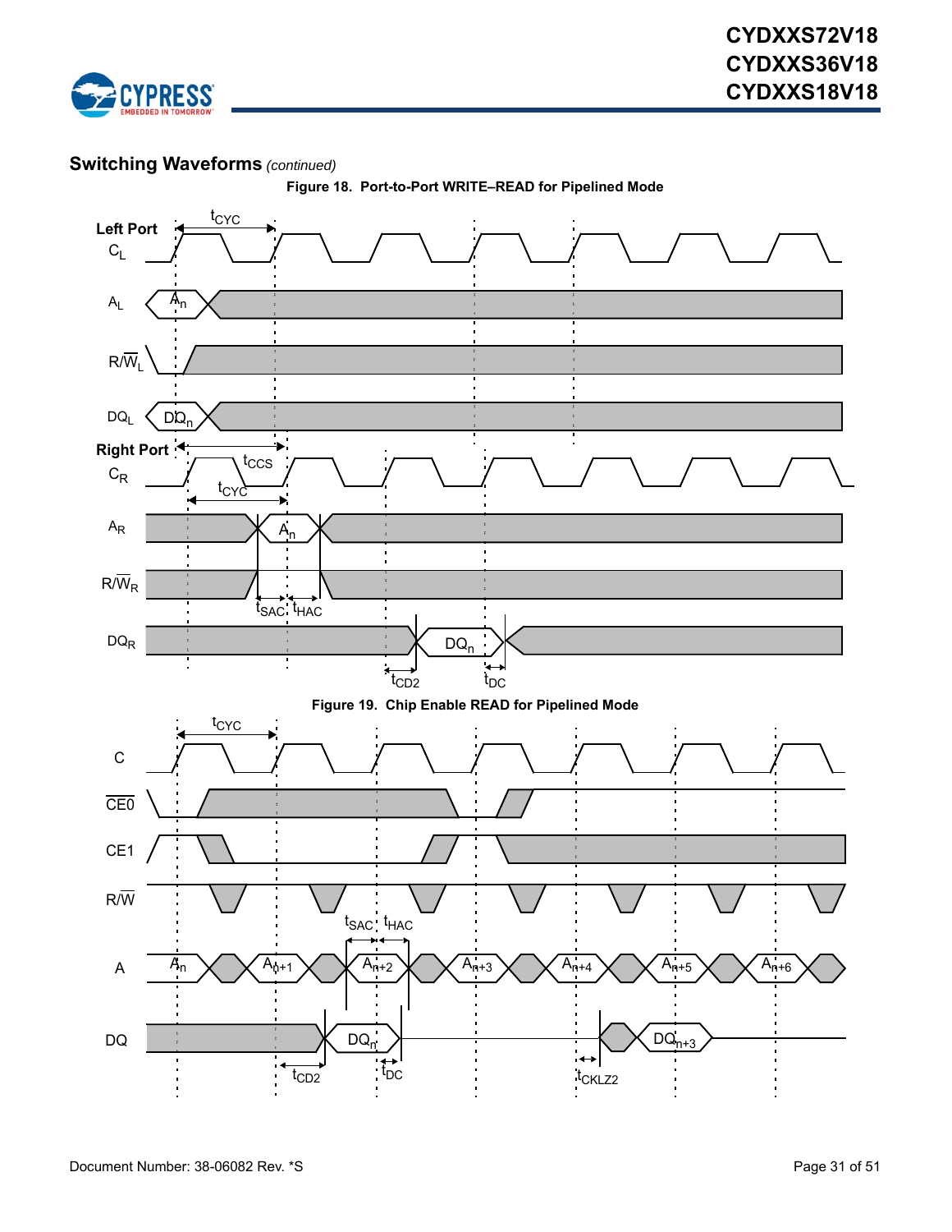## Switching Waveforms *(continued)*

**Figure 18. Port-to-Port WRITE–READ for Pipelined Mode**

**Figure 19. Chip Enable READ for Pipelined Mode**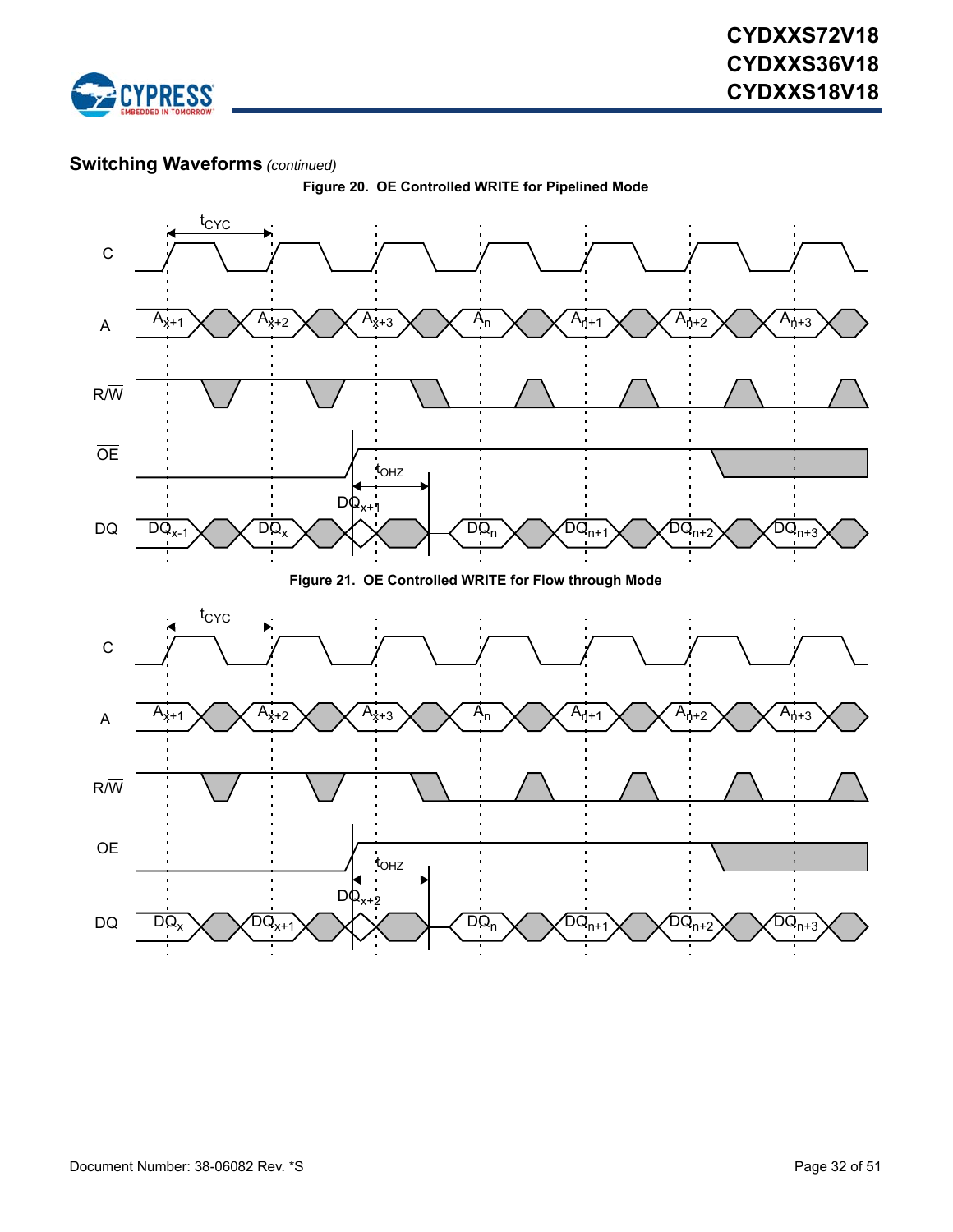## Switching Waveforms *(continued)*

**Figure 20. OE Controlled WRITE for Pipelined Mode**

**Figure 21. OE Controlled WRITE for Flow through Mode**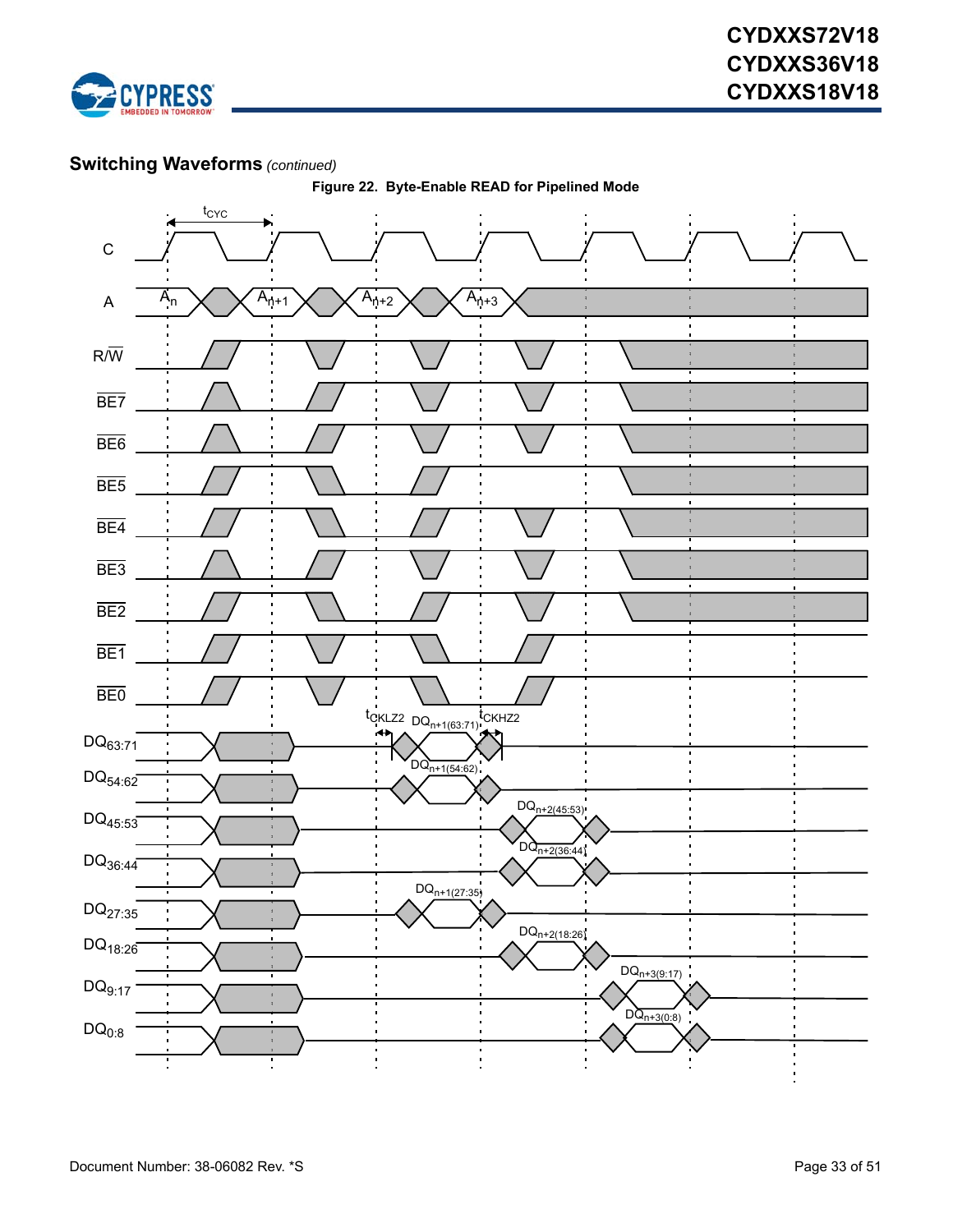## Switching Waveforms *(continued)*

**Figure 22. Byte-Enable READ for Pipelined Mode**

$t_{CYC}$

C

A: $A_n$, $A_{n+1}$, $A_{n+2}$, $A_{n+3}$

R/$\overline{W}$

$\overline{BE7}$

$\overline{BE6}$

$\overline{BE5}$

$\overline{BE4}$

$\overline{BE3}$

$\overline{BE2}$

$\overline{BE1}$

$\overline{BE0}$

$t_{CKLZ2}$ $DQ_{n+1(63:71)}$ $t_{CKHZ2}$

$DQ_{63:71}$

$DQ_{n+1(54:62)}$

$DQ_{54:62}$

$DQ_{n+2(45:53)}$

$DQ_{45:53}$

$DQ_{n+2(36:44)}$

$DQ_{36:44}$

$DQ_{n+1(27:35)}$

$DQ_{27:35}$

$DQ_{n+2(18:26)}$

$DQ_{18:26}$

$DQ_{n+3(9:17)}$

$DQ_{9:17}$

$DQ_{n+3(0:8)}$

$DQ_{0:8}$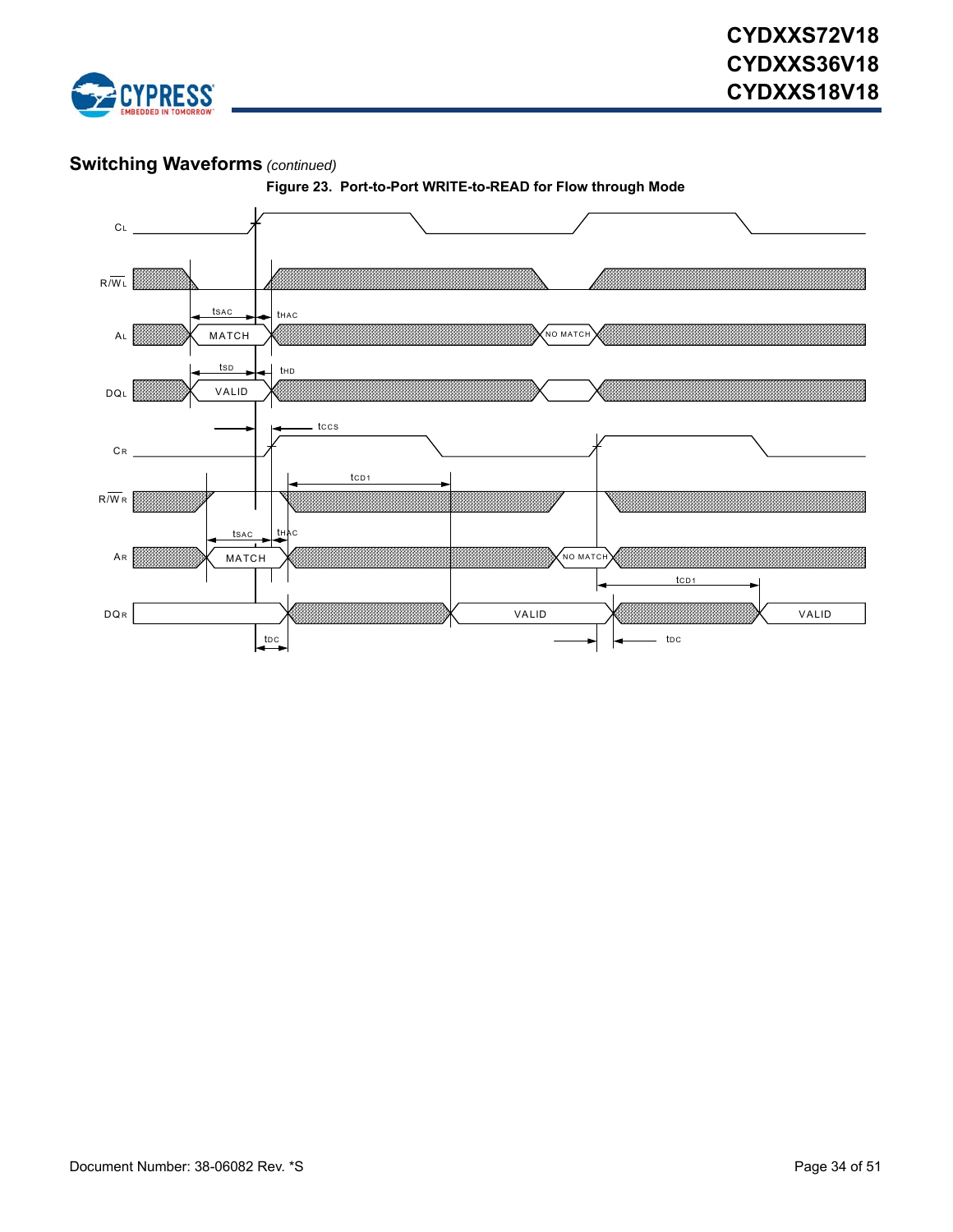## Switching Waveforms *(continued)*

**Figure 23. Port-to-Port WRITE-to-READ for Flow through Mode**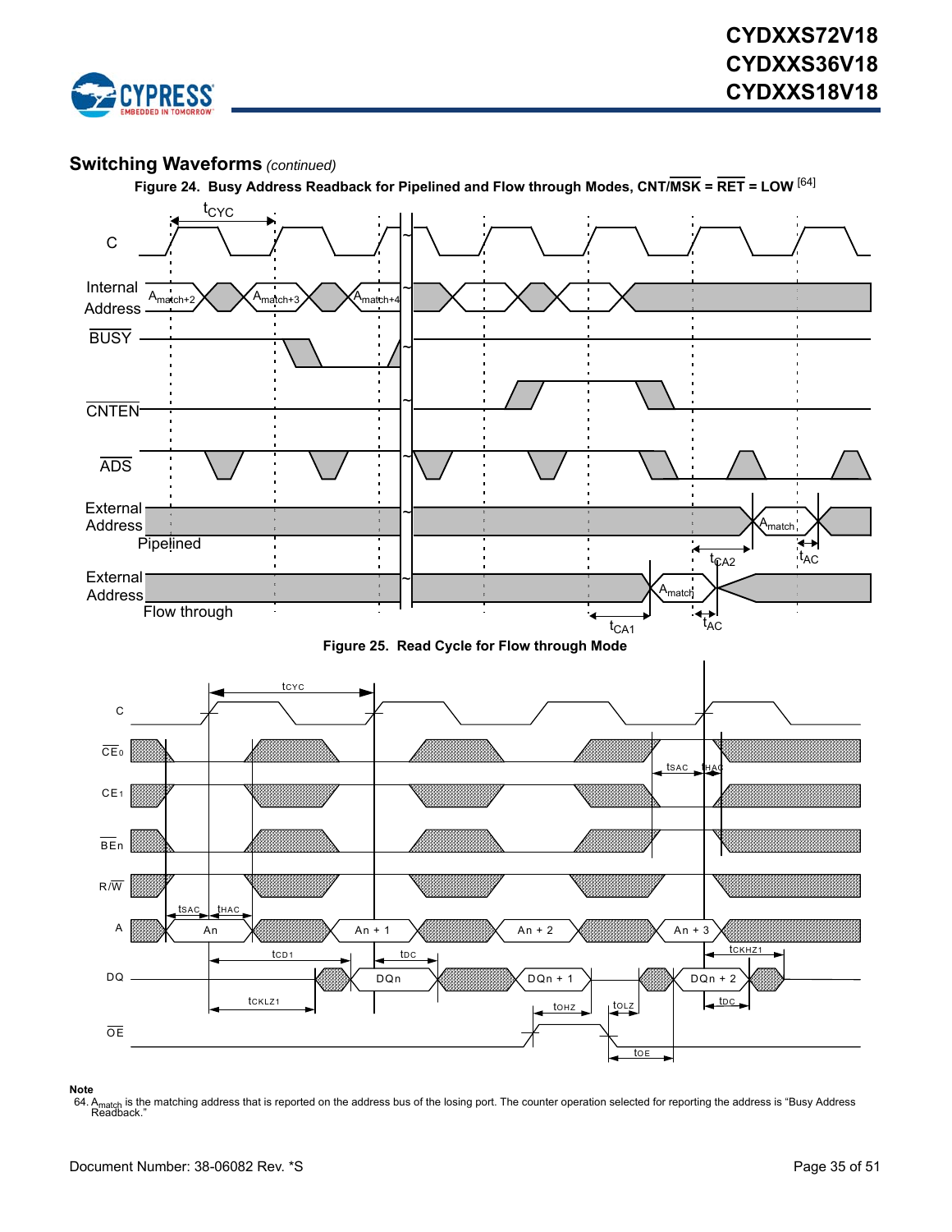## Switching Waveforms *(continued)*

**Figure 24. Busy Address Readback for Pipelined and Flow through Modes, CNT/MSK = RET = LOW [64]**

**Figure 25. Read Cycle for Flow through Mode**

**Note**

64. $A_{match}$ is the matching address that is reported on the address bus of the losing port. The counter operation selected for reporting the address is "Busy Address Readback."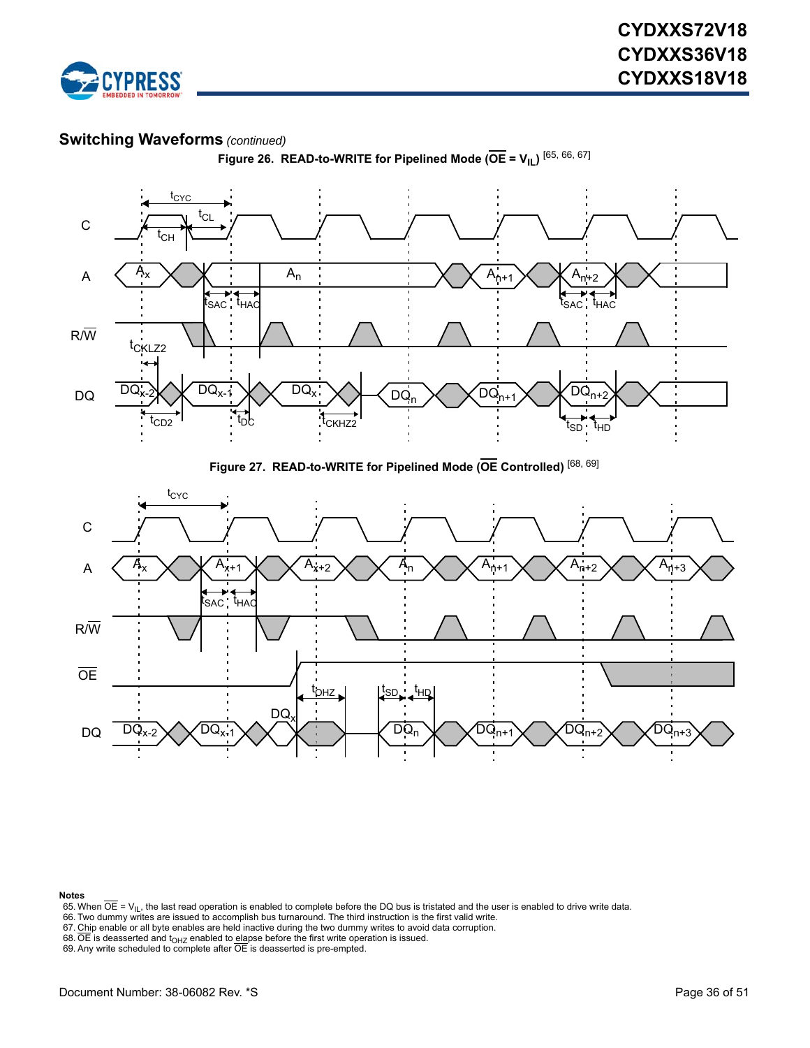## Switching Waveforms *(continued)*

**Figure 26. READ-to-WRITE for Pipelined Mode ($\overline{OE}$ = $V_{IL}$)** [65, 66, 67]

**Figure 27. READ-to-WRITE for Pipelined Mode ($\overline{OE}$ Controlled)** [68, 69]

**Notes**

65. When $\overline{OE}$ = $V_{IL}$, the last read operation is enabled to complete before the DQ bus is tristated and the user is enabled to drive write data.
66. Two dummy writes are issued to accomplish bus turnaround. The third instruction is the first valid write.
67. Chip enable or all byte enables are held inactive during the two dummy writes to avoid data corruption.
68. $\overline{OE}$ is deasserted and $t_{OHZ}$ enabled to elapse before the first write operation is issued.
69. Any write scheduled to complete after $\overline{OE}$ is deasserted is pre-empted.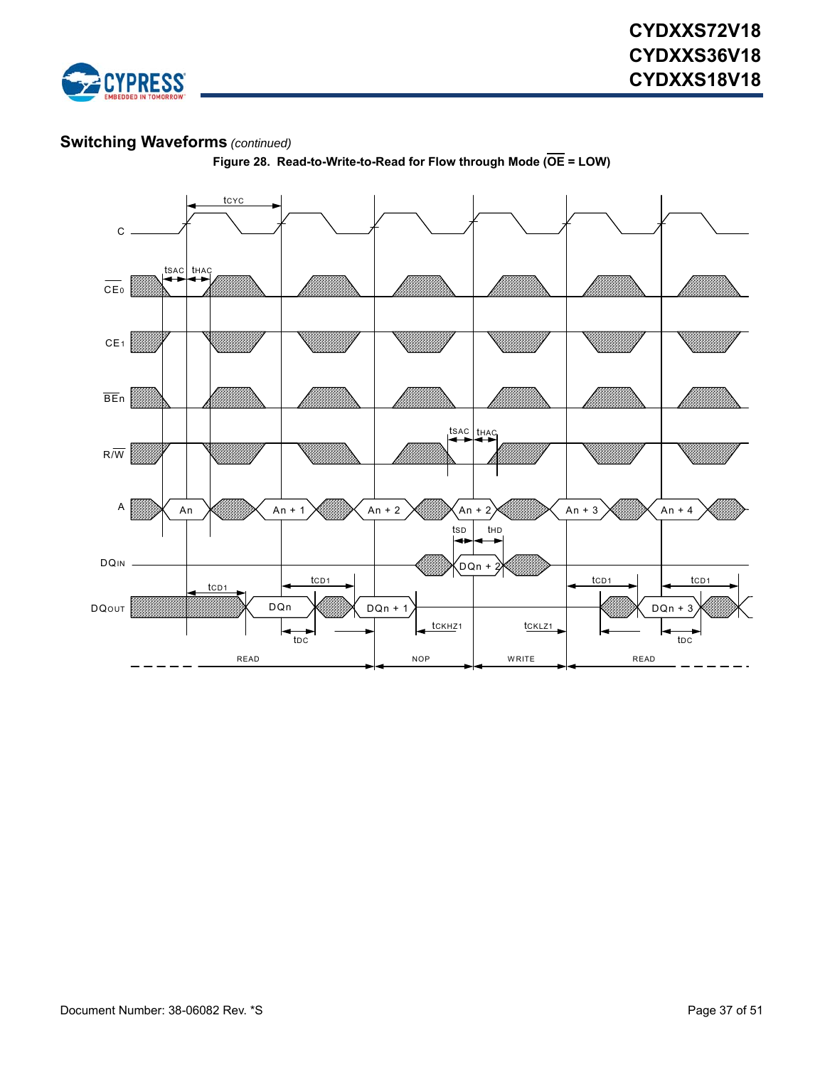## Switching Waveforms *(continued)*

**Figure 28. Read-to-Write-to-Read for Flow through Mode ($\overline{OE}$ = LOW)**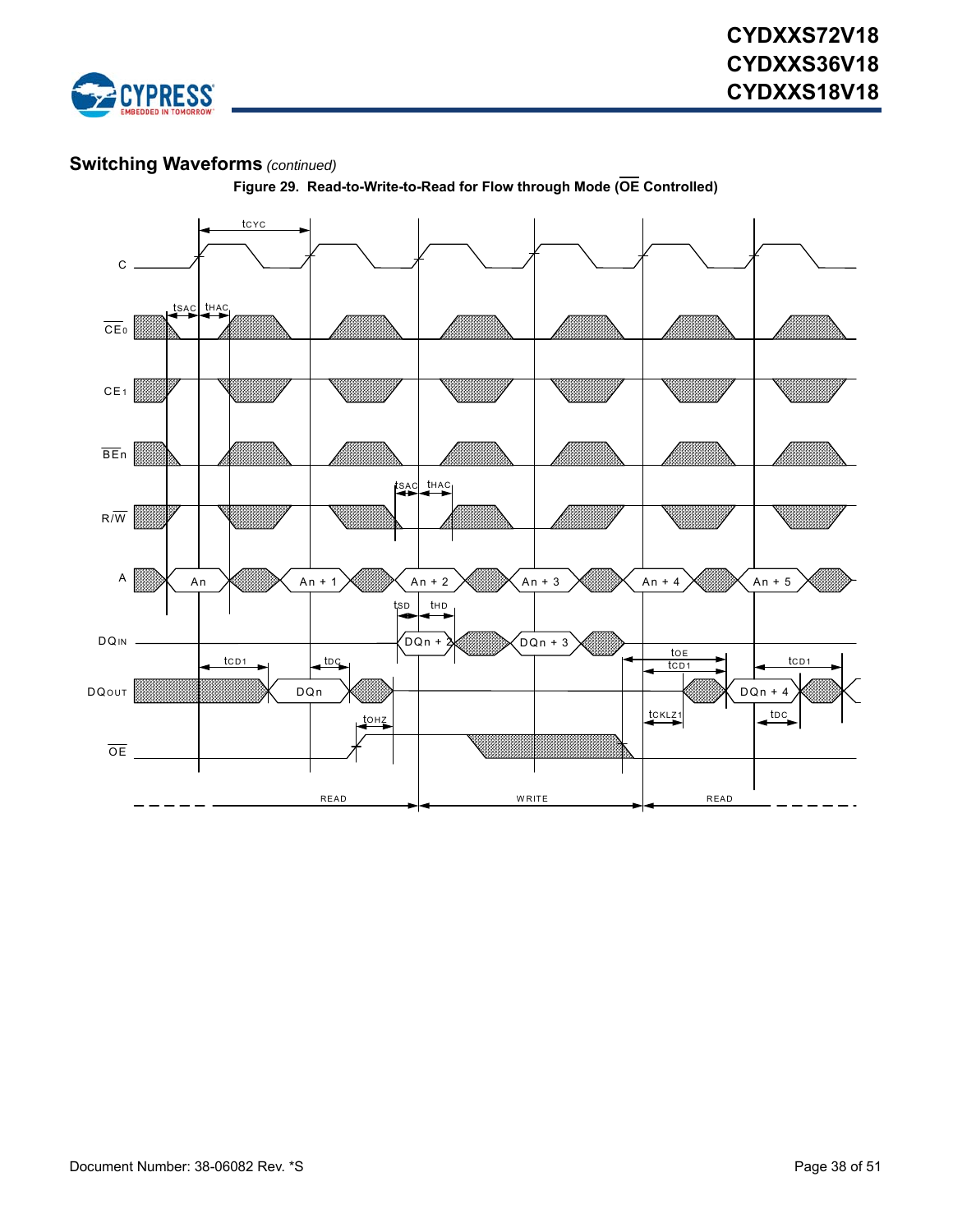## Switching Waveforms *(continued)*

**Figure 29. Read-to-Write-to-Read for Flow through Mode ($\overline{OE}$ Controlled)**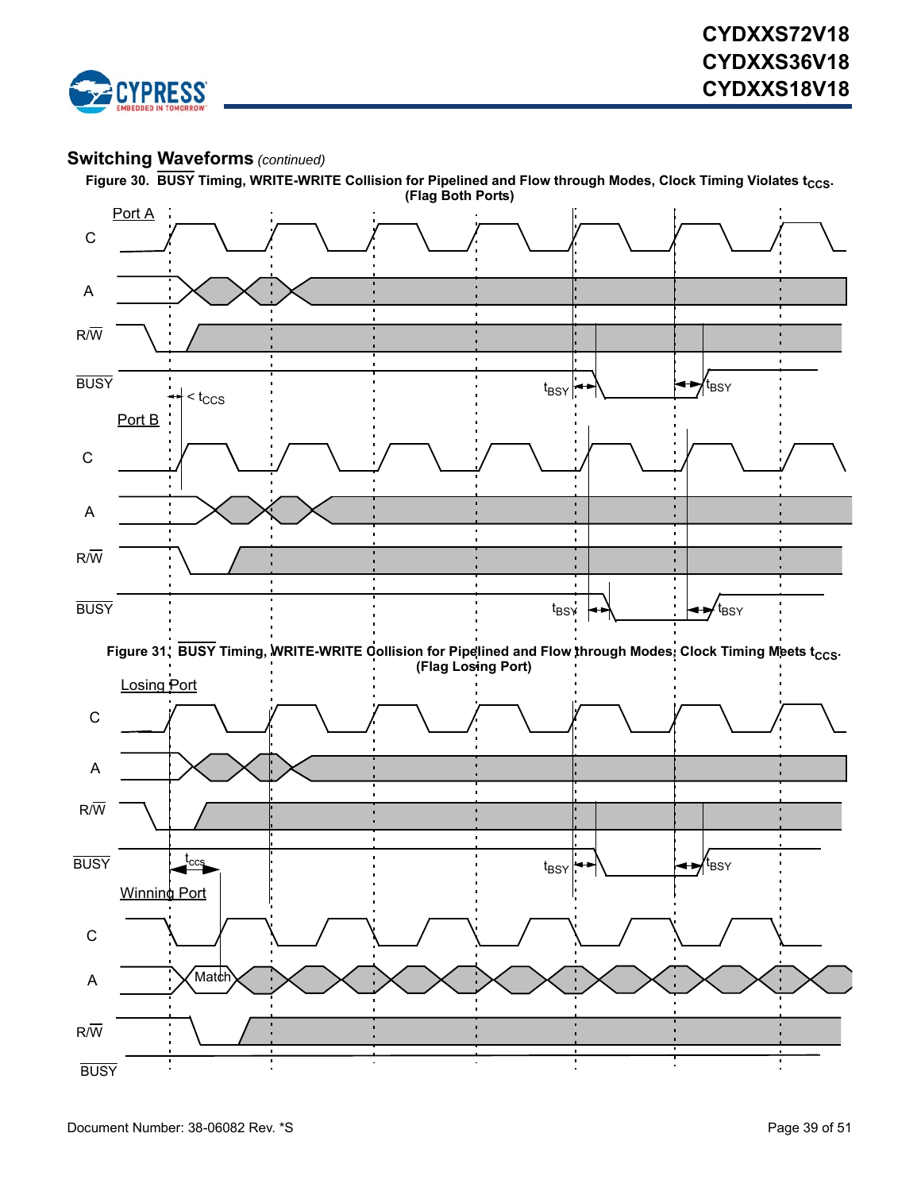## Switching Waveforms *(continued)*

**Figure 30.  $\overline{\text{BUSY}}$ Timing, WRITE-WRITE Collision for Pipelined and Flow through Modes, Clock Timing Violates $t_{CCS}$. (Flag Both Ports)**

Port A

C

A

R/$\overline{\text{W}}$

$\overline{\text{BUSY}}$

$< t_{CCS}$

$t_{BSY}$

$t_{BSY}$

Port B

C

A

R/$\overline{\text{W}}$

$\overline{\text{BUSY}}$

$t_{BSY}$

$t_{BSY}$

**Figure 31.  $\overline{\text{BUSY}}$ Timing, WRITE-WRITE Collision for Pipelined and Flow through Modes, Clock Timing Meets $t_{CCS}$. (Flag Losing Port)**

Losing Port

C

A

R/$\overline{\text{W}}$

$\overline{\text{BUSY}}$

$t_{CCS}$

$t_{BSY}$

$t_{BSY}$

Winning Port

C

A

Match

R/$\overline{\text{W}}$

$\overline{\text{BUSY}}$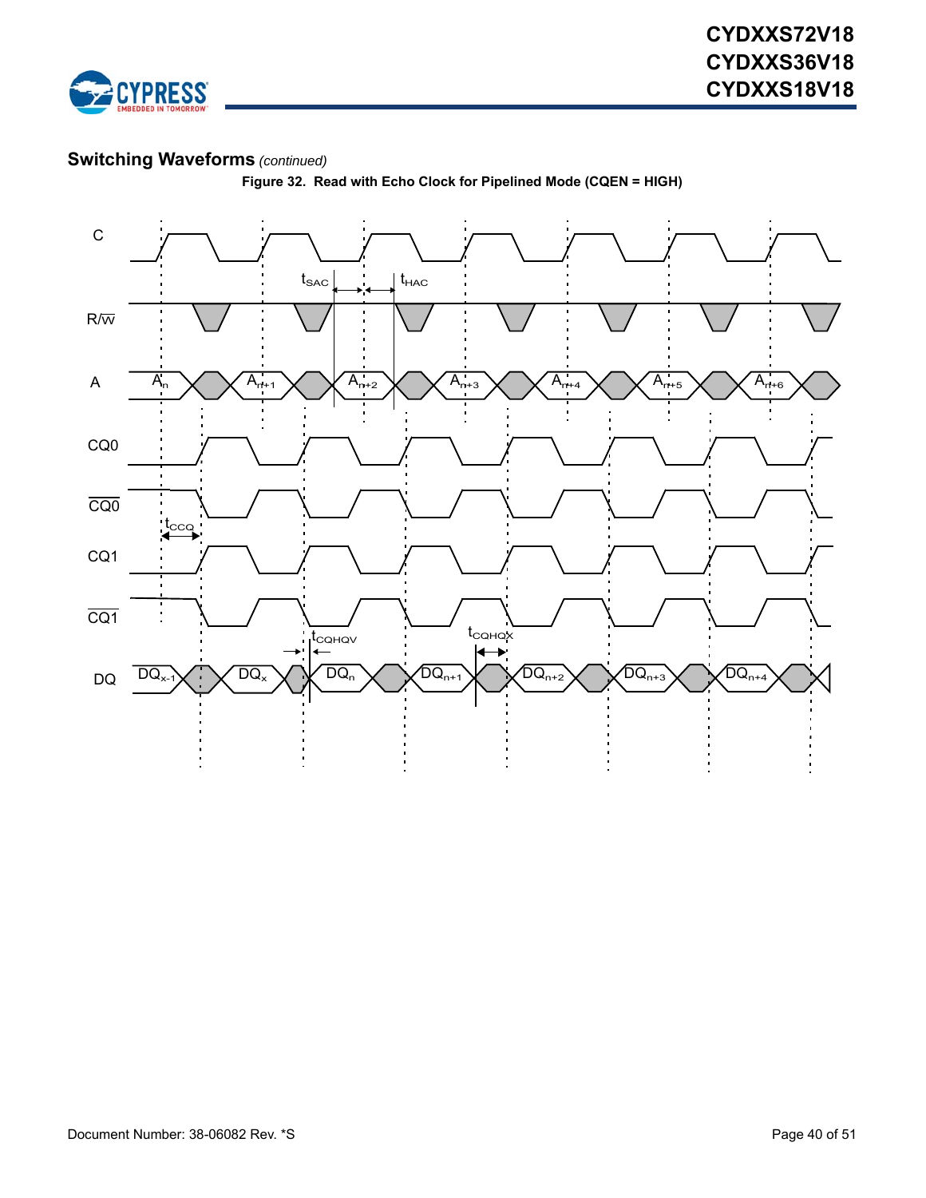## Switching Waveforms *(continued)*

**Figure 32. Read with Echo Clock for Pipelined Mode (CQEN = HIGH)**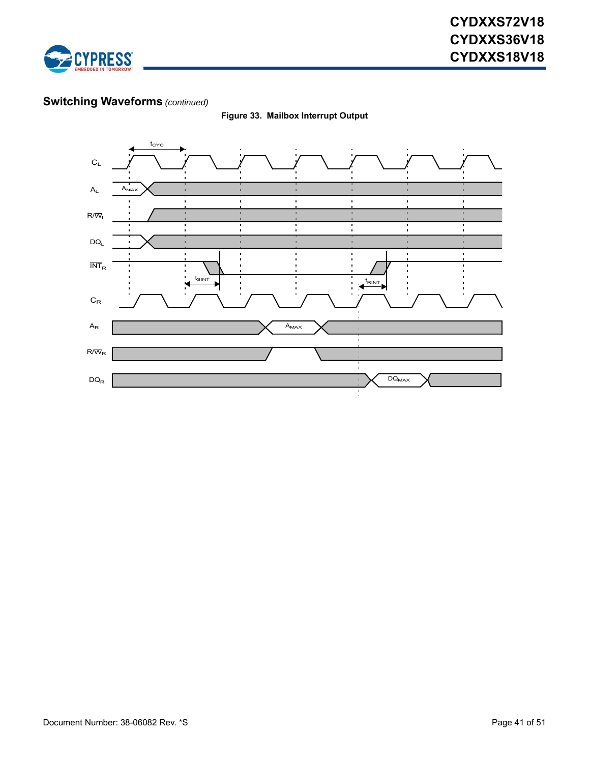## Switching Waveforms *(continued)*

**Figure 33. Mailbox Interrupt Output**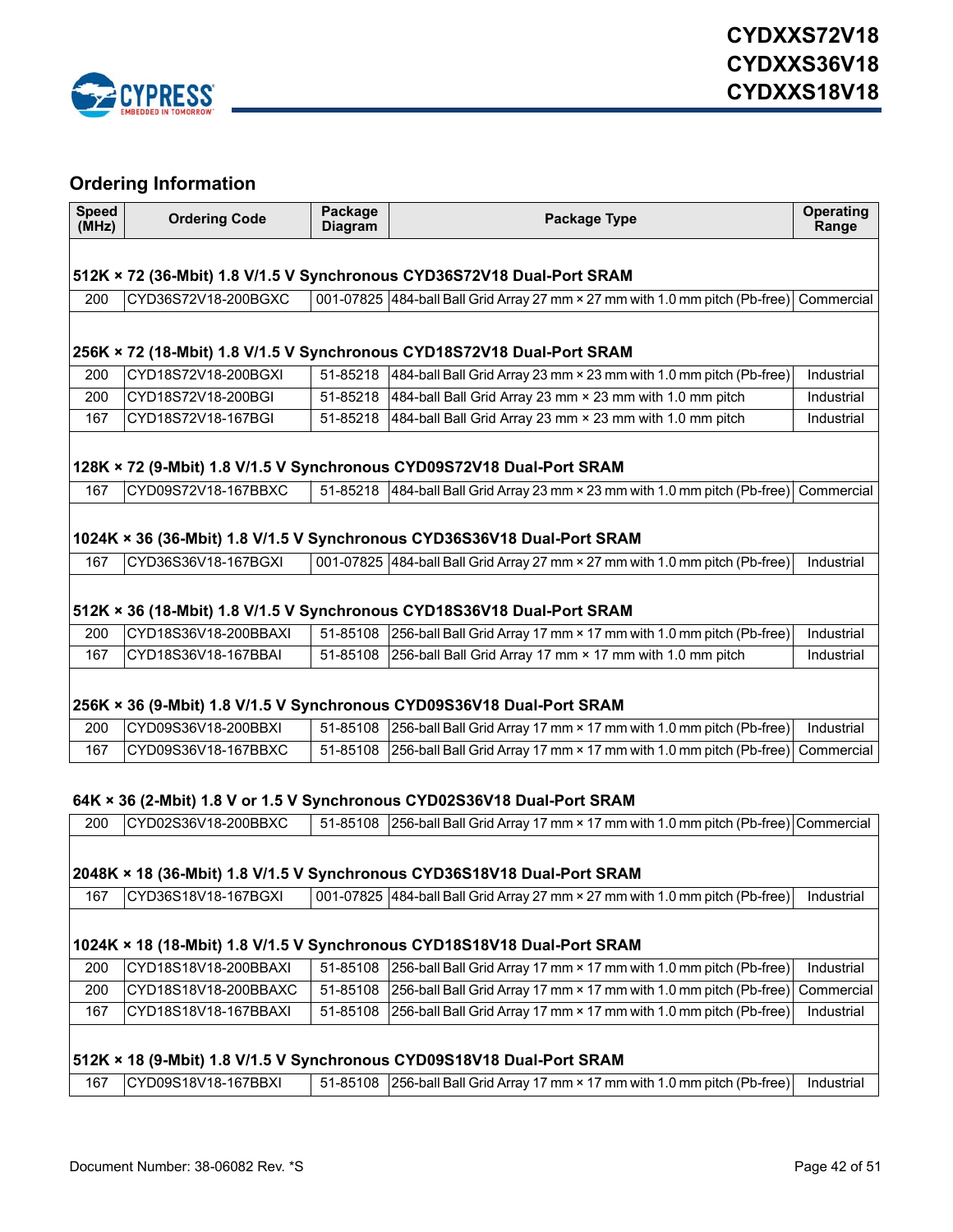## Ordering Information

| Speed (MHz) | Ordering Code | Package Diagram | Package Type | Operating Range |
|---|---|---|---|---|
| **512K × 72 (36-Mbit) 1.8 V/1.5 V Synchronous CYD36S72V18 Dual-Port SRAM** | | | | |
| 200 | CYD36S72V18-200BGXC | 001-07825 | 484-ball Ball Grid Array 27 mm × 27 mm with 1.0 mm pitch (Pb-free) | Commercial |
| **256K × 72 (18-Mbit) 1.8 V/1.5 V Synchronous CYD18S72V18 Dual-Port SRAM** | | | | |
| 200 | CYD18S72V18-200BGXI | 51-85218 | 484-ball Ball Grid Array 23 mm × 23 mm with 1.0 mm pitch (Pb-free) | Industrial |
| 200 | CYD18S72V18-200BGI | 51-85218 | 484-ball Ball Grid Array 23 mm × 23 mm with 1.0 mm pitch | Industrial |
| 167 | CYD18S72V18-167BGI | 51-85218 | 484-ball Ball Grid Array 23 mm × 23 mm with 1.0 mm pitch | Industrial |
| **128K × 72 (9-Mbit) 1.8 V/1.5 V Synchronous CYD09S72V18 Dual-Port SRAM** | | | | |
| 167 | CYD09S72V18-167BBXC | 51-85218 | 484-ball Ball Grid Array 23 mm × 23 mm with 1.0 mm pitch (Pb-free) | Commercial |
| **1024K × 36 (36-Mbit) 1.8 V/1.5 V Synchronous CYD36S36V18 Dual-Port SRAM** | | | | |
| 167 | CYD36S36V18-167BGXI | 001-07825 | 484-ball Ball Grid Array 27 mm × 27 mm with 1.0 mm pitch (Pb-free) | Industrial |
| **512K × 36 (18-Mbit) 1.8 V/1.5 V Synchronous CYD18S36V18 Dual-Port SRAM** | | | | |
| 200 | CYD18S36V18-200BBAXI | 51-85108 | 256-ball Ball Grid Array 17 mm × 17 mm with 1.0 mm pitch (Pb-free) | Industrial |
| 167 | CYD18S36V18-167BBAI | 51-85108 | 256-ball Ball Grid Array 17 mm × 17 mm with 1.0 mm pitch | Industrial |
| **256K × 36 (9-Mbit) 1.8 V/1.5 V Synchronous CYD09S36V18 Dual-Port SRAM** | | | | |
| 200 | CYD09S36V18-200BBXI | 51-85108 | 256-ball Ball Grid Array 17 mm × 17 mm with 1.0 mm pitch (Pb-free) | Industrial |
| 167 | CYD09S36V18-167BBXC | 51-85108 | 256-ball Ball Grid Array 17 mm × 17 mm with 1.0 mm pitch (Pb-free) | Commercial |
| **64K × 36 (2-Mbit) 1.8 V or 1.5 V Synchronous CYD02S36V18 Dual-Port SRAM** | | | | |
| 200 | CYD02S36V18-200BBXC | 51-85108 | 256-ball Ball Grid Array 17 mm × 17 mm with 1.0 mm pitch (Pb-free) | Commercial |
| **2048K × 18 (36-Mbit) 1.8 V/1.5 V Synchronous CYD36S18V18 Dual-Port SRAM** | | | | |
| 167 | CYD36S18V18-167BGXI | 001-07825 | 484-ball Ball Grid Array 27 mm × 27 mm with 1.0 mm pitch (Pb-free) | Industrial |
| **1024K × 18 (18-Mbit) 1.8 V/1.5 V Synchronous CYD18S18V18 Dual-Port SRAM** | | | | |
| 200 | CYD18S18V18-200BBAXI | 51-85108 | 256-ball Ball Grid Array 17 mm × 17 mm with 1.0 mm pitch (Pb-free) | Industrial |
| 200 | CYD18S18V18-200BBAXC | 51-85108 | 256-ball Ball Grid Array 17 mm × 17 mm with 1.0 mm pitch (Pb-free) | Commercial |
| 167 | CYD18S18V18-167BBAXI | 51-85108 | 256-ball Ball Grid Array 17 mm × 17 mm with 1.0 mm pitch (Pb-free) | Industrial |
| **512K × 18 (9-Mbit) 1.8 V/1.5 V Synchronous CYD09S18V18 Dual-Port SRAM** | | | | |
| 167 | CYD09S18V18-167BBXI | 51-85108 | 256-ball Ball Grid Array 17 mm × 17 mm with 1.0 mm pitch (Pb-free) | Industrial |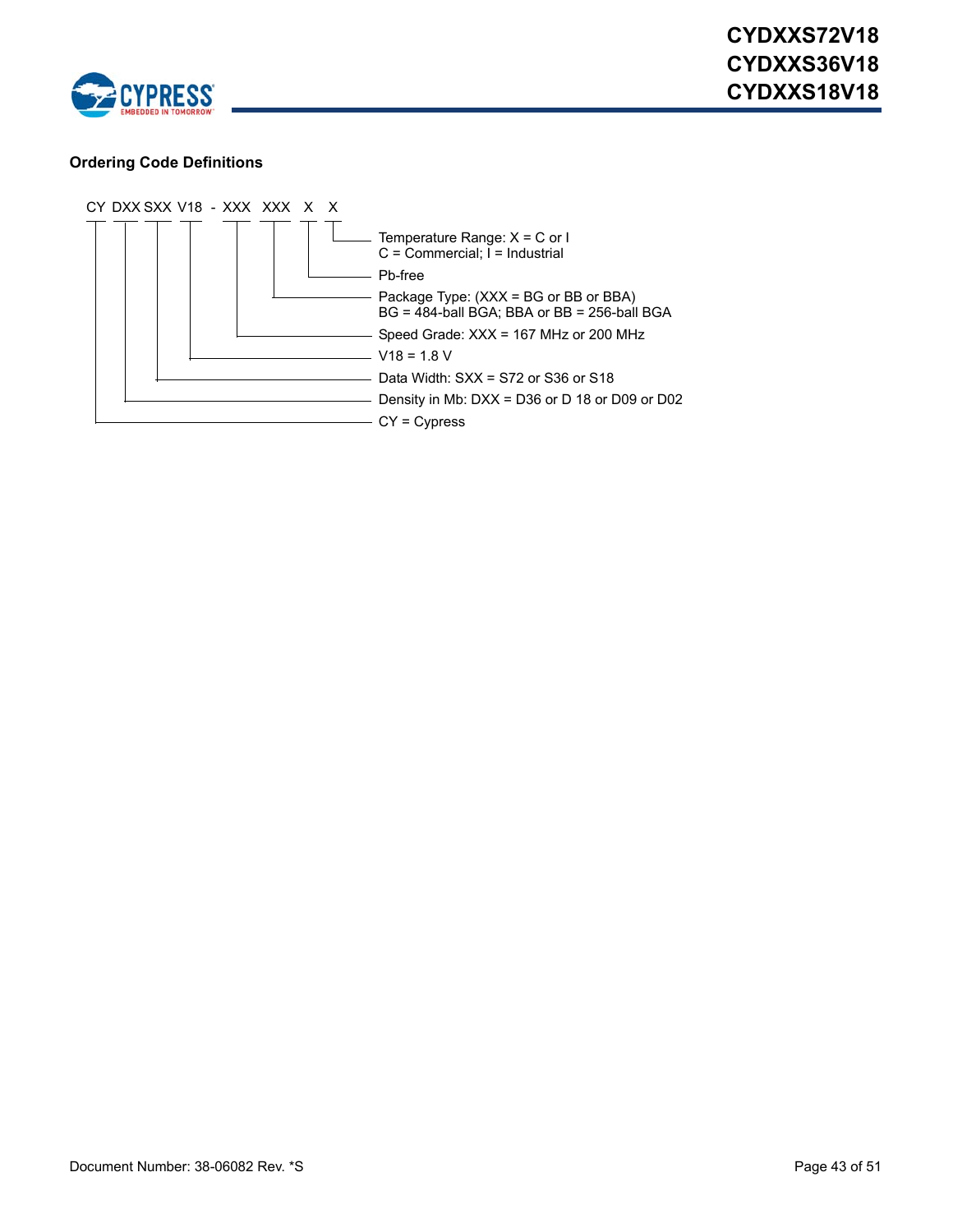### Ordering Code Definitions

```
CY DXX SXX V18 - XXX XXX X X
```

- Temperature Range: X = C or I
  C = Commercial; I = Industrial
- Pb-free
- Package Type: (XXX = BG or BB or BBA)
  BG = 484-ball BGA; BBA or BB = 256-ball BGA
- Speed Grade: XXX = 167 MHz or 200 MHz
- V18 = 1.8 V
- Data Width: SXX = S72 or S36 or S18
- Density in Mb: DXX = D36 or D 18 or D09 or D02
- CY = Cypress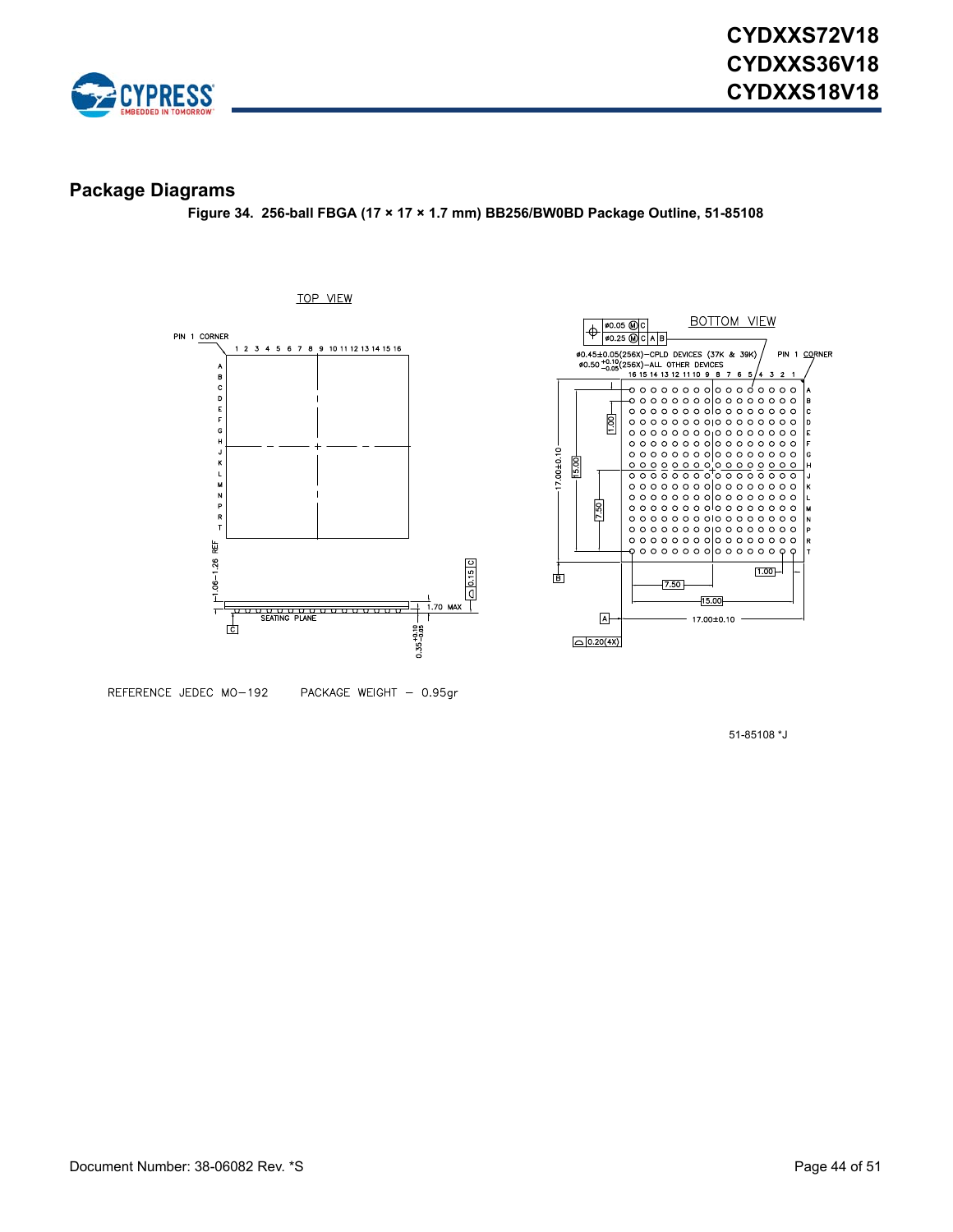## Package Diagrams

**Figure 34. 256-ball FBGA (17 × 17 × 1.7 mm) BB256/BW0BD Package Outline, 51-85108**

TOP VIEW

PIN 1 CORNER

1 2 3 4 5 6 7 8 9 10 11 12 13 14 15 16

A B C D E F G H J K L M N P R T

1.06–1.26 REF

0.15 C

1.70 MAX

SEATING PLANE

C

$0.35^{+0.10}_{-0.05}$

BOTTOM VIEW

ø0.05 Ⓜ C

ø0.25 Ⓜ C A B

ø0.45±0.05(256X)—CPLD DEVICES (37K & 39K)

$ø0.50^{+0.10}_{-0.05}$(256X)—ALL OTHER DEVICES

PIN 1 CORNER

16 15 14 13 12 11 10 9 8 7 6 5 4 3 2 1

A B C D E F G H J K L M N P R T

1.00

15.00

7.50

17.00±0.10

B

1.00

7.50

15.00

A

17.00±0.10

0.20(4X)

REFERENCE JEDEC MO-192 PACKAGE WEIGHT – 0.95gr

51-85108 *J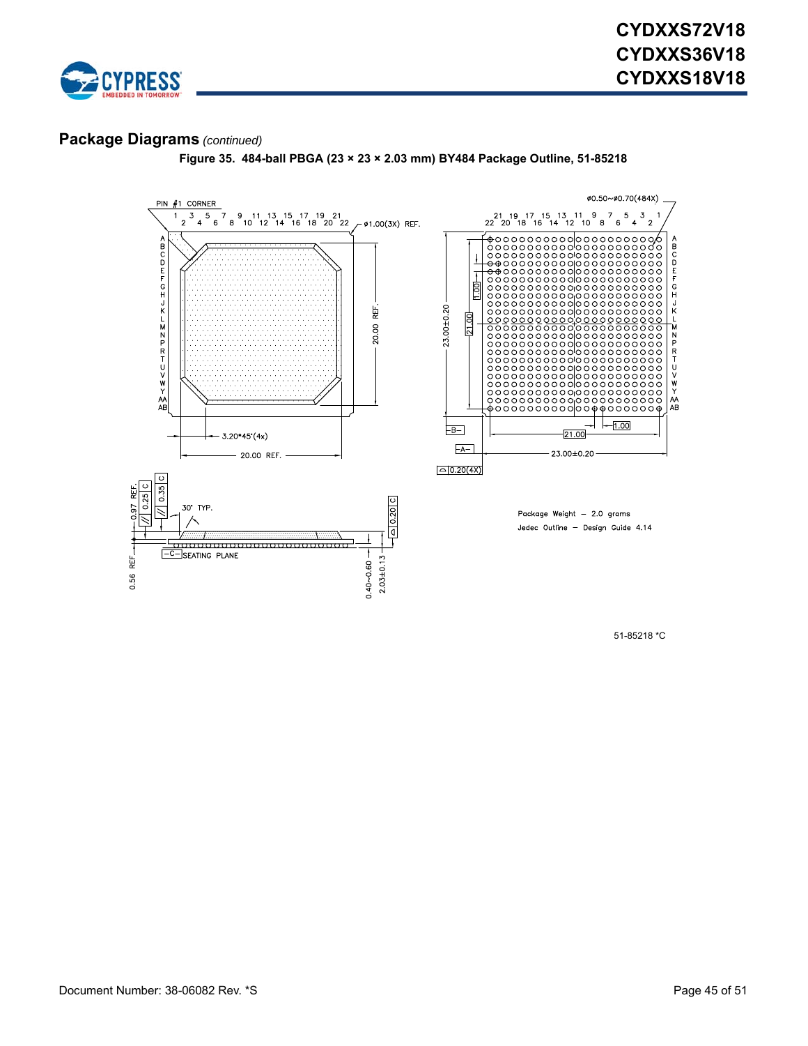## Package Diagrams *(continued)*

**Figure 35. 484-ball PBGA (23 × 23 × 2.03 mm) BY484 Package Outline, 51-85218**

PIN #1 CORNER

ø0.50~ø0.70(484X)

ø1.00(3X) REF.

3.20*45°(4x)

20.00 REF.

23.00±0.20

21.00

1.00

0.20(4X)

0.97 REF.

0.25 C

0.35 C

30° TYP.

0.20 C

SEATING PLANE

0.56 REF.

0.40~0.60

2.03±0.13

Package Weight – 2.0 grams

Jedec Outline – Design Guide 4.14

51-85218 *C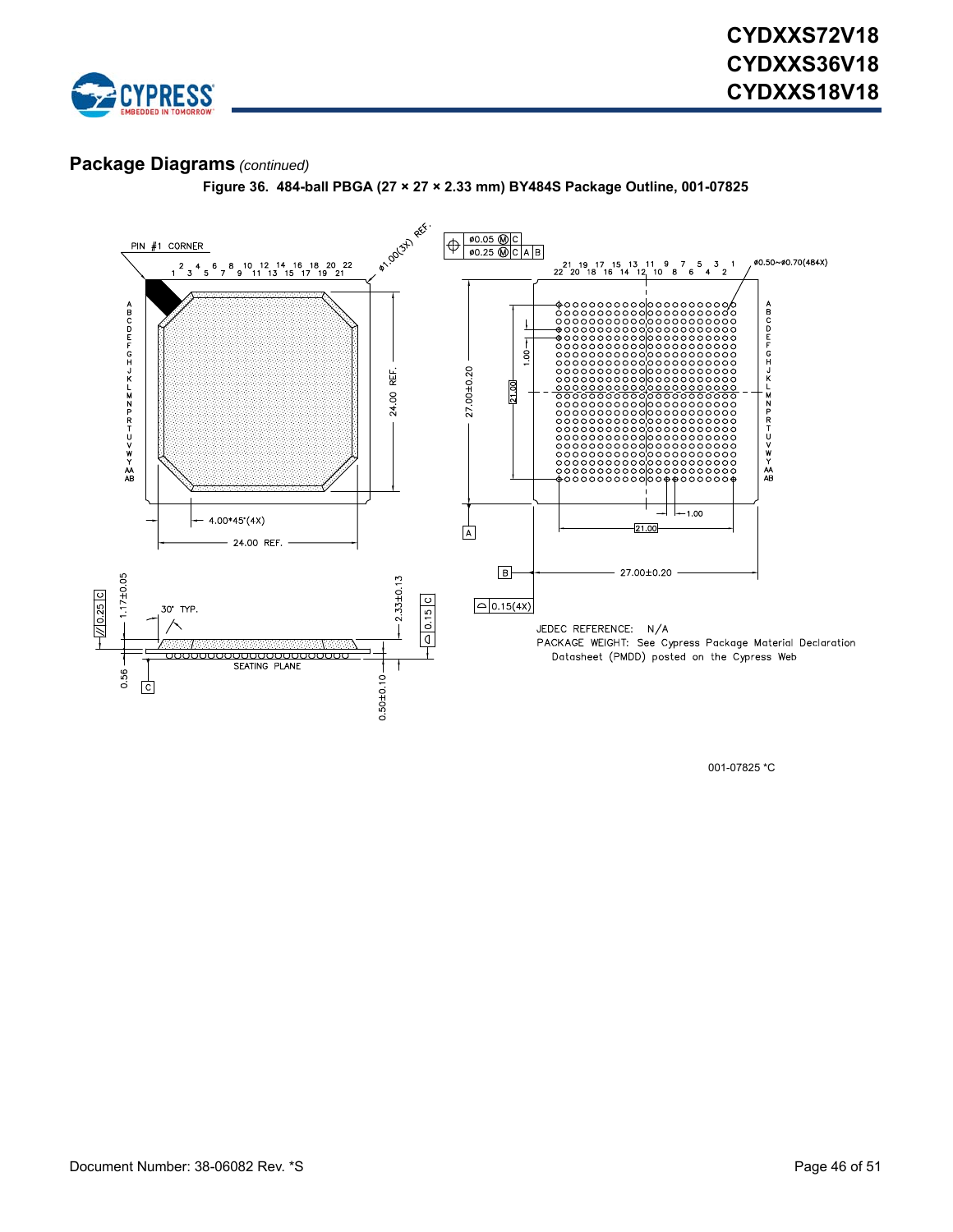## Package Diagrams *(continued)*

**Figure 36. 484-ball PBGA (27 × 27 × 2.33 mm) BY484S Package Outline, 001-07825**

PIN #1 CORNER

ø1.00(3X) REF.

24.00 REF.

4.00*45°(4X)

24.00 REF.

ø0.05 Ⓜ C

ø0.25 Ⓜ C A B

ø0.50~ø0.70(484X)

27.00±0.20

1.00

21.00

1.00

21.00

27.00±0.20

0.15(4X)

0.25 C

1.17±0.05

30° TYP.

2.33±0.13

0.15 C

SEATING PLANE

0.56

0.50±0.10

JEDEC REFERENCE: N/A

PACKAGE WEIGHT: See Cypress Package Material Declaration Datasheet (PMDD) posted on the Cypress Web

001-07825 *C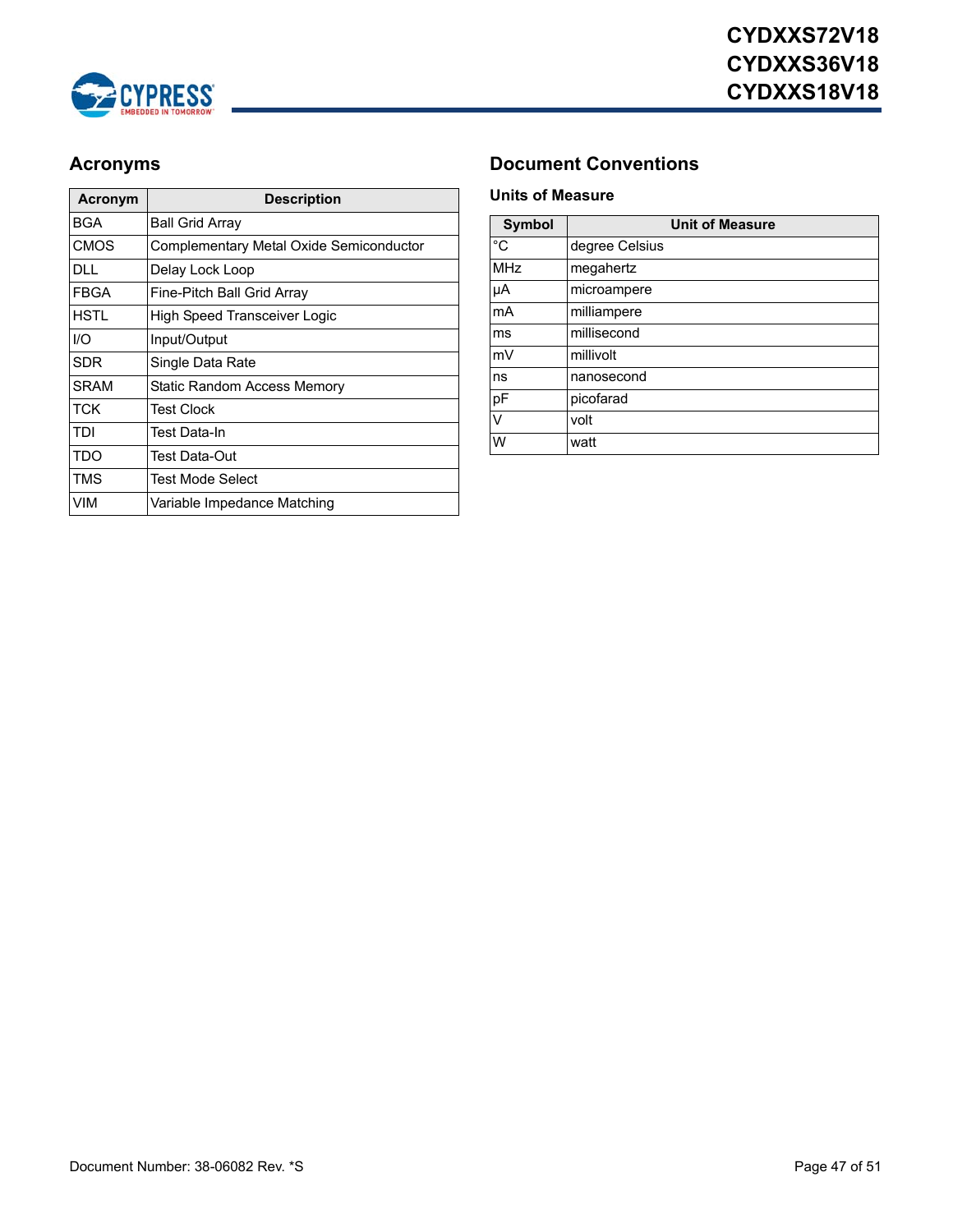## Acronyms

| Acronym | Description |
|---|---|
| BGA | Ball Grid Array |
| CMOS | Complementary Metal Oxide Semiconductor |
| DLL | Delay Lock Loop |
| FBGA | Fine-Pitch Ball Grid Array |
| HSTL | High Speed Transceiver Logic |
| I/O | Input/Output |
| SDR | Single Data Rate |
| SRAM | Static Random Access Memory |
| TCK | Test Clock |
| TDI | Test Data-In |
| TDO | Test Data-Out |
| TMS | Test Mode Select |
| VIM | Variable Impedance Matching |

## Document Conventions

### Units of Measure

| Symbol | Unit of Measure |
|---|---|
| °C | degree Celsius |
| MHz | megahertz |
| µA | microampere |
| mA | milliampere |
| ms | millisecond |
| mV | millivolt |
| ns | nanosecond |
| pF | picofarad |
| V | volt |
| W | watt |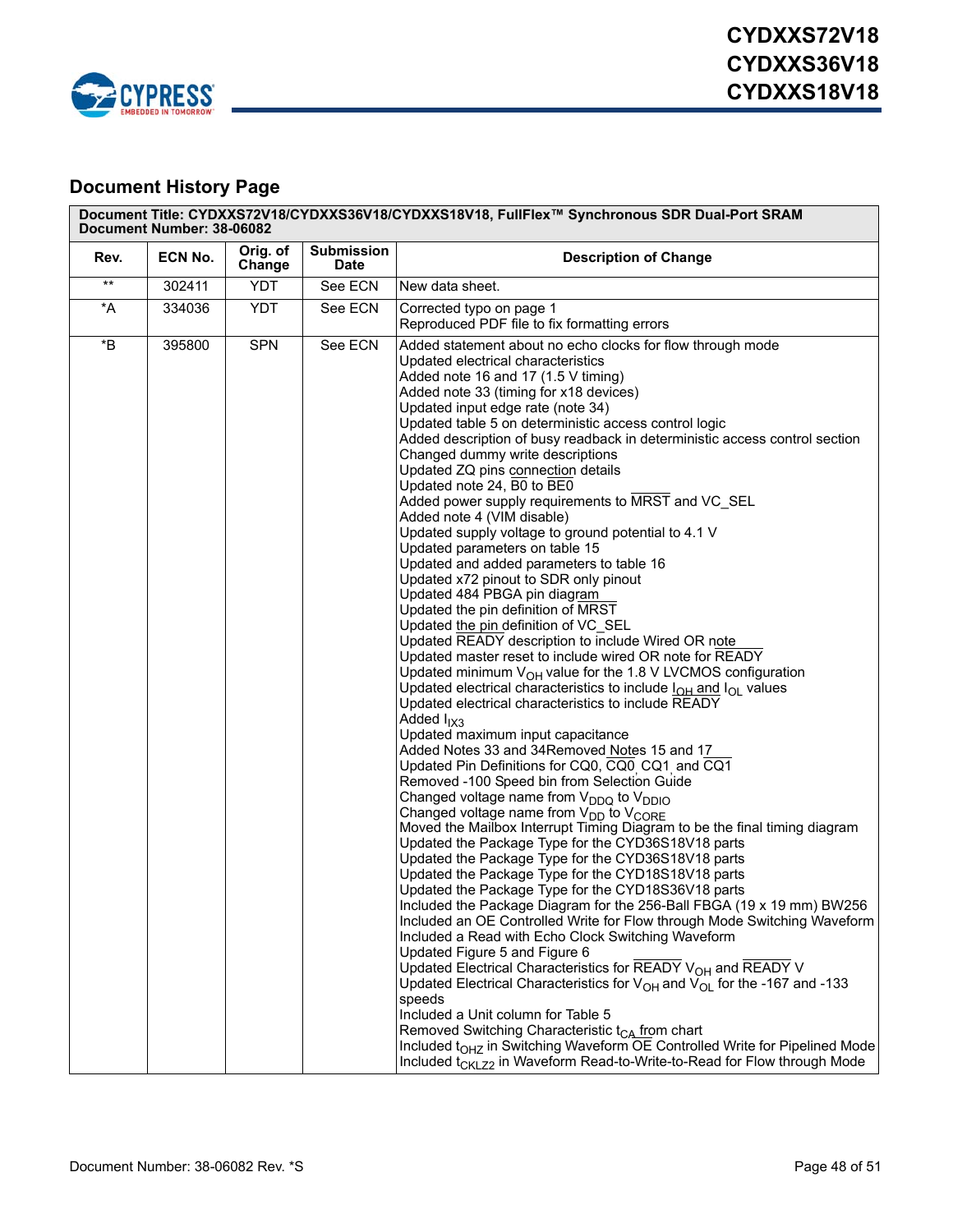## Document History Page

| Document Title: CYDXXS72V18/CYDXXS36V18/CYDXXS18V18, FullFlex™ Synchronous SDR Dual-Port SRAM<br>Document Number: 38-06082 | | | | |
|---|---|---|---|---|
| **Rev.** | **ECN No.** | **Orig. of Change** | **Submission Date** | **Description of Change** |
| ** | 302411 | YDT | See ECN | New data sheet. |
| *A | 334036 | YDT | See ECN | Corrected typo on page 1<br>Reproduced PDF file to fix formatting errors |
| *B | 395800 | SPN | See ECN | Added statement about no echo clocks for flow through mode<br>Updated electrical characteristics<br>Added note 16 and 17 (1.5 V timing)<br>Added note 33 (timing for x18 devices)<br>Updated input edge rate (note 34)<br>Updated table 5 on deterministic access control logic<br>Added description of busy readback in deterministic access control section<br>Changed dummy write descriptions<br>Updated ZQ pins connection details<br>Updated note 24, B0 to BE0<br>Added power supply requirements to MRST and VC_SEL<br>Added note 4 (VIM disable)<br>Updated supply voltage to ground potential to 4.1 V<br>Updated parameters on table 15<br>Updated and added parameters to table 16<br>Updated x72 pinout to SDR only pinout<br>Updated 484 PBGA pin diagram<br>Updated the pin definition of MRST<br>Updated the pin definition of VC_SEL<br>Updated READY description to include Wired OR note<br>Updated master reset to include wired OR note for READY<br>Updated minimum $V_{OH}$ value for the 1.8 V LVCMOS configuration<br>Updated electrical characteristics to include $I_{OH}$ and $I_{OL}$ values<br>Updated electrical characteristics to include READY<br>Added $I_{IX3}$<br>Updated maximum input capacitance<br>Added Notes 33 and 34Removed Notes 15 and 17<br>Updated Pin Definitions for CQ0, CQ0, CQ1, and CQ1<br>Removed -100 Speed bin from Selection Guide<br>Changed voltage name from $V_{DDQ}$ to $V_{DDIO}$<br>Changed voltage name from $V_{DD}$ to $V_{CORE}$<br>Moved the Mailbox Interrupt Timing Diagram to be the final timing diagram<br>Updated the Package Type for the CYD36S18V18 parts<br>Updated the Package Type for the CYD36S18V18 parts<br>Updated the Package Type for the CYD18S18V18 parts<br>Updated the Package Type for the CYD18S36V18 parts<br>Included the Package Diagram for the 256-Ball FBGA (19 x 19 mm) BW256<br>Included an OE Controlled Write for Flow through Mode Switching Waveform<br>Included a Read with Echo Clock Switching Waveform<br>Updated Figure 5 and Figure 6<br>Updated Electrical Characteristics for READY $V_{OH}$ and READY V<br>Updated Electrical Characteristics for $V_{OH}$ and $V_{OL}$ for the -167 and -133 speeds<br>Included a Unit column for Table 5<br>Removed Switching Characteristic $t_{CA}$ from chart<br>Included $t_{OHZ}$ in Switching Waveform OE Controlled Write for Pipelined Mode<br>Included $t_{CKLZ2}$ in Waveform Read-to-Write-to-Read for Flow through Mode |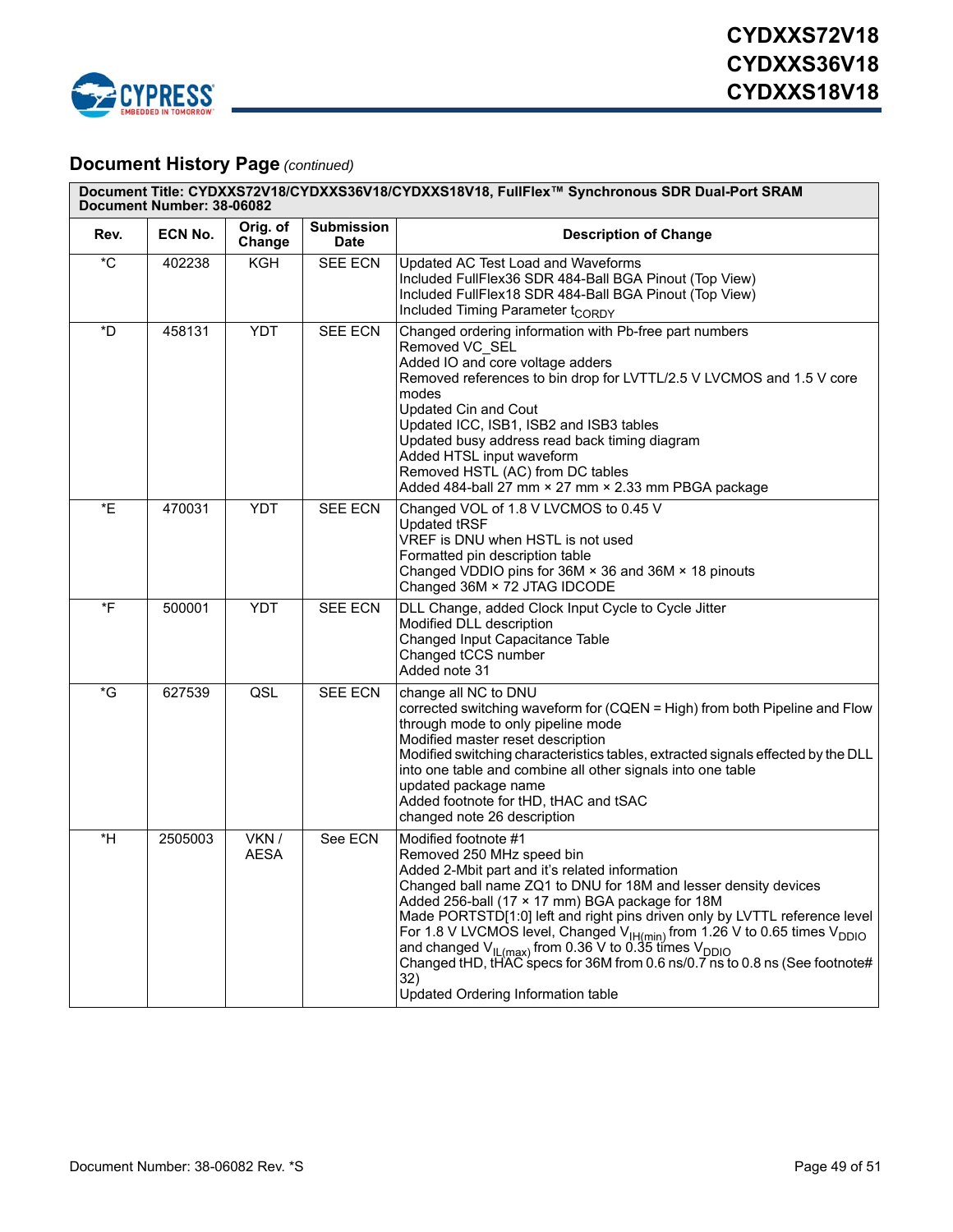## Document History Page *(continued)*

| Document Title: CYDXXS72V18/CYDXXS36V18/CYDXXS18V18, FullFlex™ Synchronous SDR Dual-Port SRAM<br>Document Number: 38-06082 | | | | |
|---|---|---|---|---|
| **Rev.** | **ECN No.** | **Orig. of Change** | **Submission Date** | **Description of Change** |
| *C | 402238 | KGH | SEE ECN | Updated AC Test Load and Waveforms<br>Included FullFlex36 SDR 484-Ball BGA Pinout (Top View)<br>Included FullFlex18 SDR 484-Ball BGA Pinout (Top View)<br>Included Timing Parameter $t_{CORDY}$ |
| *D | 458131 | YDT | SEE ECN | Changed ordering information with Pb-free part numbers<br>Removed VC_SEL<br>Added IO and core voltage adders<br>Removed references to bin drop for LVTTL/2.5 V LVCMOS and 1.5 V core modes<br>Updated Cin and Cout<br>Updated ICC, ISB1, ISB2 and ISB3 tables<br>Updated busy address read back timing diagram<br>Added HTSL input waveform<br>Removed HSTL (AC) from DC tables<br>Added 484-ball 27 mm × 27 mm × 2.33 mm PBGA package |
| *E | 470031 | YDT | SEE ECN | Changed VOL of 1.8 V LVCMOS to 0.45 V<br>Updated tRSF<br>VREF is DNU when HSTL is not used<br>Formatted pin description table<br>Changed VDDIO pins for 36M × 36 and 36M × 18 pinouts<br>Changed 36M × 72 JTAG IDCODE |
| *F | 500001 | YDT | SEE ECN | DLL Change, added Clock Input Cycle to Cycle Jitter<br>Modified DLL description<br>Changed Input Capacitance Table<br>Changed tCCS number<br>Added note 31 |
| *G | 627539 | QSL | SEE ECN | change all NC to DNU<br>corrected switching waveform for (CQEN = High) from both Pipeline and Flow through mode to only pipeline mode<br>Modified master reset description<br>Modified switching characteristics tables, extracted signals effected by the DLL into one table and combine all other signals into one table<br>updated package name<br>Added footnote for tHD, tHAC and tSAC<br>changed note 26 description |
| *H | 2505003 | VKN / AESA | See ECN | Modified footnote #1<br>Removed 250 MHz speed bin<br>Added 2-Mbit part and it’s related information<br>Changed ball name ZQ1 to DNU for 18M and lesser density devices<br>Added 256-ball (17 × 17 mm) BGA package for 18M<br>Made PORTSTD[1:0] left and right pins driven only by LVTTL reference level<br>For 1.8 V LVCMOS level, Changed $V_{IH(min)}$ from 1.26 V to 0.65 times $V_{DDIO}$ and changed $V_{IL(max)}$ from 0.36 V to 0.35 times $V_{DDIO}$<br>Changed tHD, tHAC specs for 36M from 0.6 ns/0.7 ns to 0.8 ns (See footnote# 32)<br>Updated Ordering Information table |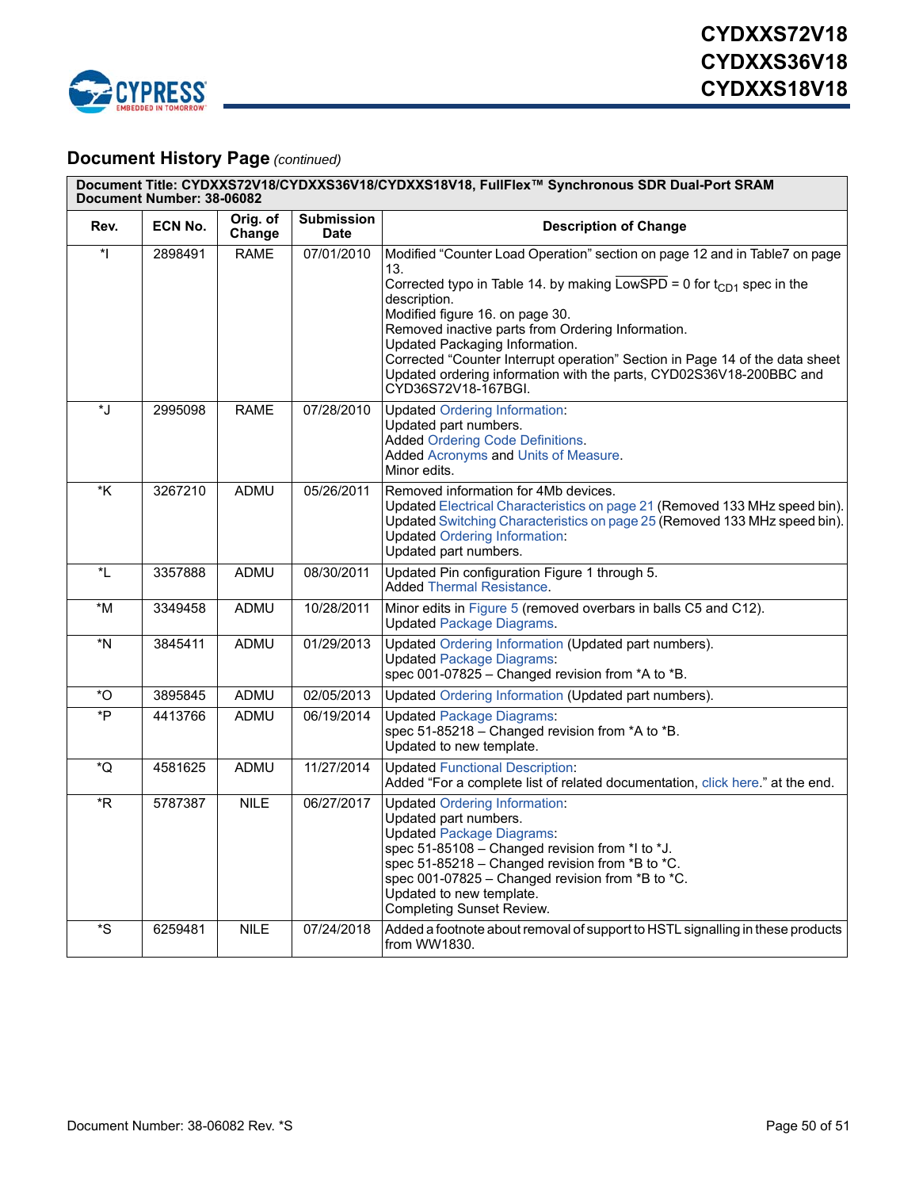## Document History Page *(continued)*

| Document Title: CYDXXS72V18/CYDXXS36V18/CYDXXS18V18, FullFlex™ Synchronous SDR Dual-Port SRAM<br>Document Number: 38-06082 | | | | |
|---|---|---|---|---|
| **Rev.** | **ECN No.** | **Orig. of Change** | **Submission Date** | **Description of Change** |
| *I | 2898491 | RAME | 07/01/2010 | Modified “Counter Load Operation” section on page 12 and in Table7 on page 13.<br>Corrected typo in Table 14. by making $\overline{\text{LowSPD}}$ = 0 for $t_{CD1}$ spec in the description.<br>Modified figure 16. on page 30.<br>Removed inactive parts from Ordering Information.<br>Updated Packaging Information.<br>Corrected “Counter Interrupt operation” Section in Page 14 of the data sheet<br>Updated ordering information with the parts, CYD02S36V18-200BBC and CYD36S72V18-167BGI. |
| *J | 2995098 | RAME | 07/28/2010 | Updated Ordering Information:<br>Updated part numbers.<br>Added Ordering Code Definitions.<br>Added Acronyms and Units of Measure.<br>Minor edits. |
| *K | 3267210 | ADMU | 05/26/2011 | Removed information for 4Mb devices.<br>Updated Electrical Characteristics on page 21 (Removed 133 MHz speed bin).<br>Updated Switching Characteristics on page 25 (Removed 133 MHz speed bin).<br>Updated Ordering Information:<br>Updated part numbers. |
| *L | 3357888 | ADMU | 08/30/2011 | Updated Pin configuration Figure 1 through 5.<br>Added Thermal Resistance. |
| *M | 3349458 | ADMU | 10/28/2011 | Minor edits in Figure 5 (removed overbars in balls C5 and C12).<br>Updated Package Diagrams. |
| *N | 3845411 | ADMU | 01/29/2013 | Updated Ordering Information (Updated part numbers).<br>Updated Package Diagrams:<br>spec 001-07825 – Changed revision from *A to *B. |
| *O | 3895845 | ADMU | 02/05/2013 | Updated Ordering Information (Updated part numbers). |
| *P | 4413766 | ADMU | 06/19/2014 | Updated Package Diagrams:<br>spec 51-85218 – Changed revision from *A to *B.<br>Updated to new template. |
| *Q | 4581625 | ADMU | 11/27/2014 | Updated Functional Description:<br>Added “For a complete list of related documentation, click here.” at the end. |
| *R | 5787387 | NILE | 06/27/2017 | Updated Ordering Information:<br>Updated part numbers.<br>Updated Package Diagrams:<br>spec 51-85108 – Changed revision from *I to *J.<br>spec 51-85218 – Changed revision from *B to *C.<br>spec 001-07825 – Changed revision from *B to *C.<br>Updated to new template.<br>Completing Sunset Review. |
| *S | 6259481 | NILE | 07/24/2018 | Added a footnote about removal of support to HSTL signalling in these products from WW1830. |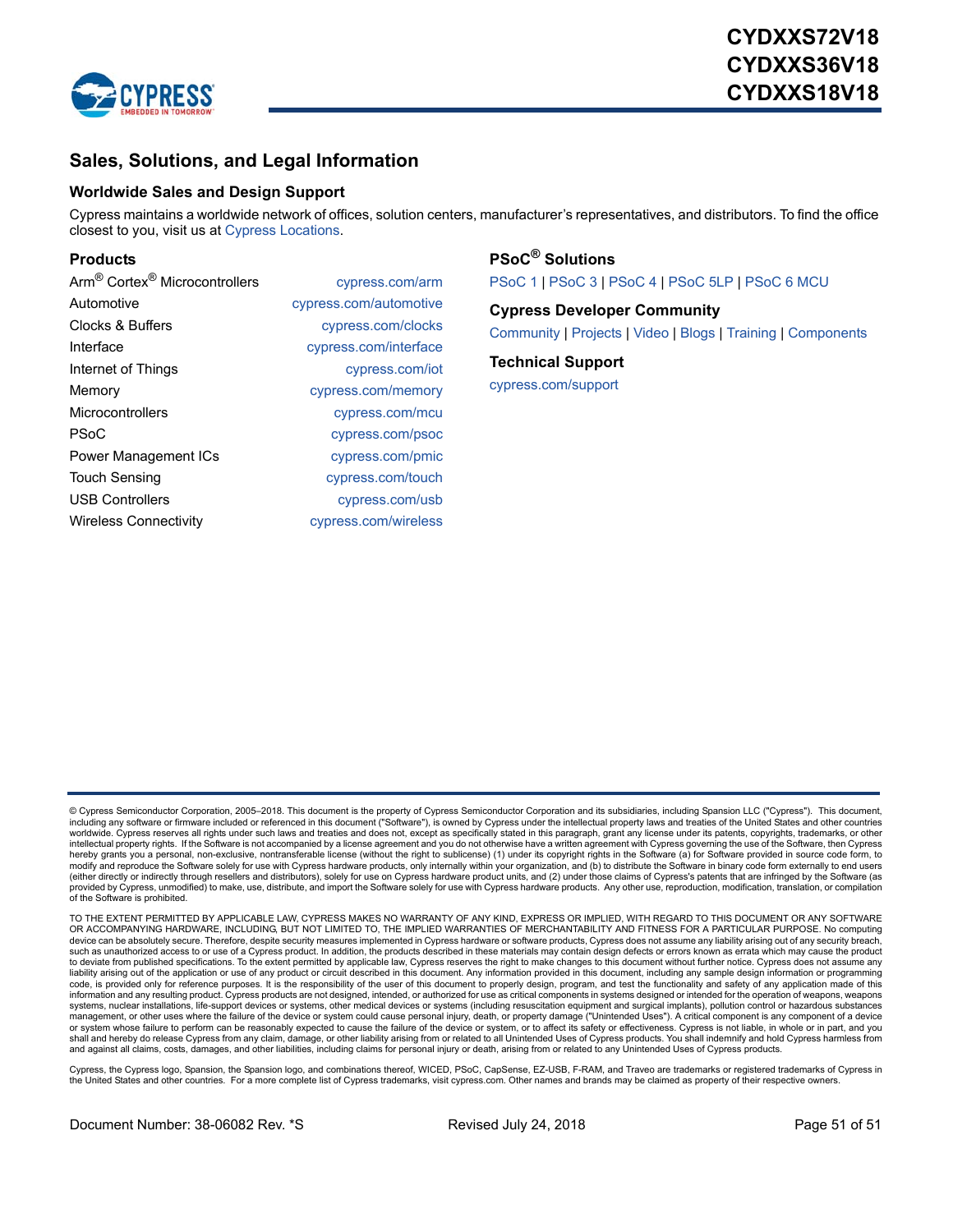## Sales, Solutions, and Legal Information

### Worldwide Sales and Design Support

Cypress maintains a worldwide network of offices, solution centers, manufacturer's representatives, and distributors. To find the office closest to you, visit us at Cypress Locations.

### Products

| | |
|---|---|
| Arm® Cortex® Microcontrollers | cypress.com/arm |
| Automotive | cypress.com/automotive |
| Clocks & Buffers | cypress.com/clocks |
| Interface | cypress.com/interface |
| Internet of Things | cypress.com/iot |
| Memory | cypress.com/memory |
| Microcontrollers | cypress.com/mcu |
| PSoC | cypress.com/psoc |
| Power Management ICs | cypress.com/pmic |
| Touch Sensing | cypress.com/touch |
| USB Controllers | cypress.com/usb |
| Wireless Connectivity | cypress.com/wireless |

### PSoC® Solutions

PSoC 1 | PSoC 3 | PSoC 4 | PSoC 5LP | PSoC 6 MCU

### Cypress Developer Community

Community | Projects | Video | Blogs | Training | Components

### Technical Support

cypress.com/support

---

© Cypress Semiconductor Corporation, 2005–2018. This document is the property of Cypress Semiconductor Corporation and its subsidiaries, including Spansion LLC ("Cypress"). This document, including any software or firmware included or referenced in this document ("Software"), is owned by Cypress under the intellectual property laws and treaties of the United States and other countries worldwide. Cypress reserves all rights under such laws and treaties and does not, except as specifically stated in this paragraph, grant any license under its patents, copyrights, trademarks, or other intellectual property rights. If the Software is not accompanied by a license agreement and you do not otherwise have a written agreement with Cypress governing the use of the Software, then Cypress hereby grants you a personal, non-exclusive, nontransferable license (without the right to sublicense) (1) under its copyright rights in the Software (a) for Software provided in source code form, to modify and reproduce the Software solely for use with Cypress hardware products, only internally within your organization, and (b) to distribute the Software in binary code form externally to end users (either directly or indirectly through resellers and distributors), solely for use on Cypress hardware product units, and (2) under those claims of Cypress's patents that are infringed by the Software (as provided by Cypress, unmodified) to make, use, distribute, and import the Software solely for use with Cypress hardware products. Any other use, reproduction, modification, translation, or compilation of the Software is prohibited.

TO THE EXTENT PERMITTED BY APPLICABLE LAW, CYPRESS MAKES NO WARRANTY OF ANY KIND, EXPRESS OR IMPLIED, WITH REGARD TO THIS DOCUMENT OR ANY SOFTWARE OR ACCOMPANYING HARDWARE, INCLUDING, BUT NOT LIMITED TO, THE IMPLIED WARRANTIES OF MERCHANTABILITY AND FITNESS FOR A PARTICULAR PURPOSE. No computing device can be absolutely secure. Therefore, despite security measures implemented in Cypress hardware or software products, Cypress does not assume any liability arising out of any security breach, such as unauthorized access to or use of a Cypress product. In addition, the products described in these materials may contain design defects or errors known as errata which may cause the product to deviate from published specifications. To the extent permitted by applicable law, Cypress reserves the right to make changes to this document without further notice. Cypress does not assume any liability arising out of the application or use of any product or circuit described in this document. Any information provided in this document, including any sample design information or programming code, is provided only for reference purposes. It is the responsibility of the user of this document to properly design, program, and test the functionality and safety of any application made of this information and any resulting product. Cypress products are not designed, intended, or authorized for use as critical components in systems designed or intended for the operation of weapons, weapons systems, nuclear installations, life-support devices or systems, other medical devices or systems (including resuscitation equipment and surgical implants), pollution control or hazardous substances management, or other uses where the failure of the device or system could cause personal injury, death, or property damage ("Unintended Uses"). A critical component is any component of a device or system whose failure to perform can be reasonably expected to cause the failure of the device or system, or to affect its safety or effectiveness. Cypress is not liable, in whole or in part, and you shall and hereby do release Cypress from any claim, damage, or other liability arising from or related to all Unintended Uses of Cypress products. You shall indemnify and hold Cypress harmless from and against all claims, costs, damages, and other liabilities, including claims for personal injury or death, arising from or related to any Unintended Uses of Cypress products.

Cypress, the Cypress logo, Spansion, the Spansion logo, and combinations thereof, WICED, PSoC, CapSense, EZ-USB, F-RAM, and Traveo are trademarks or registered trademarks of Cypress in the United States and other countries. For a more complete list of Cypress trademarks, visit cypress.com. Other names and brands may be claimed as property of their respective owners.

Document Number: 38-06082 Rev. *S Revised July 24, 2018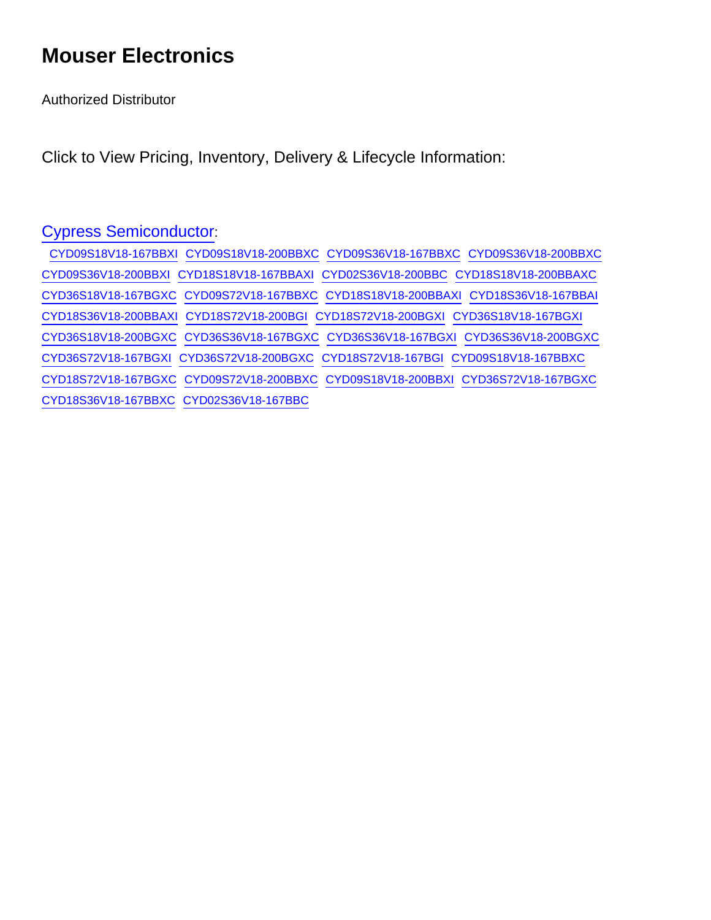# Mouser Electronics

Authorized Distributor

Click to View Pricing, Inventory, Delivery & Lifecycle Information:

Cypress Semiconductor:

CYD09S18V18-167BBXI CYD09S18V18-200BBXC CYD09S36V18-167BBXC CYD09S36V18-200BBXC CYD09S36V18-200BBXI CYD18S18V18-167BBAXI CYD02S36V18-200BBC CYD18S18V18-200BBAXC CYD36S18V18-167BGXC CYD09S72V18-167BBXC CYD18S18V18-200BBAXI CYD18S36V18-167BBAI CYD18S36V18-200BBAXI CYD18S72V18-200BGI CYD18S72V18-200BGXI CYD36S18V18-167BGXI CYD36S18V18-200BGXC CYD36S36V18-167BGXC CYD36S36V18-167BGXI CYD36S36V18-200BGXC CYD36S72V18-167BGXI CYD36S72V18-200BGXC CYD18S72V18-167BGI CYD09S18V18-167BBXC CYD18S72V18-167BGXC CYD09S72V18-200BBXC CYD09S18V18-200BBXI CYD36S72V18-167BGXC CYD18S36V18-167BBXC CYD02S36V18-167BBC